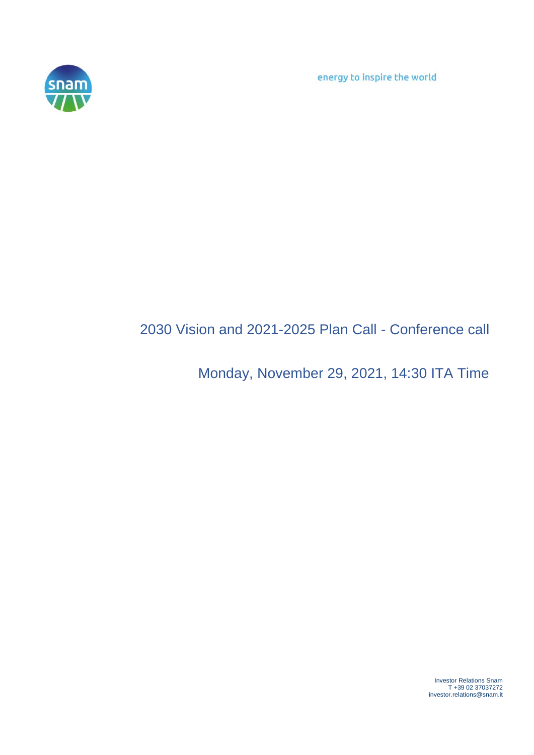energy to inspire the world

# 2030 Vision and 2021-2025 Plan Call - Conference call

## Monday, November 29, 2021, 14:30 ITA Time

Investor Relations Snam
T +39 02 37037272
investor.relations@snam.it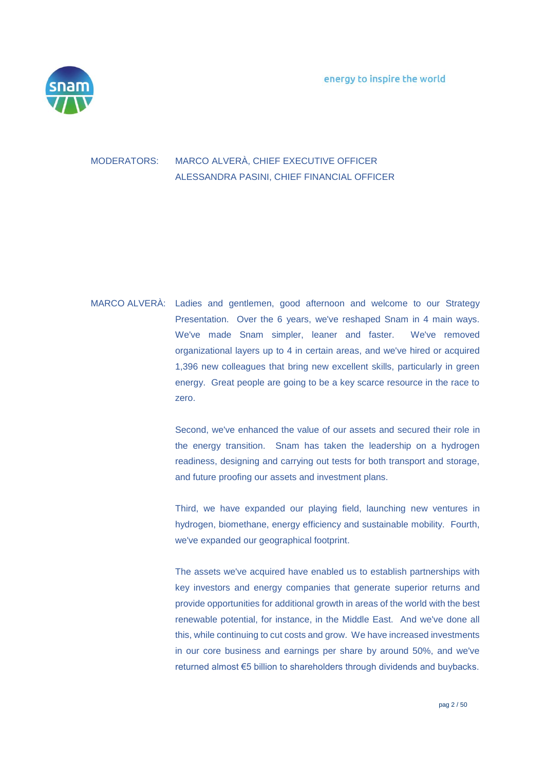MODERATORS: MARCO ALVERÀ, CHIEF EXECUTIVE OFFICER
ALESSANDRA PASINI, CHIEF FINANCIAL OFFICER

MARCO ALVERÀ: Ladies and gentlemen, good afternoon and welcome to our Strategy Presentation. Over the 6 years, we've reshaped Snam in 4 main ways. We've made Snam simpler, leaner and faster. We've removed organizational layers up to 4 in certain areas, and we've hired or acquired 1,396 new colleagues that bring new excellent skills, particularly in green energy. Great people are going to be a key scarce resource in the race to zero.

Second, we've enhanced the value of our assets and secured their role in the energy transition. Snam has taken the leadership on a hydrogen readiness, designing and carrying out tests for both transport and storage, and future proofing our assets and investment plans.

Third, we have expanded our playing field, launching new ventures in hydrogen, biomethane, energy efficiency and sustainable mobility. Fourth, we've expanded our geographical footprint.

The assets we've acquired have enabled us to establish partnerships with key investors and energy companies that generate superior returns and provide opportunities for additional growth in areas of the world with the best renewable potential, for instance, in the Middle East. And we've done all this, while continuing to cut costs and grow. We have increased investments in our core business and earnings per share by around 50%, and we've returned almost €5 billion to shareholders through dividends and buybacks.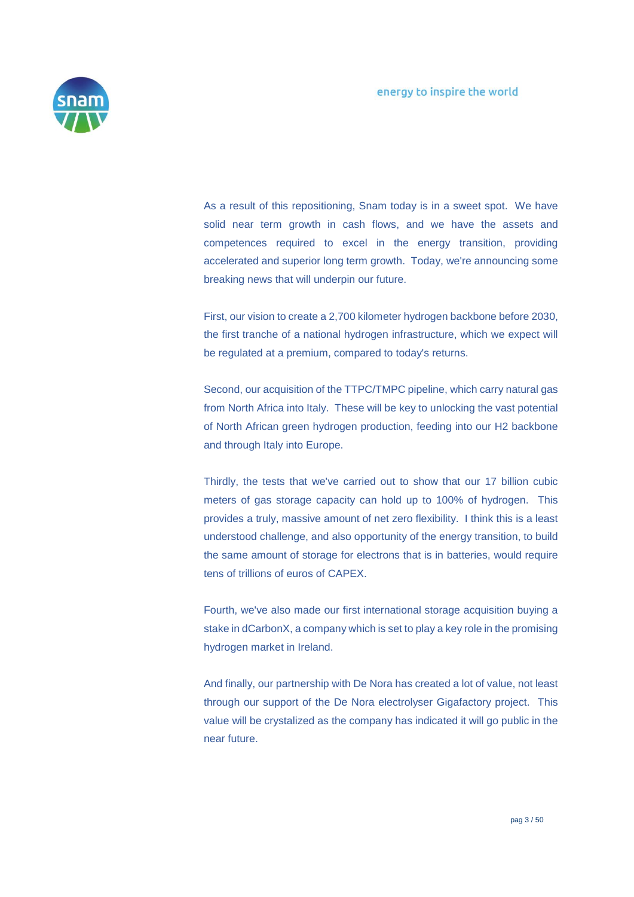As a result of this repositioning, Snam today is in a sweet spot. We have solid near term growth in cash flows, and we have the assets and competences required to excel in the energy transition, providing accelerated and superior long term growth. Today, we're announcing some breaking news that will underpin our future.

First, our vision to create a 2,700 kilometer hydrogen backbone before 2030, the first tranche of a national hydrogen infrastructure, which we expect will be regulated at a premium, compared to today's returns.

Second, our acquisition of the TTPC/TMPC pipeline, which carry natural gas from North Africa into Italy. These will be key to unlocking the vast potential of North African green hydrogen production, feeding into our H2 backbone and through Italy into Europe.

Thirdly, the tests that we've carried out to show that our 17 billion cubic meters of gas storage capacity can hold up to 100% of hydrogen. This provides a truly, massive amount of net zero flexibility. I think this is a least understood challenge, and also opportunity of the energy transition, to build the same amount of storage for electrons that is in batteries, would require tens of trillions of euros of CAPEX.

Fourth, we've also made our first international storage acquisition buying a stake in dCarbonX, a company which is set to play a key role in the promising hydrogen market in Ireland.

And finally, our partnership with De Nora has created a lot of value, not least through our support of the De Nora electrolyser Gigafactory project. This value will be crystalized as the company has indicated it will go public in the near future.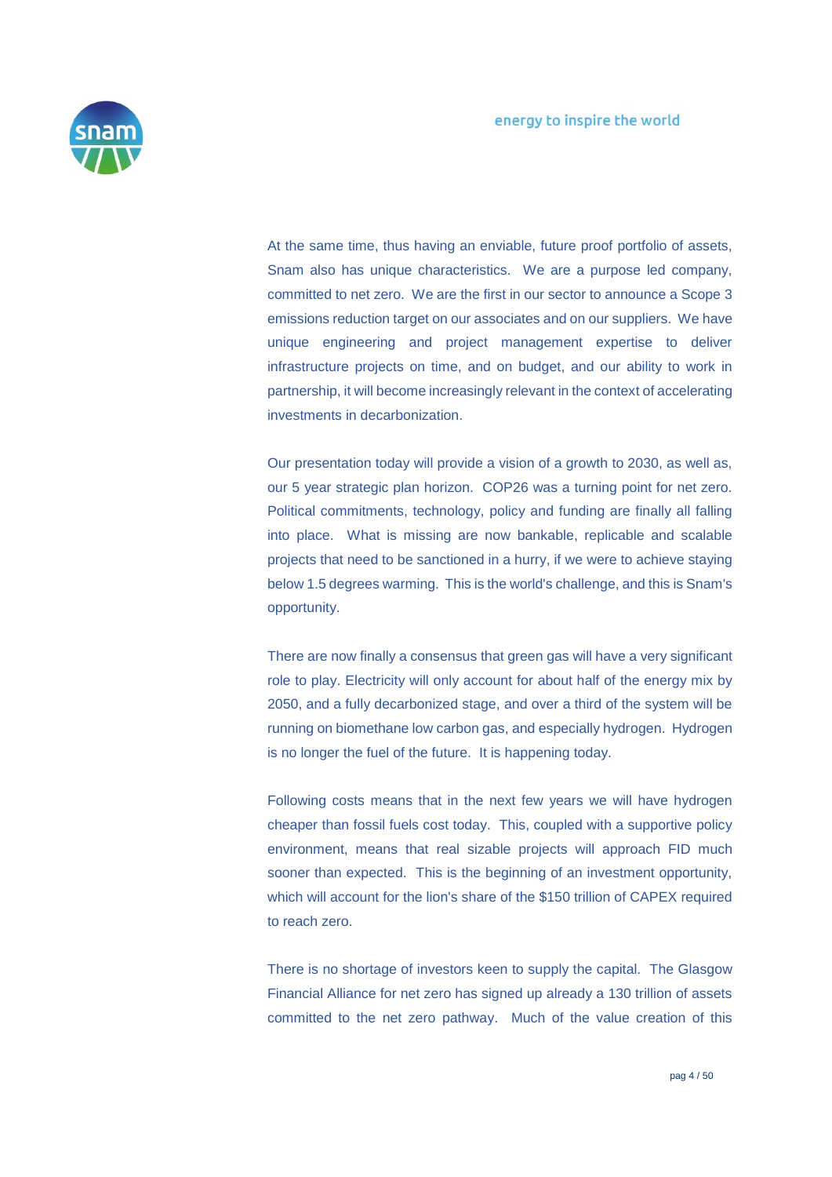At the same time, thus having an enviable, future proof portfolio of assets, Snam also has unique characteristics. We are a purpose led company, committed to net zero. We are the first in our sector to announce a Scope 3 emissions reduction target on our associates and on our suppliers. We have unique engineering and project management expertise to deliver infrastructure projects on time, and on budget, and our ability to work in partnership, it will become increasingly relevant in the context of accelerating investments in decarbonization.

Our presentation today will provide a vision of a growth to 2030, as well as, our 5 year strategic plan horizon. COP26 was a turning point for net zero. Political commitments, technology, policy and funding are finally all falling into place. What is missing are now bankable, replicable and scalable projects that need to be sanctioned in a hurry, if we were to achieve staying below 1.5 degrees warming. This is the world's challenge, and this is Snam's opportunity.

There are now finally a consensus that green gas will have a very significant role to play. Electricity will only account for about half of the energy mix by 2050, and a fully decarbonized stage, and over a third of the system will be running on biomethane low carbon gas, and especially hydrogen. Hydrogen is no longer the fuel of the future. It is happening today.

Following costs means that in the next few years we will have hydrogen cheaper than fossil fuels cost today. This, coupled with a supportive policy environment, means that real sizable projects will approach FID much sooner than expected. This is the beginning of an investment opportunity, which will account for the lion's share of the $150 trillion of CAPEX required to reach zero.

There is no shortage of investors keen to supply the capital. The Glasgow Financial Alliance for net zero has signed up already a 130 trillion of assets committed to the net zero pathway. Much of the value creation of this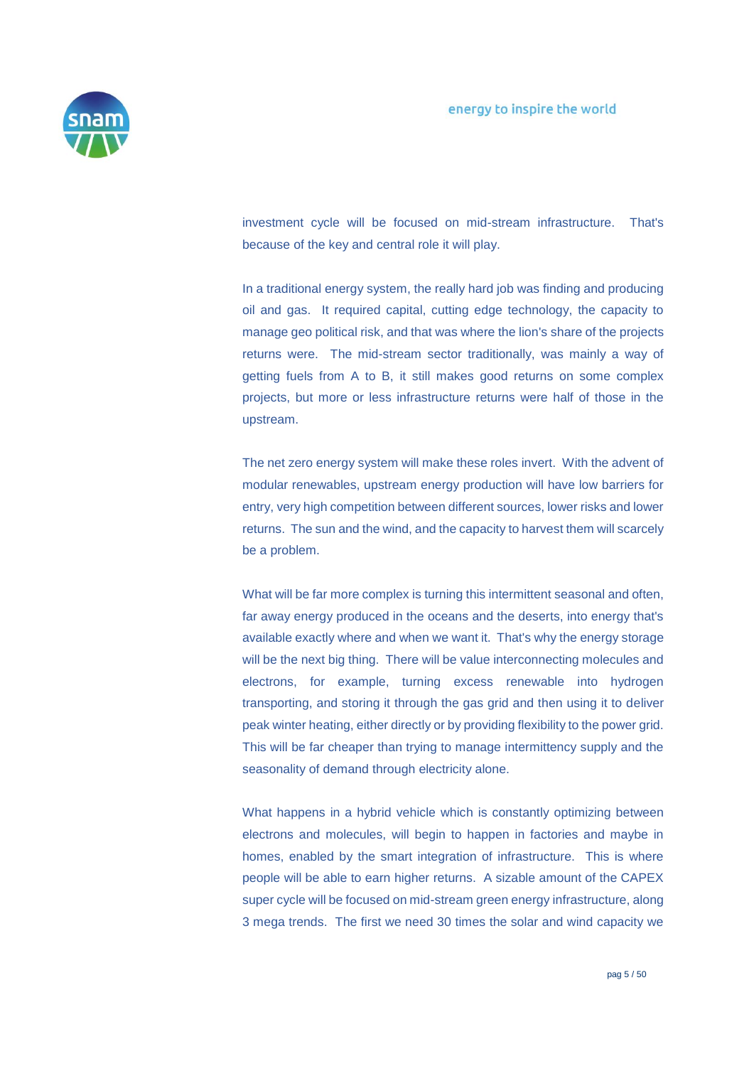investment cycle will be focused on mid-stream infrastructure. That's because of the key and central role it will play.

In a traditional energy system, the really hard job was finding and producing oil and gas. It required capital, cutting edge technology, the capacity to manage geo political risk, and that was where the lion's share of the projects returns were. The mid-stream sector traditionally, was mainly a way of getting fuels from A to B, it still makes good returns on some complex projects, but more or less infrastructure returns were half of those in the upstream.

The net zero energy system will make these roles invert. With the advent of modular renewables, upstream energy production will have low barriers for entry, very high competition between different sources, lower risks and lower returns. The sun and the wind, and the capacity to harvest them will scarcely be a problem.

What will be far more complex is turning this intermittent seasonal and often, far away energy produced in the oceans and the deserts, into energy that's available exactly where and when we want it. That's why the energy storage will be the next big thing. There will be value interconnecting molecules and electrons, for example, turning excess renewable into hydrogen transporting, and storing it through the gas grid and then using it to deliver peak winter heating, either directly or by providing flexibility to the power grid. This will be far cheaper than trying to manage intermittency supply and the seasonality of demand through electricity alone.

What happens in a hybrid vehicle which is constantly optimizing between electrons and molecules, will begin to happen in factories and maybe in homes, enabled by the smart integration of infrastructure. This is where people will be able to earn higher returns. A sizable amount of the CAPEX super cycle will be focused on mid-stream green energy infrastructure, along 3 mega trends. The first we need 30 times the solar and wind capacity we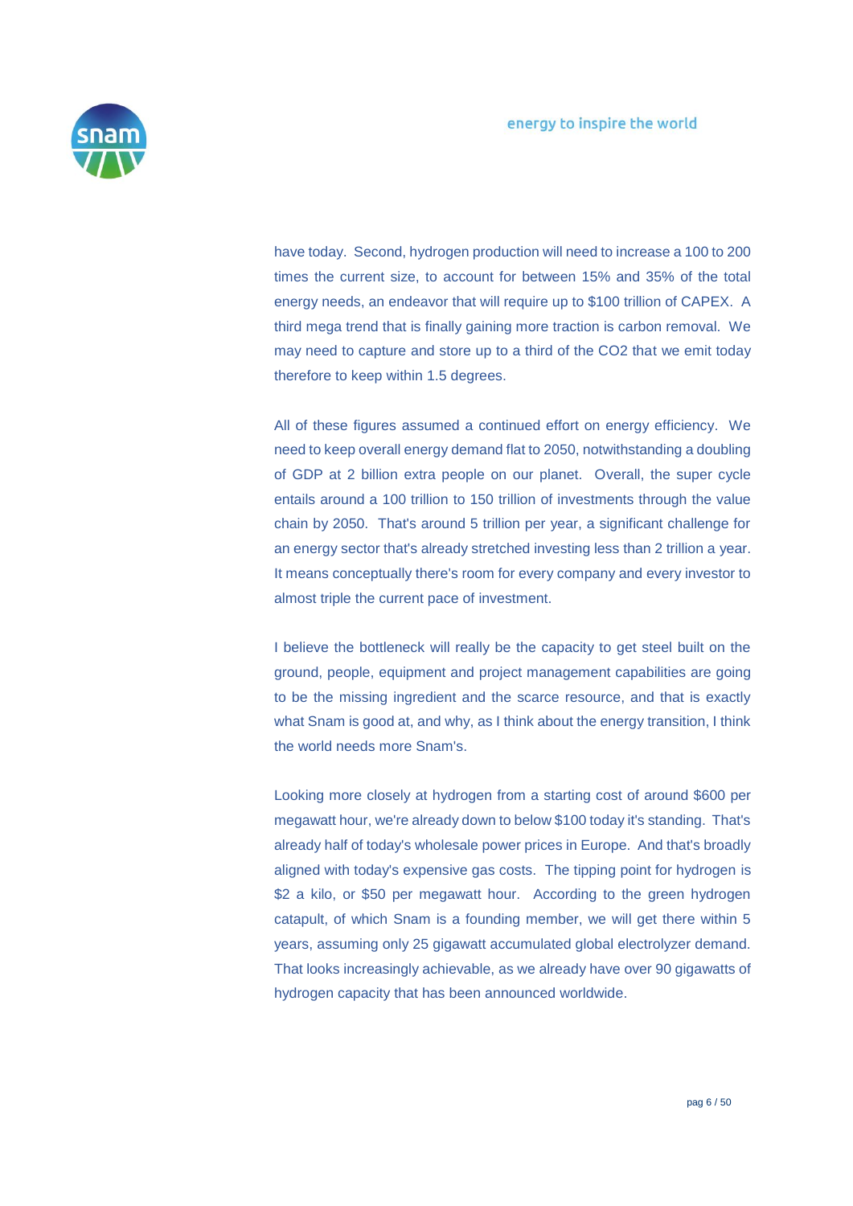have today. Second, hydrogen production will need to increase a 100 to 200 times the current size, to account for between 15% and 35% of the total energy needs, an endeavor that will require up to $100 trillion of CAPEX. A third mega trend that is finally gaining more traction is carbon removal. We may need to capture and store up to a third of the CO2 that we emit today therefore to keep within 1.5 degrees.

All of these figures assumed a continued effort on energy efficiency. We need to keep overall energy demand flat to 2050, notwithstanding a doubling of GDP at 2 billion extra people on our planet. Overall, the super cycle entails around a 100 trillion to 150 trillion of investments through the value chain by 2050. That's around 5 trillion per year, a significant challenge for an energy sector that's already stretched investing less than 2 trillion a year. It means conceptually there's room for every company and every investor to almost triple the current pace of investment.

I believe the bottleneck will really be the capacity to get steel built on the ground, people, equipment and project management capabilities are going to be the missing ingredient and the scarce resource, and that is exactly what Snam is good at, and why, as I think about the energy transition, I think the world needs more Snam's.

Looking more closely at hydrogen from a starting cost of around $600 per megawatt hour, we're already down to below $100 today it's standing. That's already half of today's wholesale power prices in Europe. And that's broadly aligned with today's expensive gas costs. The tipping point for hydrogen is $2 a kilo, or $50 per megawatt hour. According to the green hydrogen catapult, of which Snam is a founding member, we will get there within 5 years, assuming only 25 gigawatt accumulated global electrolyzer demand. That looks increasingly achievable, as we already have over 90 gigawatts of hydrogen capacity that has been announced worldwide.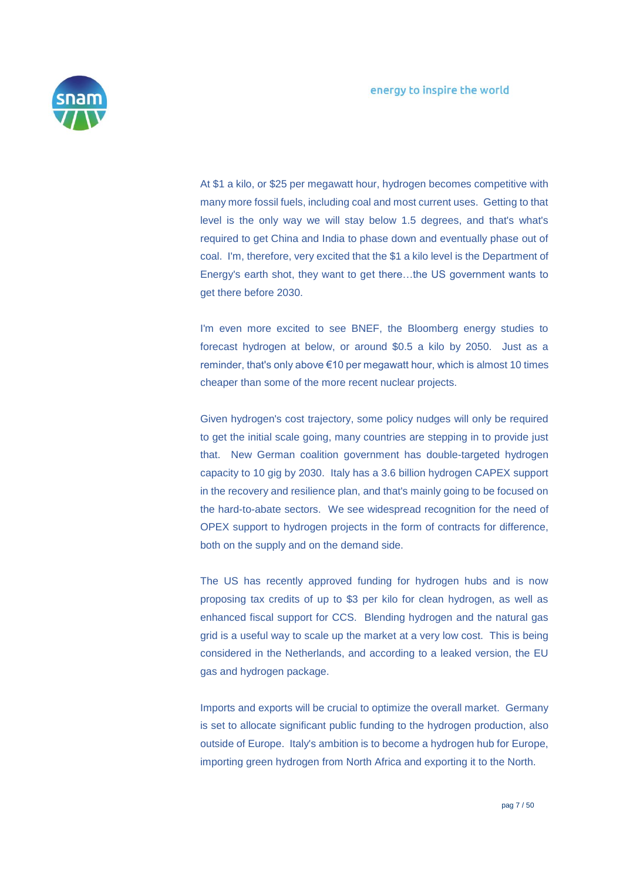At $1 a kilo, or $25 per megawatt hour, hydrogen becomes competitive with many more fossil fuels, including coal and most current uses. Getting to that level is the only way we will stay below 1.5 degrees, and that's what's required to get China and India to phase down and eventually phase out of coal. I'm, therefore, very excited that the $1 a kilo level is the Department of Energy's earth shot, they want to get there…the US government wants to get there before 2030.

I'm even more excited to see BNEF, the Bloomberg energy studies to forecast hydrogen at below, or around $0.5 a kilo by 2050. Just as a reminder, that's only above €10 per megawatt hour, which is almost 10 times cheaper than some of the more recent nuclear projects.

Given hydrogen's cost trajectory, some policy nudges will only be required to get the initial scale going, many countries are stepping in to provide just that. New German coalition government has double-targeted hydrogen capacity to 10 gig by 2030. Italy has a 3.6 billion hydrogen CAPEX support in the recovery and resilience plan, and that's mainly going to be focused on the hard-to-abate sectors. We see widespread recognition for the need of OPEX support to hydrogen projects in the form of contracts for difference, both on the supply and on the demand side.

The US has recently approved funding for hydrogen hubs and is now proposing tax credits of up to $3 per kilo for clean hydrogen, as well as enhanced fiscal support for CCS. Blending hydrogen and the natural gas grid is a useful way to scale up the market at a very low cost. This is being considered in the Netherlands, and according to a leaked version, the EU gas and hydrogen package.

Imports and exports will be crucial to optimize the overall market. Germany is set to allocate significant public funding to the hydrogen production, also outside of Europe. Italy's ambition is to become a hydrogen hub for Europe, importing green hydrogen from North Africa and exporting it to the North.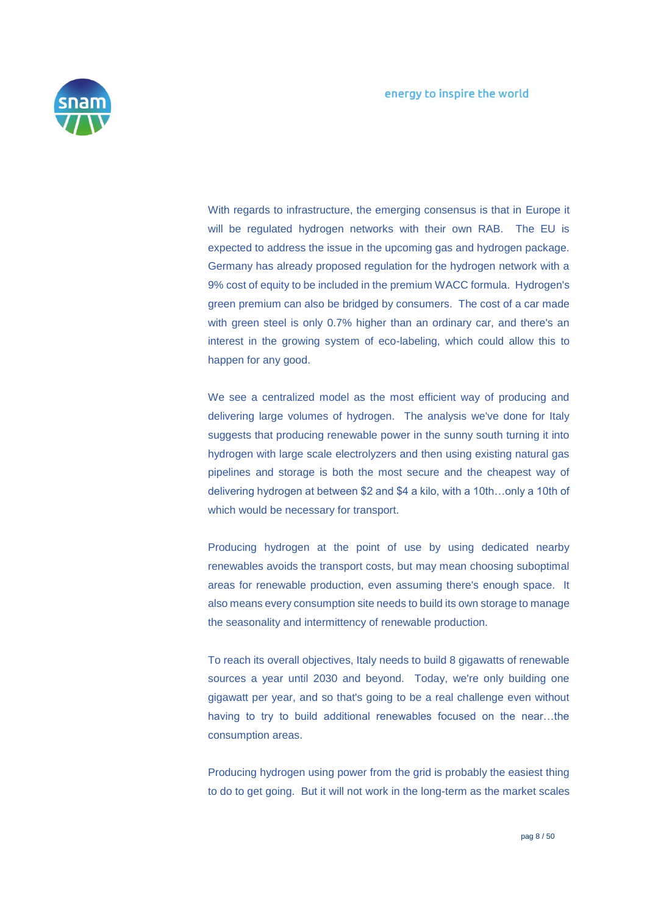With regards to infrastructure, the emerging consensus is that in Europe it will be regulated hydrogen networks with their own RAB. The EU is expected to address the issue in the upcoming gas and hydrogen package. Germany has already proposed regulation for the hydrogen network with a 9% cost of equity to be included in the premium WACC formula. Hydrogen's green premium can also be bridged by consumers. The cost of a car made with green steel is only 0.7% higher than an ordinary car, and there's an interest in the growing system of eco-labeling, which could allow this to happen for any good.

We see a centralized model as the most efficient way of producing and delivering large volumes of hydrogen. The analysis we've done for Italy suggests that producing renewable power in the sunny south turning it into hydrogen with large scale electrolyzers and then using existing natural gas pipelines and storage is both the most secure and the cheapest way of delivering hydrogen at between $2 and $4 a kilo, with a 10th…only a 10th of which would be necessary for transport.

Producing hydrogen at the point of use by using dedicated nearby renewables avoids the transport costs, but may mean choosing suboptimal areas for renewable production, even assuming there's enough space. It also means every consumption site needs to build its own storage to manage the seasonality and intermittency of renewable production.

To reach its overall objectives, Italy needs to build 8 gigawatts of renewable sources a year until 2030 and beyond. Today, we're only building one gigawatt per year, and so that's going to be a real challenge even without having to try to build additional renewables focused on the near…the consumption areas.

Producing hydrogen using power from the grid is probably the easiest thing to do to get going. But it will not work in the long-term as the market scales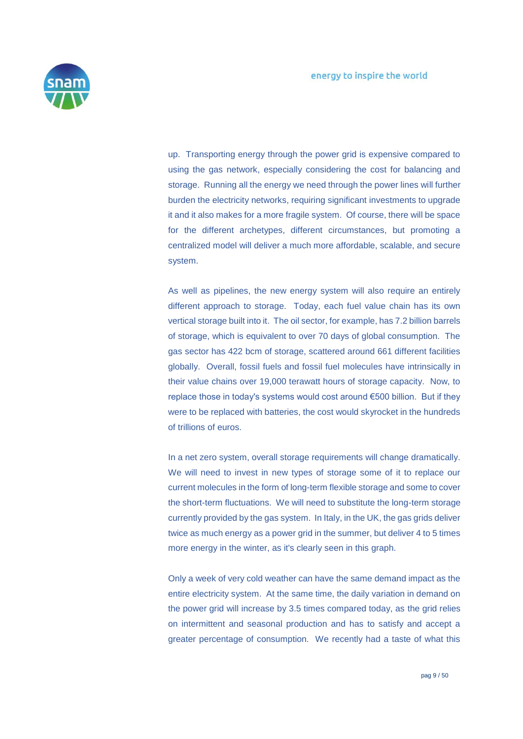up. Transporting energy through the power grid is expensive compared to using the gas network, especially considering the cost for balancing and storage. Running all the energy we need through the power lines will further burden the electricity networks, requiring significant investments to upgrade it and it also makes for a more fragile system. Of course, there will be space for the different archetypes, different circumstances, but promoting a centralized model will deliver a much more affordable, scalable, and secure system.

As well as pipelines, the new energy system will also require an entirely different approach to storage. Today, each fuel value chain has its own vertical storage built into it. The oil sector, for example, has 7.2 billion barrels of storage, which is equivalent to over 70 days of global consumption. The gas sector has 422 bcm of storage, scattered around 661 different facilities globally. Overall, fossil fuels and fossil fuel molecules have intrinsically in their value chains over 19,000 terawatt hours of storage capacity. Now, to replace those in today's systems would cost around €500 billion. But if they were to be replaced with batteries, the cost would skyrocket in the hundreds of trillions of euros.

In a net zero system, overall storage requirements will change dramatically. We will need to invest in new types of storage some of it to replace our current molecules in the form of long-term flexible storage and some to cover the short-term fluctuations. We will need to substitute the long-term storage currently provided by the gas system. In Italy, in the UK, the gas grids deliver twice as much energy as a power grid in the summer, but deliver 4 to 5 times more energy in the winter, as it's clearly seen in this graph.

Only a week of very cold weather can have the same demand impact as the entire electricity system. At the same time, the daily variation in demand on the power grid will increase by 3.5 times compared today, as the grid relies on intermittent and seasonal production and has to satisfy and accept a greater percentage of consumption. We recently had a taste of what this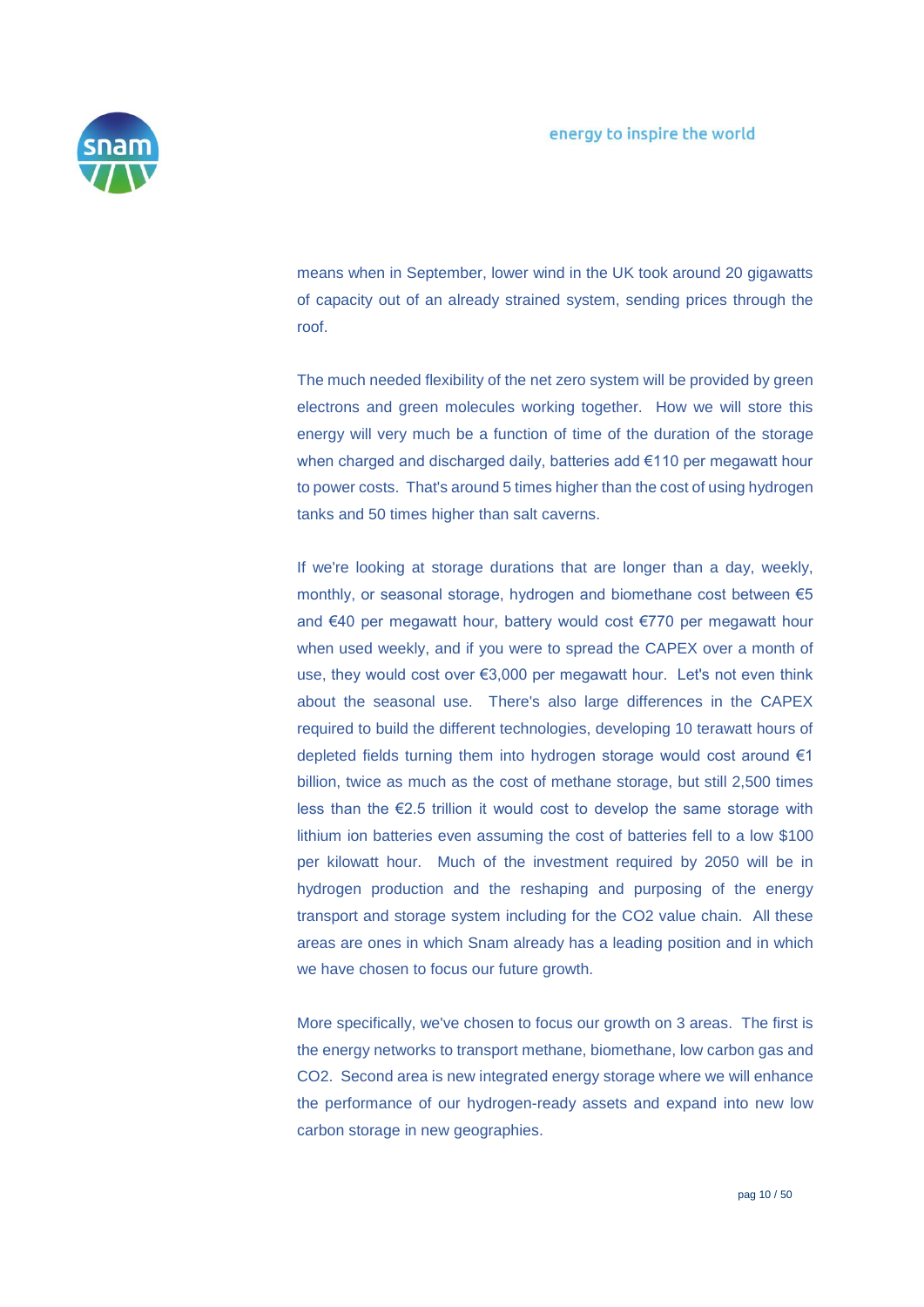means when in September, lower wind in the UK took around 20 gigawatts of capacity out of an already strained system, sending prices through the roof.

The much needed flexibility of the net zero system will be provided by green electrons and green molecules working together. How we will store this energy will very much be a function of time of the duration of the storage when charged and discharged daily, batteries add €110 per megawatt hour to power costs. That's around 5 times higher than the cost of using hydrogen tanks and 50 times higher than salt caverns.

If we're looking at storage durations that are longer than a day, weekly, monthly, or seasonal storage, hydrogen and biomethane cost between €5 and €40 per megawatt hour, battery would cost €770 per megawatt hour when used weekly, and if you were to spread the CAPEX over a month of use, they would cost over €3,000 per megawatt hour. Let's not even think about the seasonal use. There's also large differences in the CAPEX required to build the different technologies, developing 10 terawatt hours of depleted fields turning them into hydrogen storage would cost around €1 billion, twice as much as the cost of methane storage, but still 2,500 times less than the €2.5 trillion it would cost to develop the same storage with lithium ion batteries even assuming the cost of batteries fell to a low $100 per kilowatt hour. Much of the investment required by 2050 will be in hydrogen production and the reshaping and purposing of the energy transport and storage system including for the CO2 value chain. All these areas are ones in which Snam already has a leading position and in which we have chosen to focus our future growth.

More specifically, we've chosen to focus our growth on 3 areas. The first is the energy networks to transport methane, biomethane, low carbon gas and CO2. Second area is new integrated energy storage where we will enhance the performance of our hydrogen-ready assets and expand into new low carbon storage in new geographies.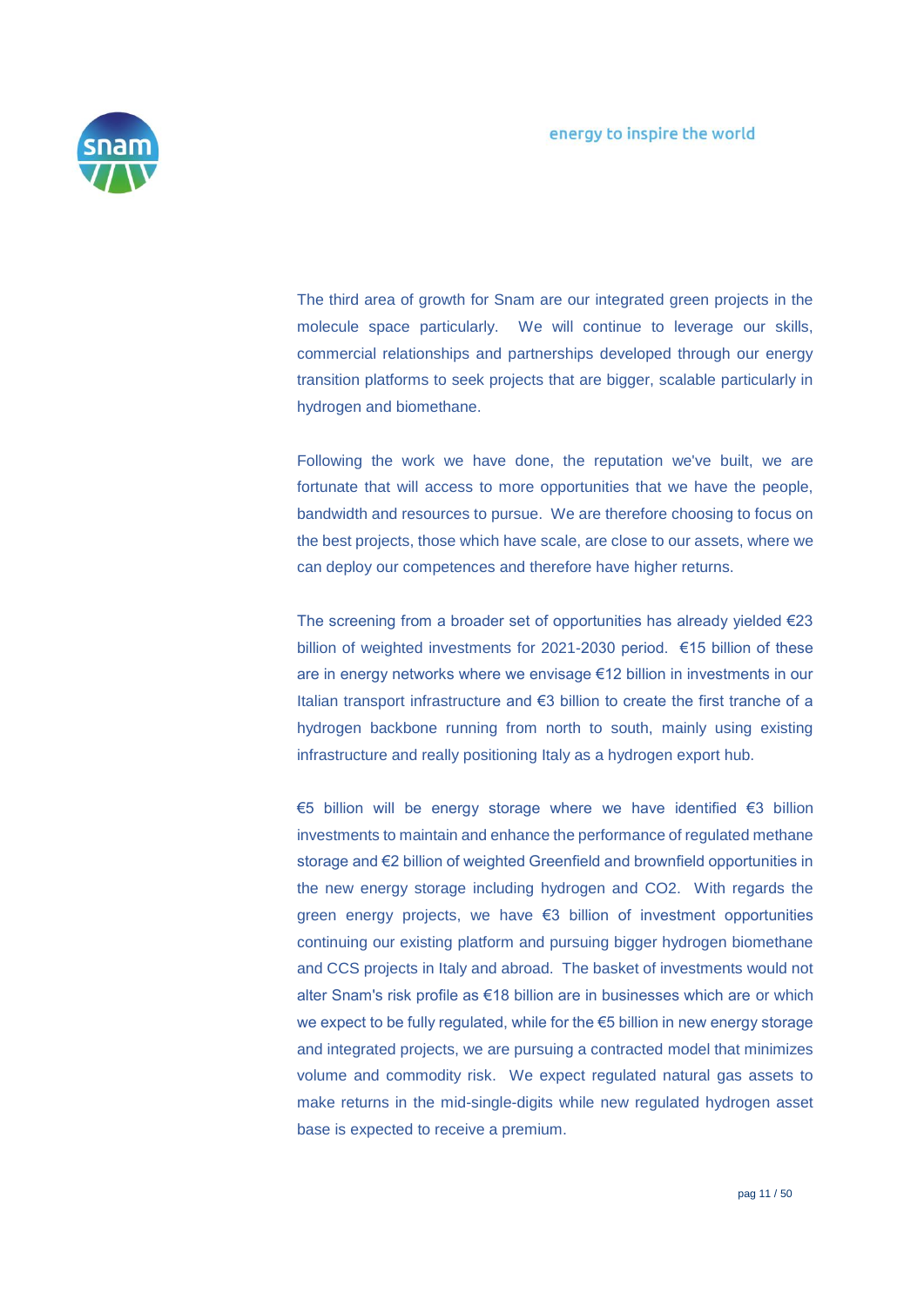The third area of growth for Snam are our integrated green projects in the molecule space particularly. We will continue to leverage our skills, commercial relationships and partnerships developed through our energy transition platforms to seek projects that are bigger, scalable particularly in hydrogen and biomethane.

Following the work we have done, the reputation we've built, we are fortunate that will access to more opportunities that we have the people, bandwidth and resources to pursue. We are therefore choosing to focus on the best projects, those which have scale, are close to our assets, where we can deploy our competences and therefore have higher returns.

The screening from a broader set of opportunities has already yielded €23 billion of weighted investments for 2021-2030 period. €15 billion of these are in energy networks where we envisage €12 billion in investments in our Italian transport infrastructure and €3 billion to create the first tranche of a hydrogen backbone running from north to south, mainly using existing infrastructure and really positioning Italy as a hydrogen export hub.

€5 billion will be energy storage where we have identified €3 billion investments to maintain and enhance the performance of regulated methane storage and €2 billion of weighted Greenfield and brownfield opportunities in the new energy storage including hydrogen and CO2. With regards the green energy projects, we have €3 billion of investment opportunities continuing our existing platform and pursuing bigger hydrogen biomethane and CCS projects in Italy and abroad. The basket of investments would not alter Snam's risk profile as €18 billion are in businesses which are or which we expect to be fully regulated, while for the €5 billion in new energy storage and integrated projects, we are pursuing a contracted model that minimizes volume and commodity risk. We expect regulated natural gas assets to make returns in the mid-single-digits while new regulated hydrogen asset base is expected to receive a premium.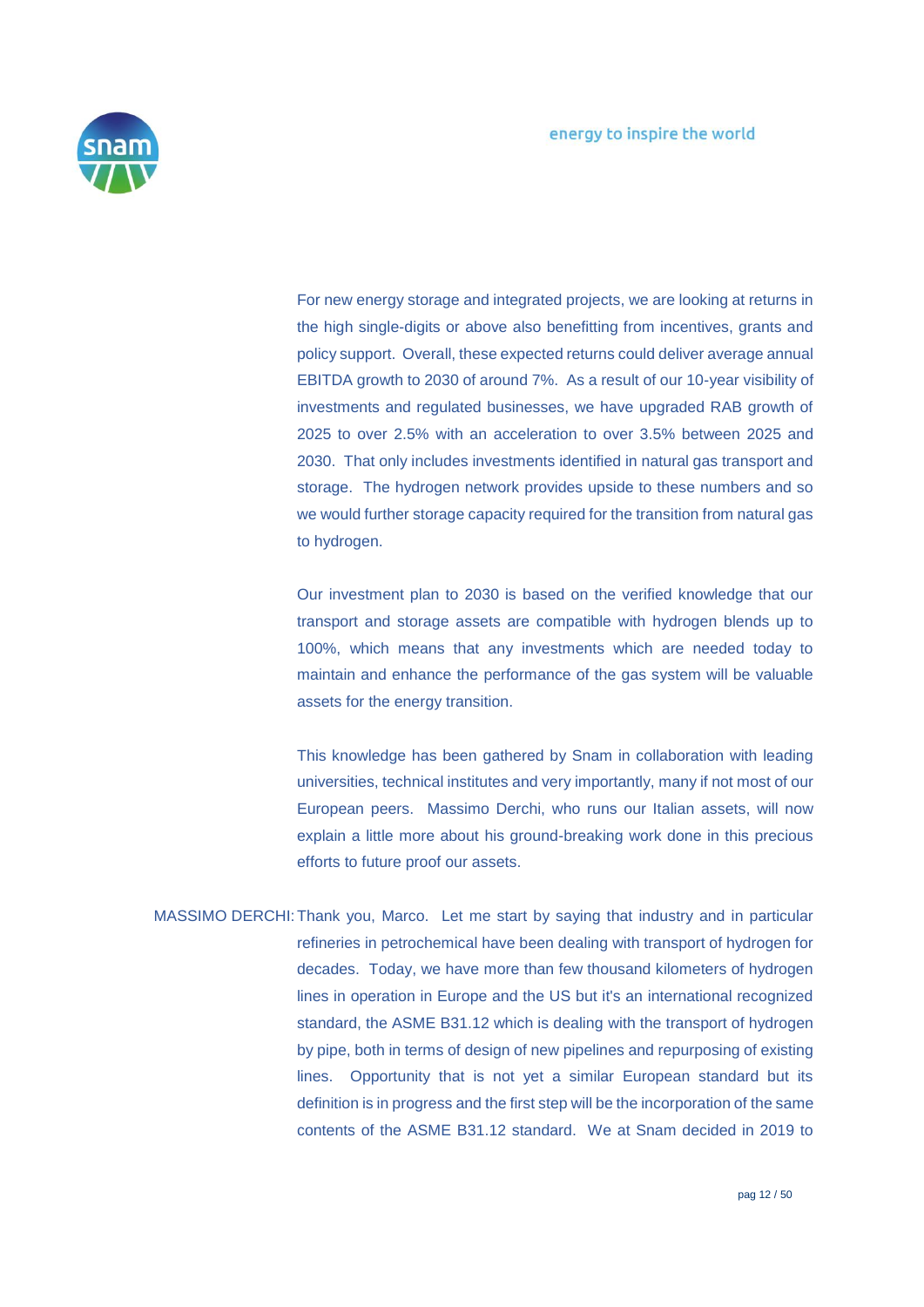For new energy storage and integrated projects, we are looking at returns in the high single-digits or above also benefitting from incentives, grants and policy support. Overall, these expected returns could deliver average annual EBITDA growth to 2030 of around 7%. As a result of our 10-year visibility of investments and regulated businesses, we have upgraded RAB growth of 2025 to over 2.5% with an acceleration to over 3.5% between 2025 and 2030. That only includes investments identified in natural gas transport and storage. The hydrogen network provides upside to these numbers and so we would further storage capacity required for the transition from natural gas to hydrogen.

Our investment plan to 2030 is based on the verified knowledge that our transport and storage assets are compatible with hydrogen blends up to 100%, which means that any investments which are needed today to maintain and enhance the performance of the gas system will be valuable assets for the energy transition.

This knowledge has been gathered by Snam in collaboration with leading universities, technical institutes and very importantly, many if not most of our European peers. Massimo Derchi, who runs our Italian assets, will now explain a little more about his ground-breaking work done in this precious efforts to future proof our assets.

MASSIMO DERCHI: Thank you, Marco. Let me start by saying that industry and in particular refineries in petrochemical have been dealing with transport of hydrogen for decades. Today, we have more than few thousand kilometers of hydrogen lines in operation in Europe and the US but it's an international recognized standard, the ASME B31.12 which is dealing with the transport of hydrogen by pipe, both in terms of design of new pipelines and repurposing of existing lines. Opportunity that is not yet a similar European standard but its definition is in progress and the first step will be the incorporation of the same contents of the ASME B31.12 standard. We at Snam decided in 2019 to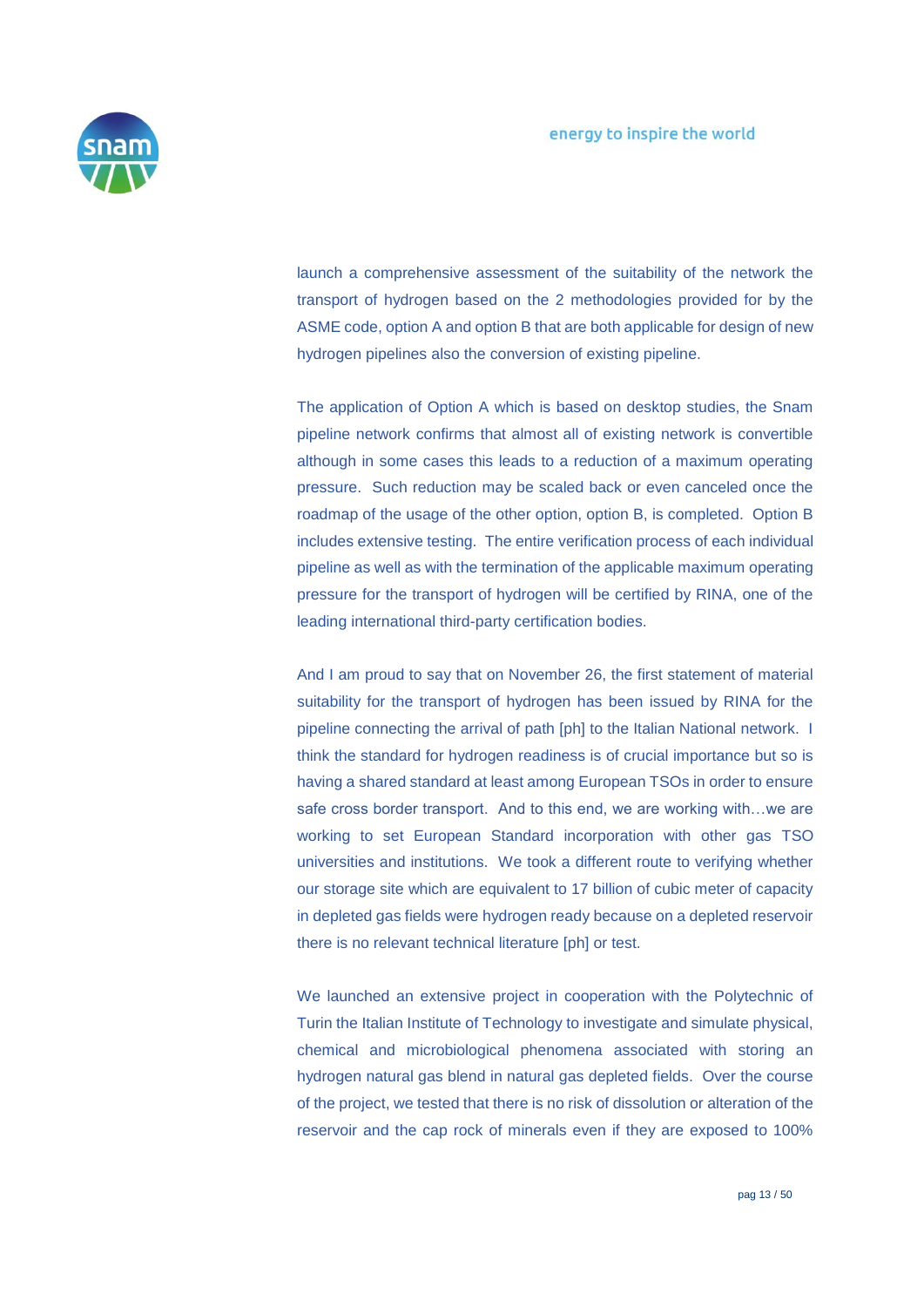launch a comprehensive assessment of the suitability of the network the transport of hydrogen based on the 2 methodologies provided for by the ASME code, option A and option B that are both applicable for design of new hydrogen pipelines also the conversion of existing pipeline.

The application of Option A which is based on desktop studies, the Snam pipeline network confirms that almost all of existing network is convertible although in some cases this leads to a reduction of a maximum operating pressure. Such reduction may be scaled back or even canceled once the roadmap of the usage of the other option, option B, is completed. Option B includes extensive testing. The entire verification process of each individual pipeline as well as with the termination of the applicable maximum operating pressure for the transport of hydrogen will be certified by RINA, one of the leading international third-party certification bodies.

And I am proud to say that on November 26, the first statement of material suitability for the transport of hydrogen has been issued by RINA for the pipeline connecting the arrival of path [ph] to the Italian National network. I think the standard for hydrogen readiness is of crucial importance but so is having a shared standard at least among European TSOs in order to ensure safe cross border transport. And to this end, we are working with…we are working to set European Standard incorporation with other gas TSO universities and institutions. We took a different route to verifying whether our storage site which are equivalent to 17 billion of cubic meter of capacity in depleted gas fields were hydrogen ready because on a depleted reservoir there is no relevant technical literature [ph] or test.

We launched an extensive project in cooperation with the Polytechnic of Turin the Italian Institute of Technology to investigate and simulate physical, chemical and microbiological phenomena associated with storing an hydrogen natural gas blend in natural gas depleted fields. Over the course of the project, we tested that there is no risk of dissolution or alteration of the reservoir and the cap rock of minerals even if they are exposed to 100%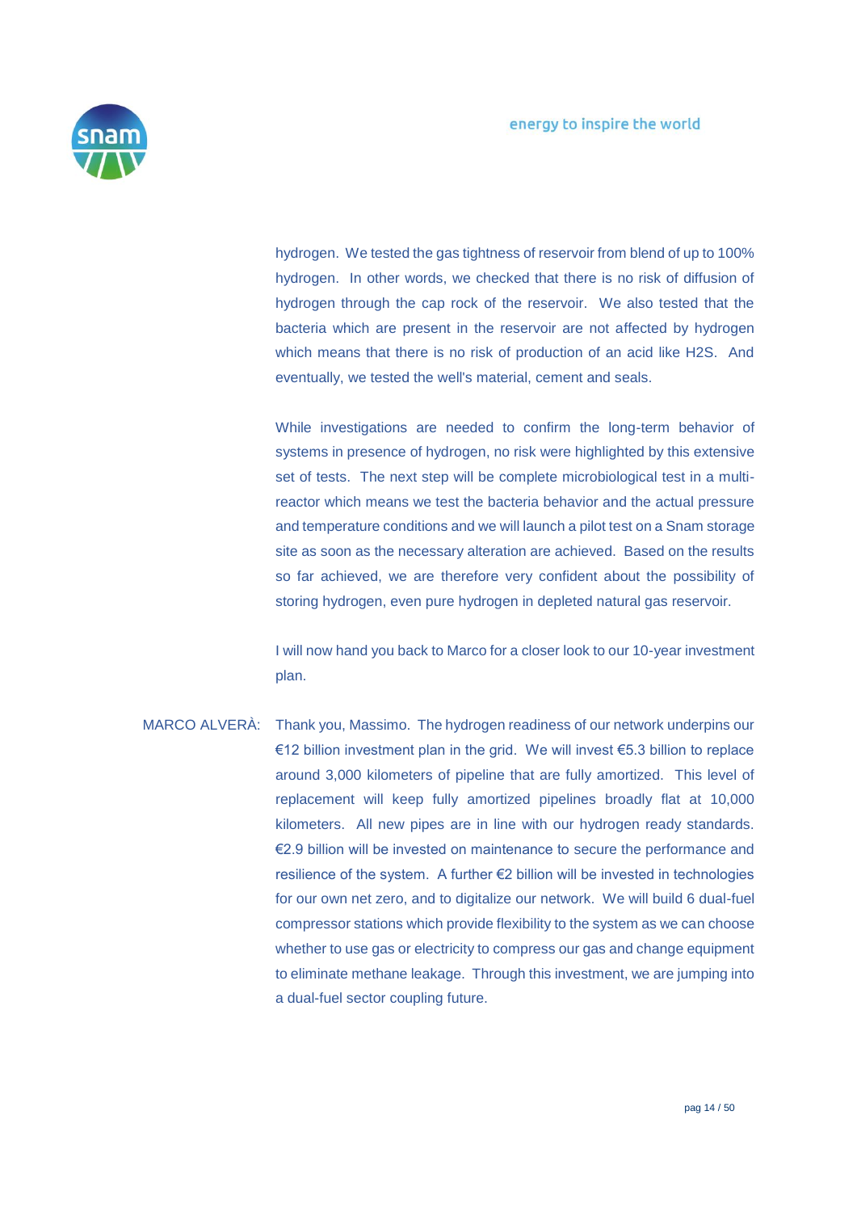hydrogen. We tested the gas tightness of reservoir from blend of up to 100% hydrogen. In other words, we checked that there is no risk of diffusion of hydrogen through the cap rock of the reservoir. We also tested that the bacteria which are present in the reservoir are not affected by hydrogen which means that there is no risk of production of an acid like H2S. And eventually, we tested the well's material, cement and seals.

While investigations are needed to confirm the long-term behavior of systems in presence of hydrogen, no risk were highlighted by this extensive set of tests. The next step will be complete microbiological test in a multi-reactor which means we test the bacteria behavior and the actual pressure and temperature conditions and we will launch a pilot test on a Snam storage site as soon as the necessary alteration are achieved. Based on the results so far achieved, we are therefore very confident about the possibility of storing hydrogen, even pure hydrogen in depleted natural gas reservoir.

I will now hand you back to Marco for a closer look to our 10-year investment plan.

MARCO ALVERÀ: Thank you, Massimo. The hydrogen readiness of our network underpins our €12 billion investment plan in the grid. We will invest €5.3 billion to replace around 3,000 kilometers of pipeline that are fully amortized. This level of replacement will keep fully amortized pipelines broadly flat at 10,000 kilometers. All new pipes are in line with our hydrogen ready standards. €2.9 billion will be invested on maintenance to secure the performance and resilience of the system. A further €2 billion will be invested in technologies for our own net zero, and to digitalize our network. We will build 6 dual-fuel compressor stations which provide flexibility to the system as we can choose whether to use gas or electricity to compress our gas and change equipment to eliminate methane leakage. Through this investment, we are jumping into a dual-fuel sector coupling future.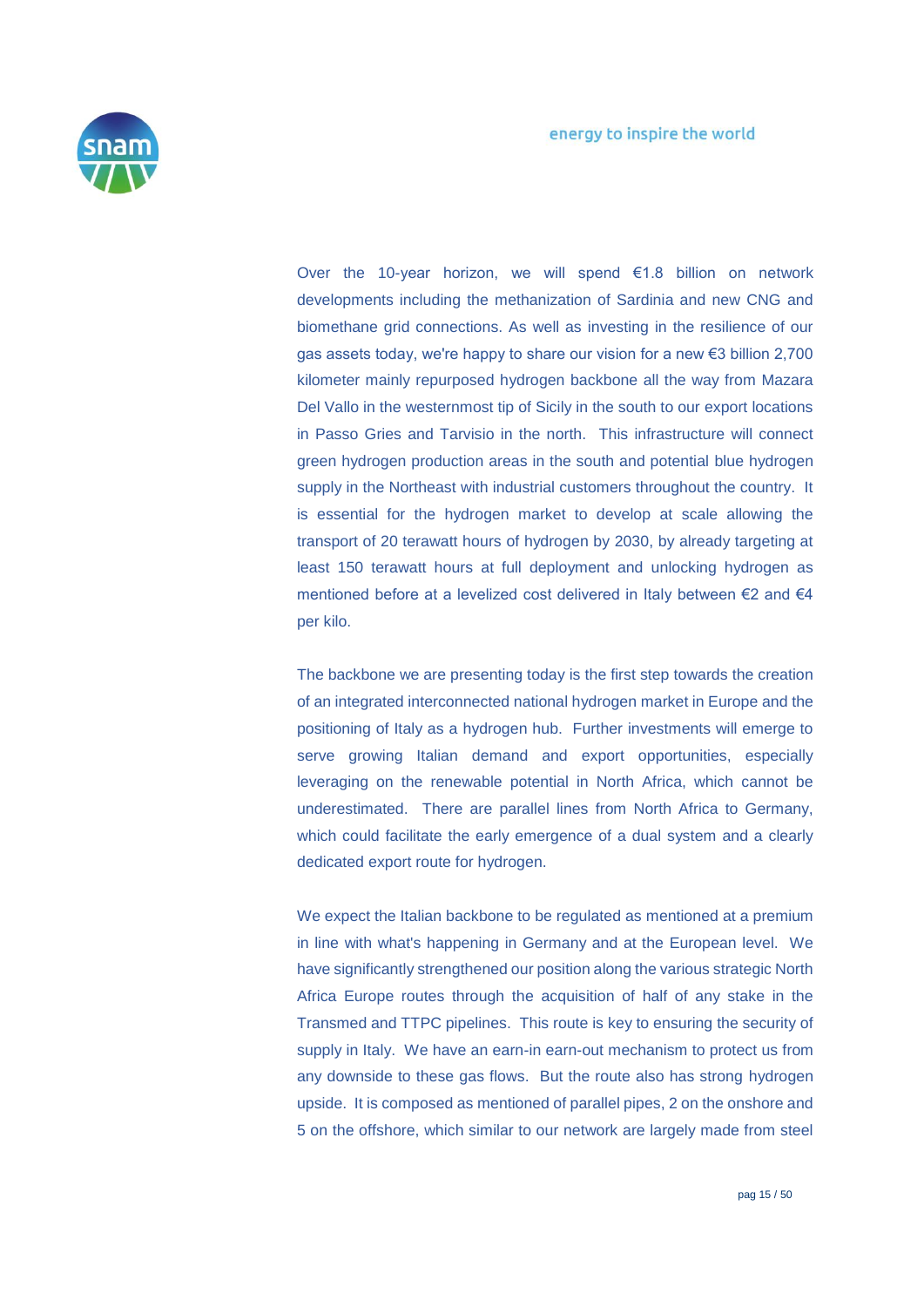Over the 10-year horizon, we will spend €1.8 billion on network developments including the methanization of Sardinia and new CNG and biomethane grid connections. As well as investing in the resilience of our gas assets today, we're happy to share our vision for a new €3 billion 2,700 kilometer mainly repurposed hydrogen backbone all the way from Mazara Del Vallo in the westernmost tip of Sicily in the south to our export locations in Passo Gries and Tarvisio in the north. This infrastructure will connect green hydrogen production areas in the south and potential blue hydrogen supply in the Northeast with industrial customers throughout the country. It is essential for the hydrogen market to develop at scale allowing the transport of 20 terawatt hours of hydrogen by 2030, by already targeting at least 150 terawatt hours at full deployment and unlocking hydrogen as mentioned before at a levelized cost delivered in Italy between €2 and €4 per kilo.

The backbone we are presenting today is the first step towards the creation of an integrated interconnected national hydrogen market in Europe and the positioning of Italy as a hydrogen hub. Further investments will emerge to serve growing Italian demand and export opportunities, especially leveraging on the renewable potential in North Africa, which cannot be underestimated. There are parallel lines from North Africa to Germany, which could facilitate the early emergence of a dual system and a clearly dedicated export route for hydrogen.

We expect the Italian backbone to be regulated as mentioned at a premium in line with what's happening in Germany and at the European level. We have significantly strengthened our position along the various strategic North Africa Europe routes through the acquisition of half of any stake in the Transmed and TTPC pipelines. This route is key to ensuring the security of supply in Italy. We have an earn-in earn-out mechanism to protect us from any downside to these gas flows. But the route also has strong hydrogen upside. It is composed as mentioned of parallel pipes, 2 on the onshore and 5 on the offshore, which similar to our network are largely made from steel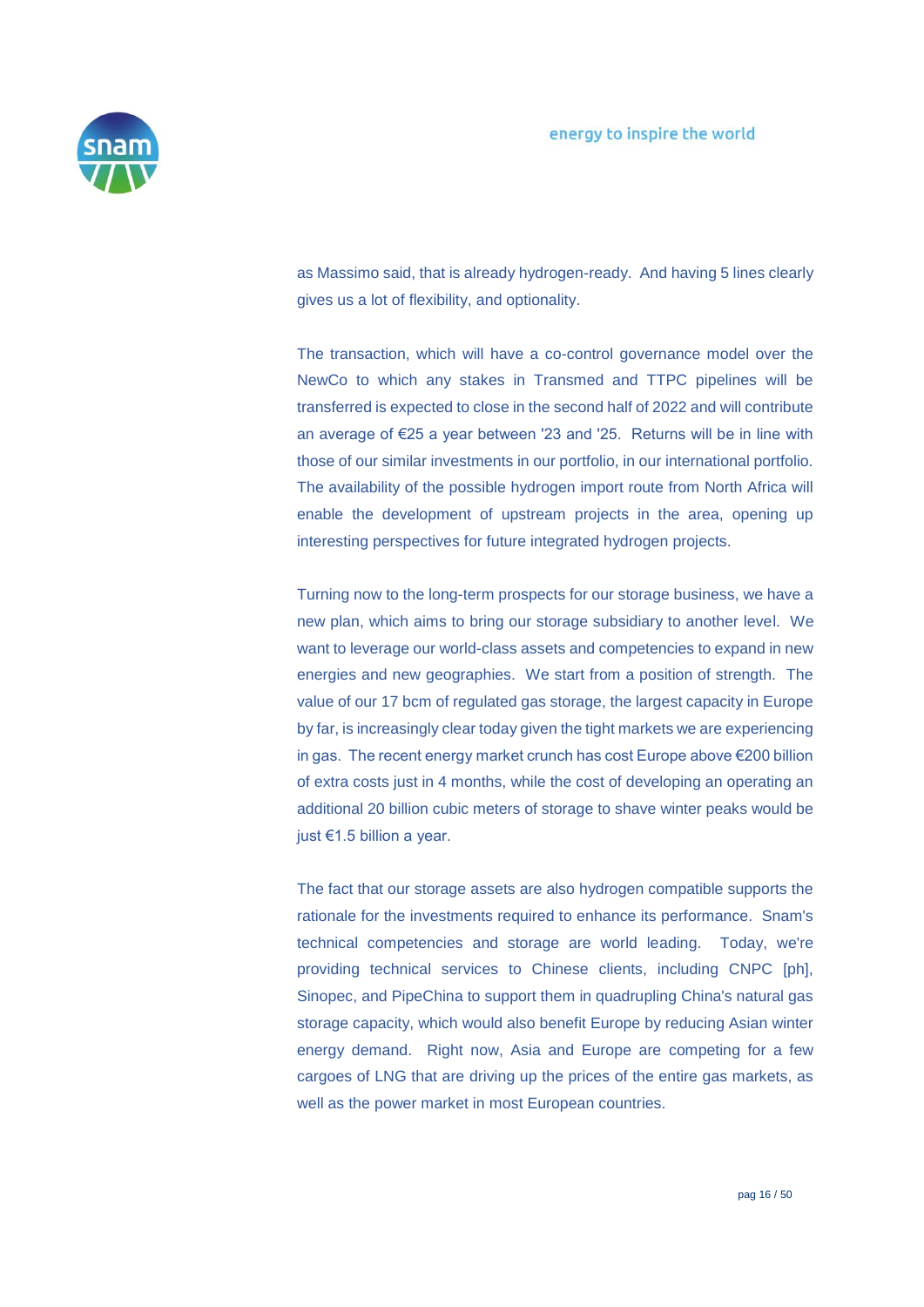as Massimo said, that is already hydrogen-ready. And having 5 lines clearly gives us a lot of flexibility, and optionality.

The transaction, which will have a co-control governance model over the NewCo to which any stakes in Transmed and TTPC pipelines will be transferred is expected to close in the second half of 2022 and will contribute an average of €25 a year between '23 and '25. Returns will be in line with those of our similar investments in our portfolio, in our international portfolio. The availability of the possible hydrogen import route from North Africa will enable the development of upstream projects in the area, opening up interesting perspectives for future integrated hydrogen projects.

Turning now to the long-term prospects for our storage business, we have a new plan, which aims to bring our storage subsidiary to another level. We want to leverage our world-class assets and competencies to expand in new energies and new geographies. We start from a position of strength. The value of our 17 bcm of regulated gas storage, the largest capacity in Europe by far, is increasingly clear today given the tight markets we are experiencing in gas. The recent energy market crunch has cost Europe above €200 billion of extra costs just in 4 months, while the cost of developing an operating an additional 20 billion cubic meters of storage to shave winter peaks would be just €1.5 billion a year.

The fact that our storage assets are also hydrogen compatible supports the rationale for the investments required to enhance its performance. Snam's technical competencies and storage are world leading. Today, we're providing technical services to Chinese clients, including CNPC [ph], Sinopec, and PipeChina to support them in quadrupling China's natural gas storage capacity, which would also benefit Europe by reducing Asian winter energy demand. Right now, Asia and Europe are competing for a few cargoes of LNG that are driving up the prices of the entire gas markets, as well as the power market in most European countries.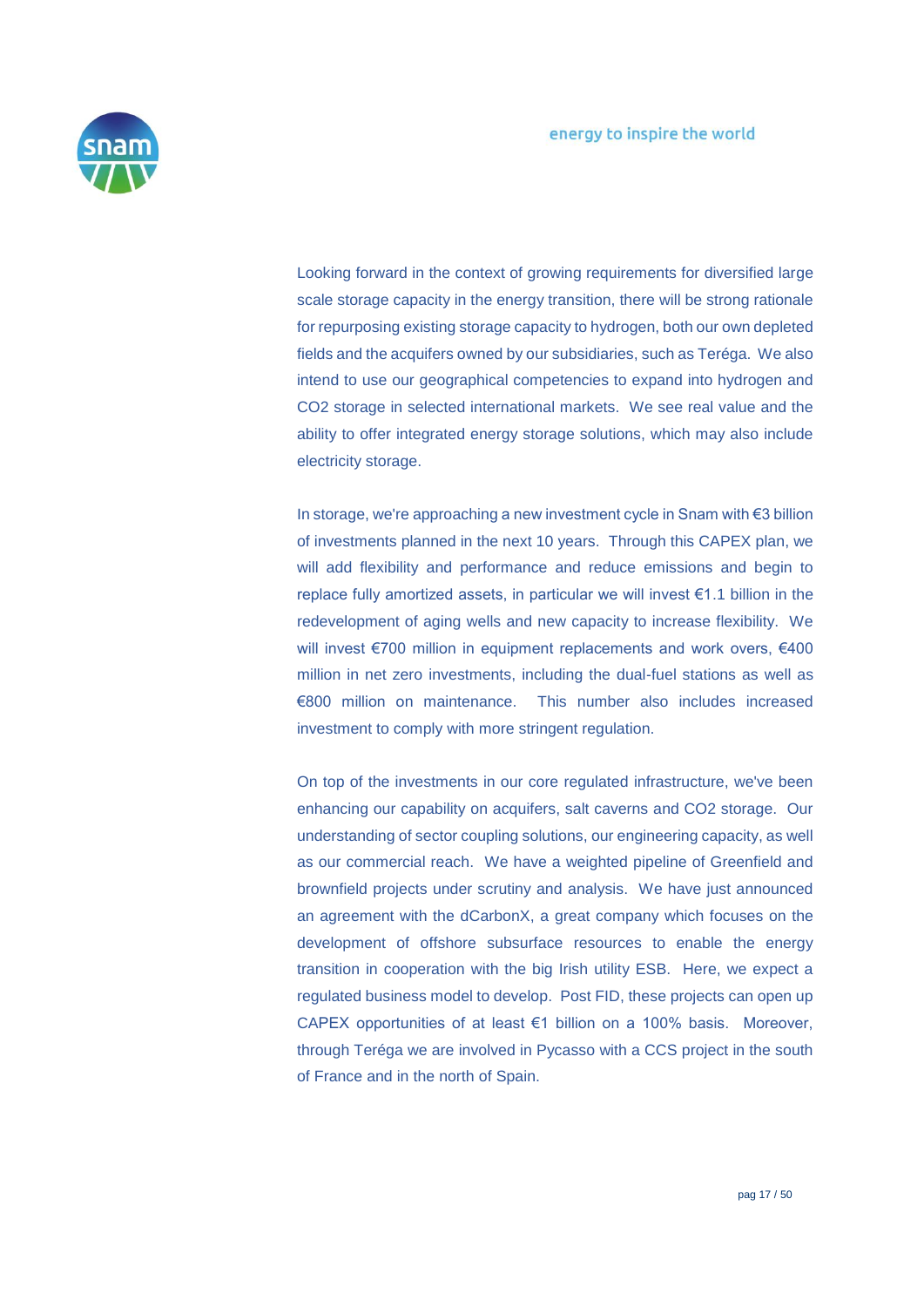Looking forward in the context of growing requirements for diversified large scale storage capacity in the energy transition, there will be strong rationale for repurposing existing storage capacity to hydrogen, both our own depleted fields and the acquifers owned by our subsidiaries, such as Teréga. We also intend to use our geographical competencies to expand into hydrogen and CO2 storage in selected international markets. We see real value and the ability to offer integrated energy storage solutions, which may also include electricity storage.

In storage, we're approaching a new investment cycle in Snam with €3 billion of investments planned in the next 10 years. Through this CAPEX plan, we will add flexibility and performance and reduce emissions and begin to replace fully amortized assets, in particular we will invest €1.1 billion in the redevelopment of aging wells and new capacity to increase flexibility. We will invest €700 million in equipment replacements and work overs, €400 million in net zero investments, including the dual-fuel stations as well as €800 million on maintenance. This number also includes increased investment to comply with more stringent regulation.

On top of the investments in our core regulated infrastructure, we've been enhancing our capability on acquifers, salt caverns and CO2 storage. Our understanding of sector coupling solutions, our engineering capacity, as well as our commercial reach. We have a weighted pipeline of Greenfield and brownfield projects under scrutiny and analysis. We have just announced an agreement with the dCarbonX, a great company which focuses on the development of offshore subsurface resources to enable the energy transition in cooperation with the big Irish utility ESB. Here, we expect a regulated business model to develop. Post FID, these projects can open up CAPEX opportunities of at least €1 billion on a 100% basis. Moreover, through Teréga we are involved in Pycasso with a CCS project in the south of France and in the north of Spain.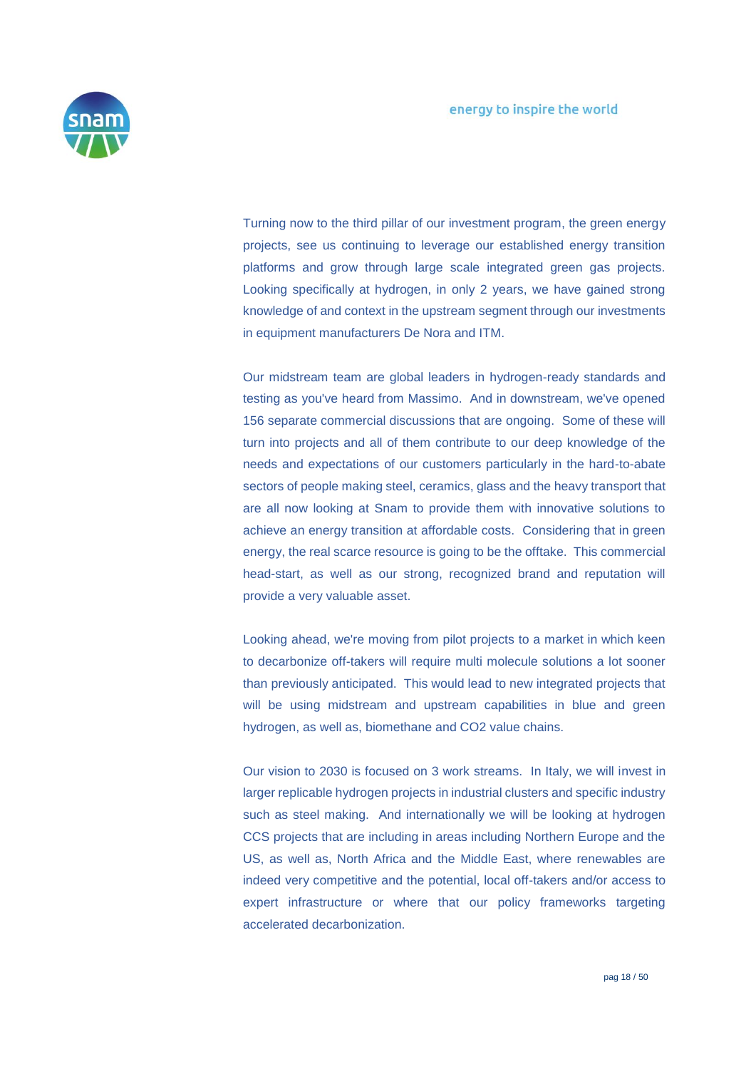Turning now to the third pillar of our investment program, the green energy projects, see us continuing to leverage our established energy transition platforms and grow through large scale integrated green gas projects. Looking specifically at hydrogen, in only 2 years, we have gained strong knowledge of and context in the upstream segment through our investments in equipment manufacturers De Nora and ITM.

Our midstream team are global leaders in hydrogen-ready standards and testing as you've heard from Massimo. And in downstream, we've opened 156 separate commercial discussions that are ongoing. Some of these will turn into projects and all of them contribute to our deep knowledge of the needs and expectations of our customers particularly in the hard-to-abate sectors of people making steel, ceramics, glass and the heavy transport that are all now looking at Snam to provide them with innovative solutions to achieve an energy transition at affordable costs. Considering that in green energy, the real scarce resource is going to be the offtake. This commercial head-start, as well as our strong, recognized brand and reputation will provide a very valuable asset.

Looking ahead, we're moving from pilot projects to a market in which keen to decarbonize off-takers will require multi molecule solutions a lot sooner than previously anticipated. This would lead to new integrated projects that will be using midstream and upstream capabilities in blue and green hydrogen, as well as, biomethane and CO2 value chains.

Our vision to 2030 is focused on 3 work streams. In Italy, we will invest in larger replicable hydrogen projects in industrial clusters and specific industry such as steel making. And internationally we will be looking at hydrogen CCS projects that are including in areas including Northern Europe and the US, as well as, North Africa and the Middle East, where renewables are indeed very competitive and the potential, local off-takers and/or access to expert infrastructure or where that our policy frameworks targeting accelerated decarbonization.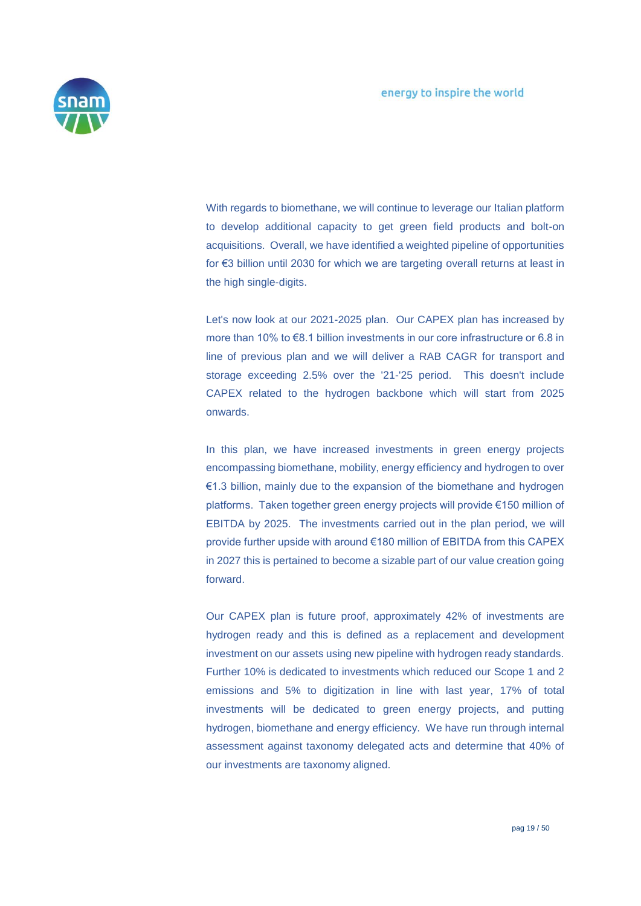With regards to biomethane, we will continue to leverage our Italian platform to develop additional capacity to get green field products and bolt-on acquisitions. Overall, we have identified a weighted pipeline of opportunities for €3 billion until 2030 for which we are targeting overall returns at least in the high single-digits.

Let's now look at our 2021-2025 plan. Our CAPEX plan has increased by more than 10% to €8.1 billion investments in our core infrastructure or 6.8 in line of previous plan and we will deliver a RAB CAGR for transport and storage exceeding 2.5% over the '21-'25 period. This doesn't include CAPEX related to the hydrogen backbone which will start from 2025 onwards.

In this plan, we have increased investments in green energy projects encompassing biomethane, mobility, energy efficiency and hydrogen to over €1.3 billion, mainly due to the expansion of the biomethane and hydrogen platforms. Taken together green energy projects will provide €150 million of EBITDA by 2025. The investments carried out in the plan period, we will provide further upside with around €180 million of EBITDA from this CAPEX in 2027 this is pertained to become a sizable part of our value creation going forward.

Our CAPEX plan is future proof, approximately 42% of investments are hydrogen ready and this is defined as a replacement and development investment on our assets using new pipeline with hydrogen ready standards. Further 10% is dedicated to investments which reduced our Scope 1 and 2 emissions and 5% to digitization in line with last year, 17% of total investments will be dedicated to green energy projects, and putting hydrogen, biomethane and energy efficiency. We have run through internal assessment against taxonomy delegated acts and determine that 40% of our investments are taxonomy aligned.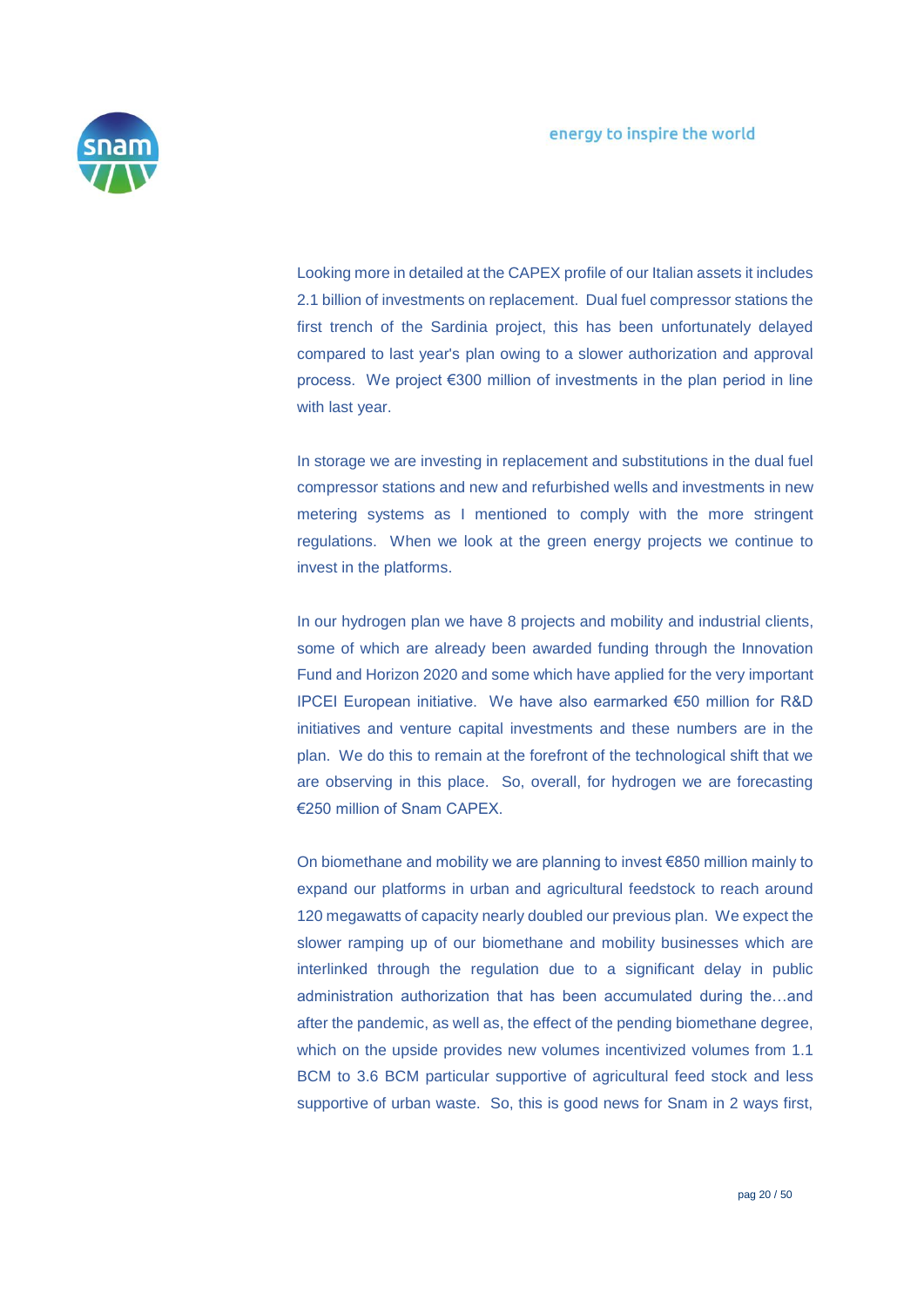Looking more in detailed at the CAPEX profile of our Italian assets it includes 2.1 billion of investments on replacement. Dual fuel compressor stations the first trench of the Sardinia project, this has been unfortunately delayed compared to last year's plan owing to a slower authorization and approval process. We project €300 million of investments in the plan period in line with last year.

In storage we are investing in replacement and substitutions in the dual fuel compressor stations and new and refurbished wells and investments in new metering systems as I mentioned to comply with the more stringent regulations. When we look at the green energy projects we continue to invest in the platforms.

In our hydrogen plan we have 8 projects and mobility and industrial clients, some of which are already been awarded funding through the Innovation Fund and Horizon 2020 and some which have applied for the very important IPCEI European initiative. We have also earmarked €50 million for R&D initiatives and venture capital investments and these numbers are in the plan. We do this to remain at the forefront of the technological shift that we are observing in this place. So, overall, for hydrogen we are forecasting €250 million of Snam CAPEX.

On biomethane and mobility we are planning to invest €850 million mainly to expand our platforms in urban and agricultural feedstock to reach around 120 megawatts of capacity nearly doubled our previous plan. We expect the slower ramping up of our biomethane and mobility businesses which are interlinked through the regulation due to a significant delay in public administration authorization that has been accumulated during the…and after the pandemic, as well as, the effect of the pending biomethane degree, which on the upside provides new volumes incentivized volumes from 1.1 BCM to 3.6 BCM particular supportive of agricultural feed stock and less supportive of urban waste. So, this is good news for Snam in 2 ways first,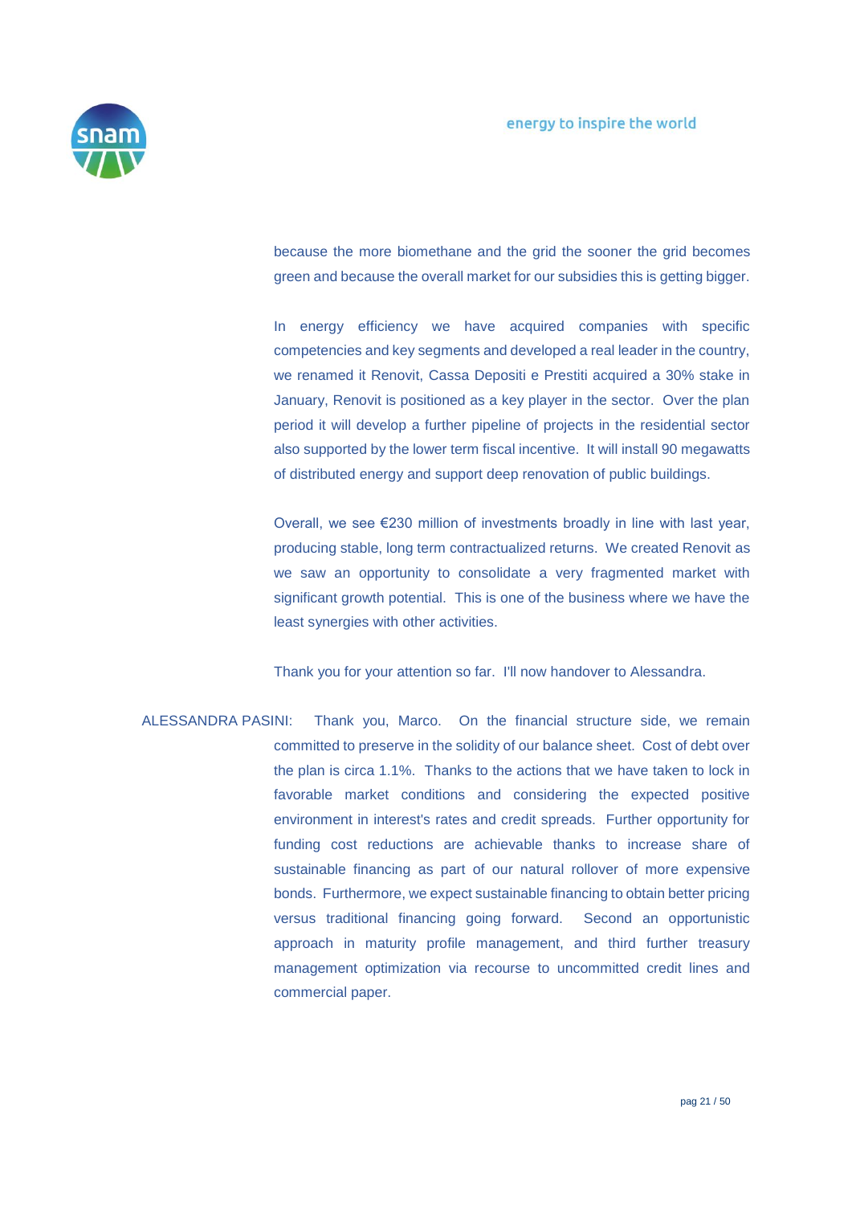because the more biomethane and the grid the sooner the grid becomes green and because the overall market for our subsidies this is getting bigger.

In energy efficiency we have acquired companies with specific competencies and key segments and developed a real leader in the country, we renamed it Renovit, Cassa Depositi e Prestiti acquired a 30% stake in January, Renovit is positioned as a key player in the sector. Over the plan period it will develop a further pipeline of projects in the residential sector also supported by the lower term fiscal incentive. It will install 90 megawatts of distributed energy and support deep renovation of public buildings.

Overall, we see €230 million of investments broadly in line with last year, producing stable, long term contractualized returns. We created Renovit as we saw an opportunity to consolidate a very fragmented market with significant growth potential. This is one of the business where we have the least synergies with other activities.

Thank you for your attention so far. I'll now handover to Alessandra.

ALESSANDRA PASINI: Thank you, Marco. On the financial structure side, we remain committed to preserve in the solidity of our balance sheet. Cost of debt over the plan is circa 1.1%. Thanks to the actions that we have taken to lock in favorable market conditions and considering the expected positive environment in interest's rates and credit spreads. Further opportunity for funding cost reductions are achievable thanks to increase share of sustainable financing as part of our natural rollover of more expensive bonds. Furthermore, we expect sustainable financing to obtain better pricing versus traditional financing going forward. Second an opportunistic approach in maturity profile management, and third further treasury management optimization via recourse to uncommitted credit lines and commercial paper.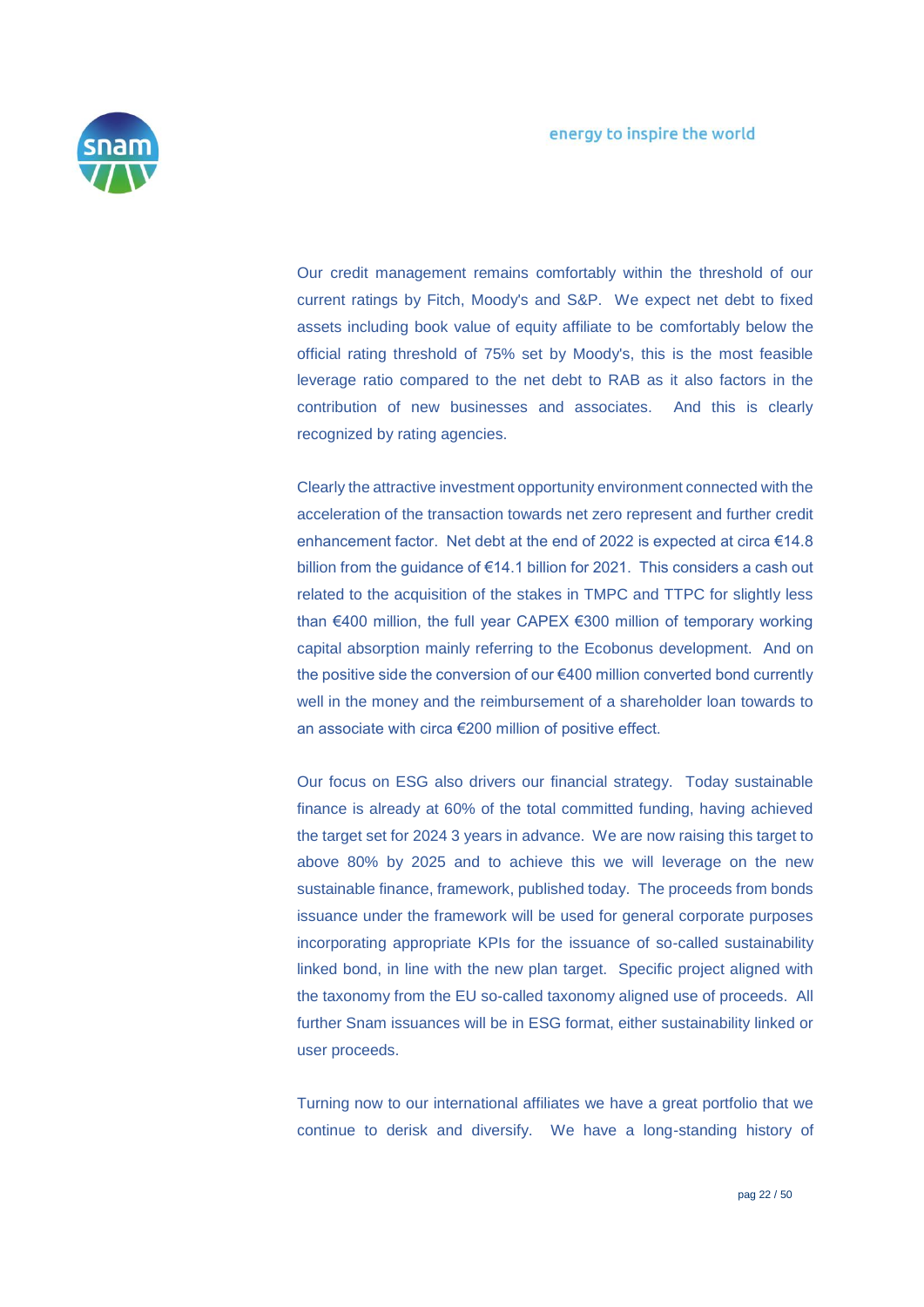Our credit management remains comfortably within the threshold of our current ratings by Fitch, Moody's and S&P. We expect net debt to fixed assets including book value of equity affiliate to be comfortably below the official rating threshold of 75% set by Moody's, this is the most feasible leverage ratio compared to the net debt to RAB as it also factors in the contribution of new businesses and associates. And this is clearly recognized by rating agencies.

Clearly the attractive investment opportunity environment connected with the acceleration of the transaction towards net zero represent and further credit enhancement factor. Net debt at the end of 2022 is expected at circa €14.8 billion from the guidance of €14.1 billion for 2021. This considers a cash out related to the acquisition of the stakes in TMPC and TTPC for slightly less than €400 million, the full year CAPEX €300 million of temporary working capital absorption mainly referring to the Ecobonus development. And on the positive side the conversion of our €400 million converted bond currently well in the money and the reimbursement of a shareholder loan towards to an associate with circa €200 million of positive effect.

Our focus on ESG also drivers our financial strategy. Today sustainable finance is already at 60% of the total committed funding, having achieved the target set for 2024 3 years in advance. We are now raising this target to above 80% by 2025 and to achieve this we will leverage on the new sustainable finance, framework, published today. The proceeds from bonds issuance under the framework will be used for general corporate purposes incorporating appropriate KPIs for the issuance of so-called sustainability linked bond, in line with the new plan target. Specific project aligned with the taxonomy from the EU so-called taxonomy aligned use of proceeds. All further Snam issuances will be in ESG format, either sustainability linked or user proceeds.

Turning now to our international affiliates we have a great portfolio that we continue to derisk and diversify. We have a long-standing history of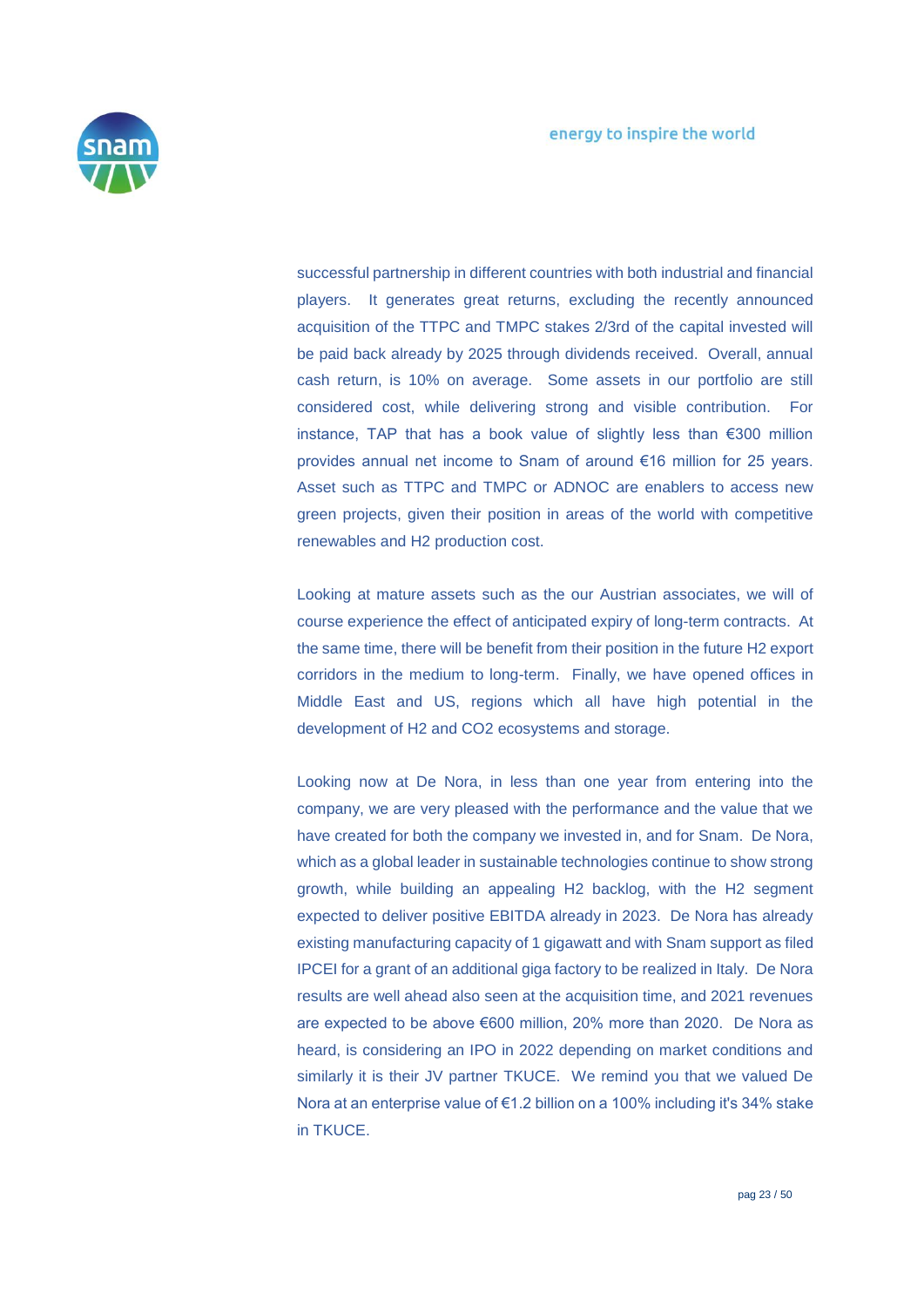successful partnership in different countries with both industrial and financial players. It generates great returns, excluding the recently announced acquisition of the TTPC and TMPC stakes 2/3rd of the capital invested will be paid back already by 2025 through dividends received. Overall, annual cash return, is 10% on average. Some assets in our portfolio are still considered cost, while delivering strong and visible contribution. For instance, TAP that has a book value of slightly less than €300 million provides annual net income to Snam of around €16 million for 25 years. Asset such as TTPC and TMPC or ADNOC are enablers to access new green projects, given their position in areas of the world with competitive renewables and H2 production cost.

Looking at mature assets such as the our Austrian associates, we will of course experience the effect of anticipated expiry of long-term contracts. At the same time, there will be benefit from their position in the future H2 export corridors in the medium to long-term. Finally, we have opened offices in Middle East and US, regions which all have high potential in the development of H2 and CO2 ecosystems and storage.

Looking now at De Nora, in less than one year from entering into the company, we are very pleased with the performance and the value that we have created for both the company we invested in, and for Snam. De Nora, which as a global leader in sustainable technologies continue to show strong growth, while building an appealing H2 backlog, with the H2 segment expected to deliver positive EBITDA already in 2023. De Nora has already existing manufacturing capacity of 1 gigawatt and with Snam support as filed IPCEI for a grant of an additional giga factory to be realized in Italy. De Nora results are well ahead also seen at the acquisition time, and 2021 revenues are expected to be above €600 million, 20% more than 2020. De Nora as heard, is considering an IPO in 2022 depending on market conditions and similarly it is their JV partner TKUCE. We remind you that we valued De Nora at an enterprise value of €1.2 billion on a 100% including it's 34% stake in TKUCE.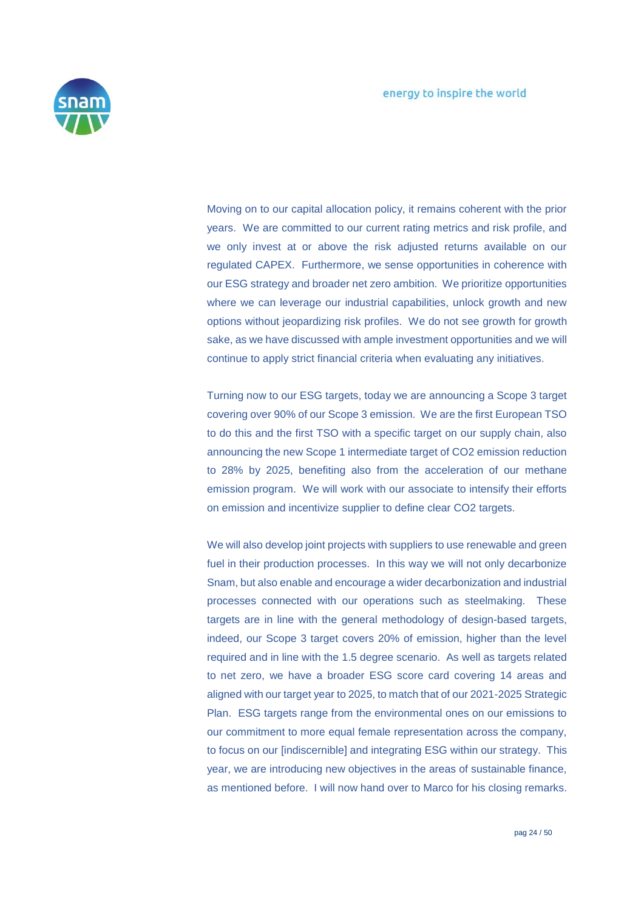Moving on to our capital allocation policy, it remains coherent with the prior years. We are committed to our current rating metrics and risk profile, and we only invest at or above the risk adjusted returns available on our regulated CAPEX. Furthermore, we sense opportunities in coherence with our ESG strategy and broader net zero ambition. We prioritize opportunities where we can leverage our industrial capabilities, unlock growth and new options without jeopardizing risk profiles. We do not see growth for growth sake, as we have discussed with ample investment opportunities and we will continue to apply strict financial criteria when evaluating any initiatives.

Turning now to our ESG targets, today we are announcing a Scope 3 target covering over 90% of our Scope 3 emission. We are the first European TSO to do this and the first TSO with a specific target on our supply chain, also announcing the new Scope 1 intermediate target of CO2 emission reduction to 28% by 2025, benefiting also from the acceleration of our methane emission program. We will work with our associate to intensify their efforts on emission and incentivize supplier to define clear CO2 targets.

We will also develop joint projects with suppliers to use renewable and green fuel in their production processes. In this way we will not only decarbonize Snam, but also enable and encourage a wider decarbonization and industrial processes connected with our operations such as steelmaking. These targets are in line with the general methodology of design-based targets, indeed, our Scope 3 target covers 20% of emission, higher than the level required and in line with the 1.5 degree scenario. As well as targets related to net zero, we have a broader ESG score card covering 14 areas and aligned with our target year to 2025, to match that of our 2021-2025 Strategic Plan. ESG targets range from the environmental ones on our emissions to our commitment to more equal female representation across the company, to focus on our [indiscernible] and integrating ESG within our strategy. This year, we are introducing new objectives in the areas of sustainable finance, as mentioned before. I will now hand over to Marco for his closing remarks.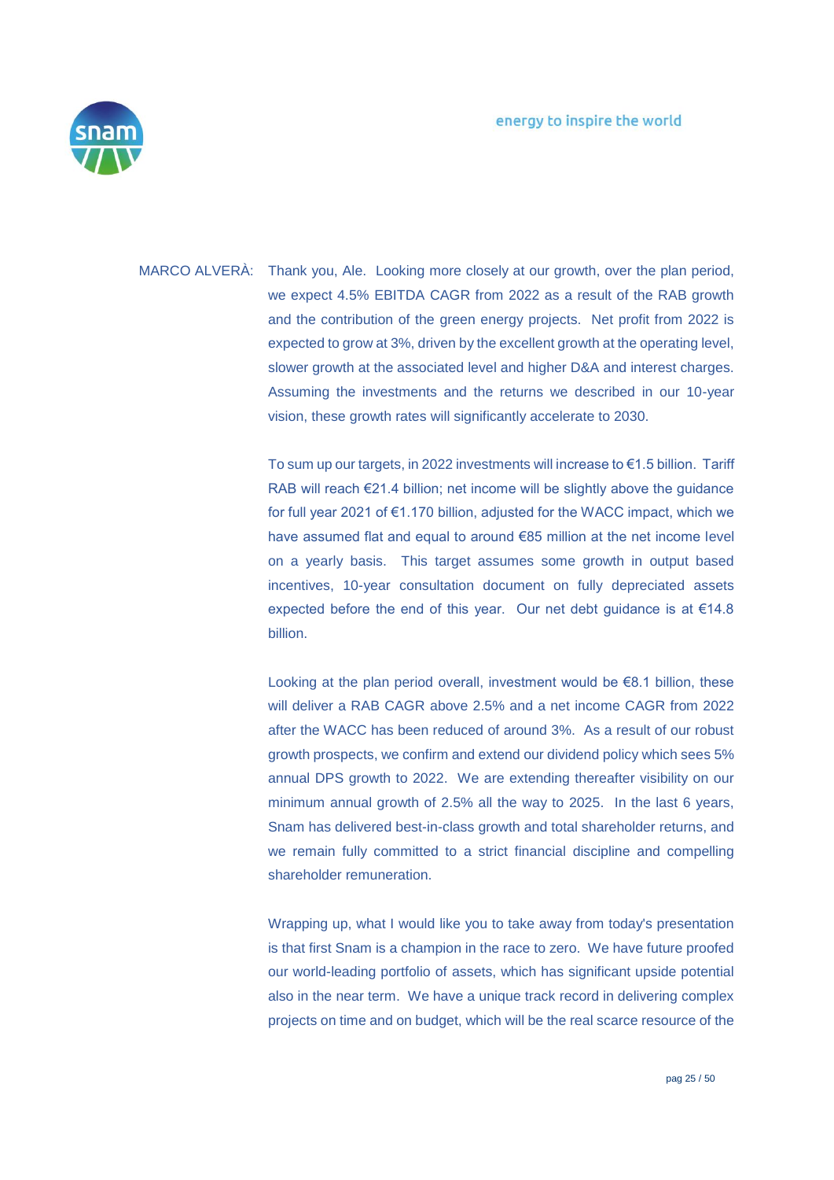MARCO ALVERÀ: Thank you, Ale. Looking more closely at our growth, over the plan period, we expect 4.5% EBITDA CAGR from 2022 as a result of the RAB growth and the contribution of the green energy projects. Net profit from 2022 is expected to grow at 3%, driven by the excellent growth at the operating level, slower growth at the associated level and higher D&A and interest charges. Assuming the investments and the returns we described in our 10-year vision, these growth rates will significantly accelerate to 2030.

To sum up our targets, in 2022 investments will increase to €1.5 billion. Tariff RAB will reach €21.4 billion; net income will be slightly above the guidance for full year 2021 of €1.170 billion, adjusted for the WACC impact, which we have assumed flat and equal to around €85 million at the net income level on a yearly basis. This target assumes some growth in output based incentives, 10-year consultation document on fully depreciated assets expected before the end of this year. Our net debt guidance is at €14.8 billion.

Looking at the plan period overall, investment would be €8.1 billion, these will deliver a RAB CAGR above 2.5% and a net income CAGR from 2022 after the WACC has been reduced of around 3%. As a result of our robust growth prospects, we confirm and extend our dividend policy which sees 5% annual DPS growth to 2022. We are extending thereafter visibility on our minimum annual growth of 2.5% all the way to 2025. In the last 6 years, Snam has delivered best-in-class growth and total shareholder returns, and we remain fully committed to a strict financial discipline and compelling shareholder remuneration.

Wrapping up, what I would like you to take away from today's presentation is that first Snam is a champion in the race to zero. We have future proofed our world-leading portfolio of assets, which has significant upside potential also in the near term. We have a unique track record in delivering complex projects on time and on budget, which will be the real scarce resource of the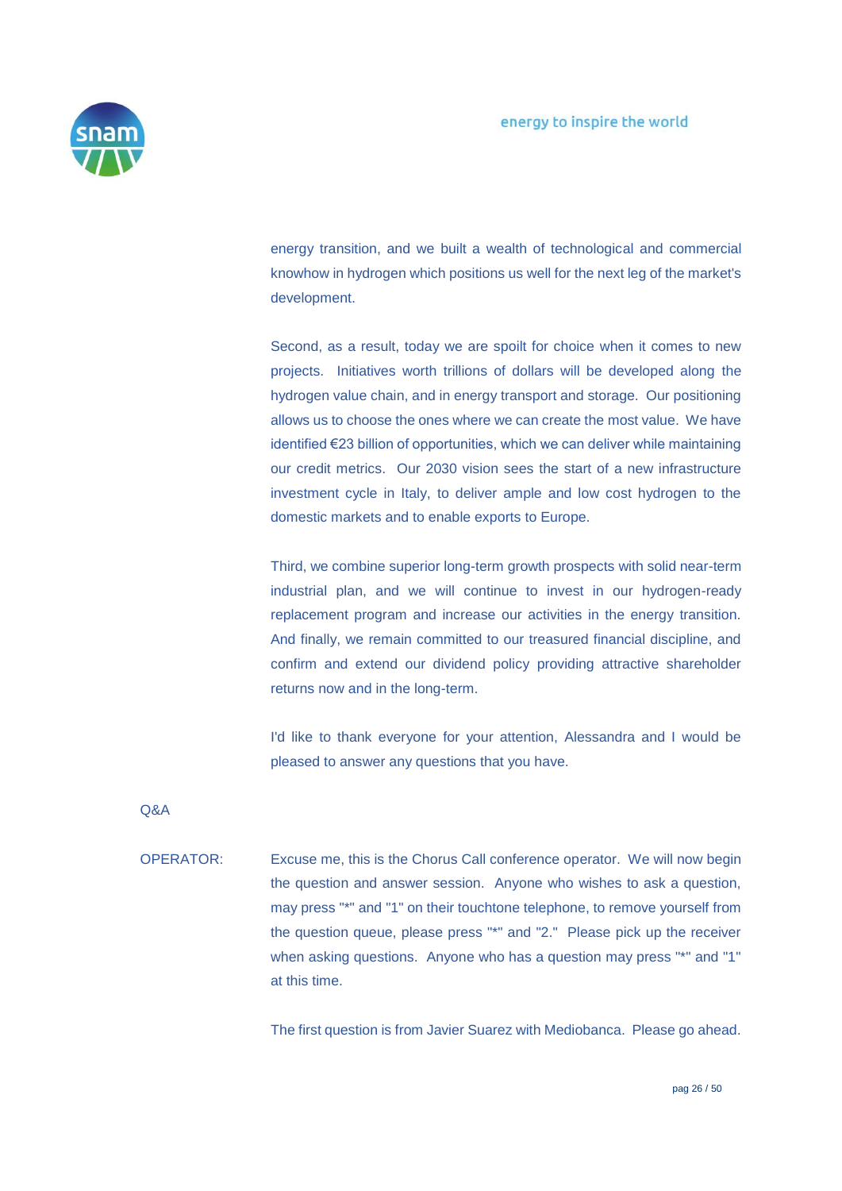energy transition, and we built a wealth of technological and commercial knowhow in hydrogen which positions us well for the next leg of the market's development.

Second, as a result, today we are spoilt for choice when it comes to new projects. Initiatives worth trillions of dollars will be developed along the hydrogen value chain, and in energy transport and storage. Our positioning allows us to choose the ones where we can create the most value. We have identified €23 billion of opportunities, which we can deliver while maintaining our credit metrics. Our 2030 vision sees the start of a new infrastructure investment cycle in Italy, to deliver ample and low cost hydrogen to the domestic markets and to enable exports to Europe.

Third, we combine superior long-term growth prospects with solid near-term industrial plan, and we will continue to invest in our hydrogen-ready replacement program and increase our activities in the energy transition. And finally, we remain committed to our treasured financial discipline, and confirm and extend our dividend policy providing attractive shareholder returns now and in the long-term.

I'd like to thank everyone for your attention, Alessandra and I would be pleased to answer any questions that you have.

Q&A

OPERATOR: Excuse me, this is the Chorus Call conference operator. We will now begin the question and answer session. Anyone who wishes to ask a question, may press "*" and "1" on their touchtone telephone, to remove yourself from the question queue, please press "*" and "2." Please pick up the receiver when asking questions. Anyone who has a question may press "*" and "1" at this time.

The first question is from Javier Suarez with Mediobanca. Please go ahead.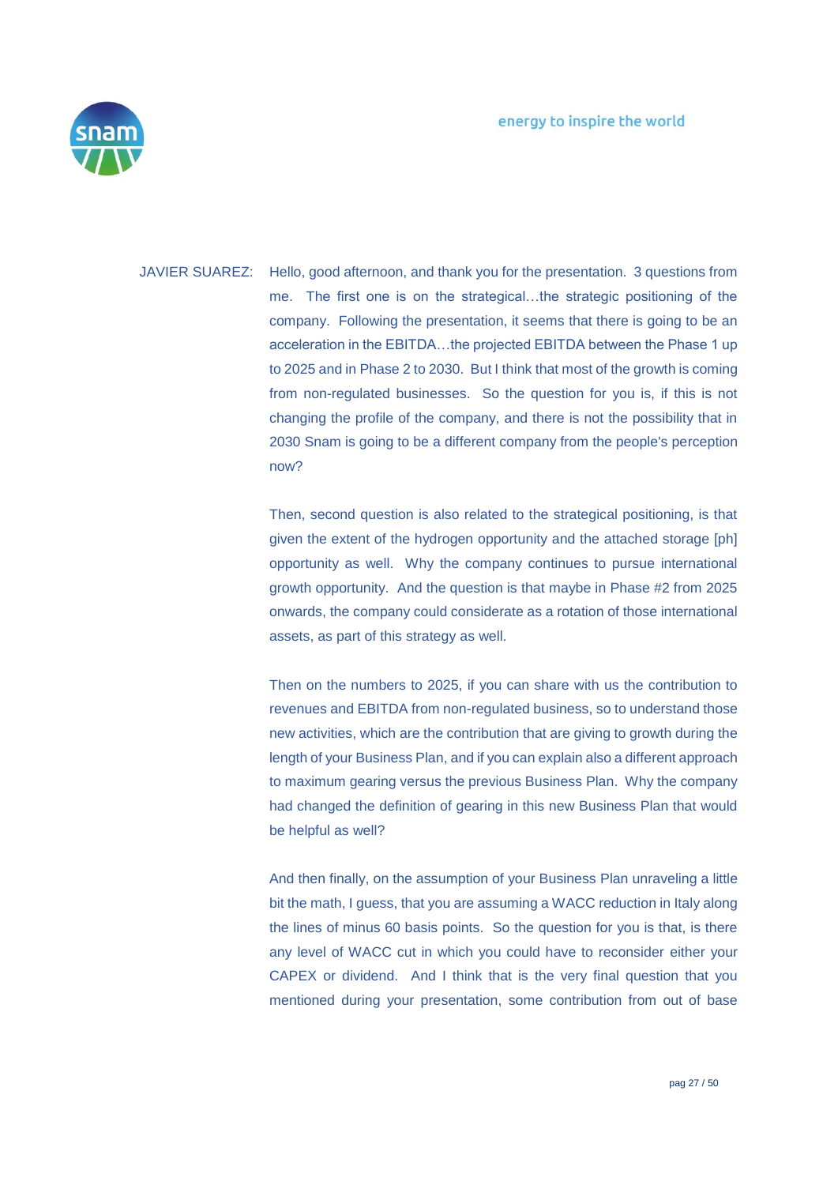JAVIER SUAREZ: Hello, good afternoon, and thank you for the presentation. 3 questions from me. The first one is on the strategical…the strategic positioning of the company. Following the presentation, it seems that there is going to be an acceleration in the EBITDA…the projected EBITDA between the Phase 1 up to 2025 and in Phase 2 to 2030. But I think that most of the growth is coming from non-regulated businesses. So the question for you is, if this is not changing the profile of the company, and there is not the possibility that in 2030 Snam is going to be a different company from the people's perception now?

Then, second question is also related to the strategical positioning, is that given the extent of the hydrogen opportunity and the attached storage [ph] opportunity as well. Why the company continues to pursue international growth opportunity. And the question is that maybe in Phase #2 from 2025 onwards, the company could considerate as a rotation of those international assets, as part of this strategy as well.

Then on the numbers to 2025, if you can share with us the contribution to revenues and EBITDA from non-regulated business, so to understand those new activities, which are the contribution that are giving to growth during the length of your Business Plan, and if you can explain also a different approach to maximum gearing versus the previous Business Plan. Why the company had changed the definition of gearing in this new Business Plan that would be helpful as well?

And then finally, on the assumption of your Business Plan unraveling a little bit the math, I guess, that you are assuming a WACC reduction in Italy along the lines of minus 60 basis points. So the question for you is that, is there any level of WACC cut in which you could have to reconsider either your CAPEX or dividend. And I think that is the very final question that you mentioned during your presentation, some contribution from out of base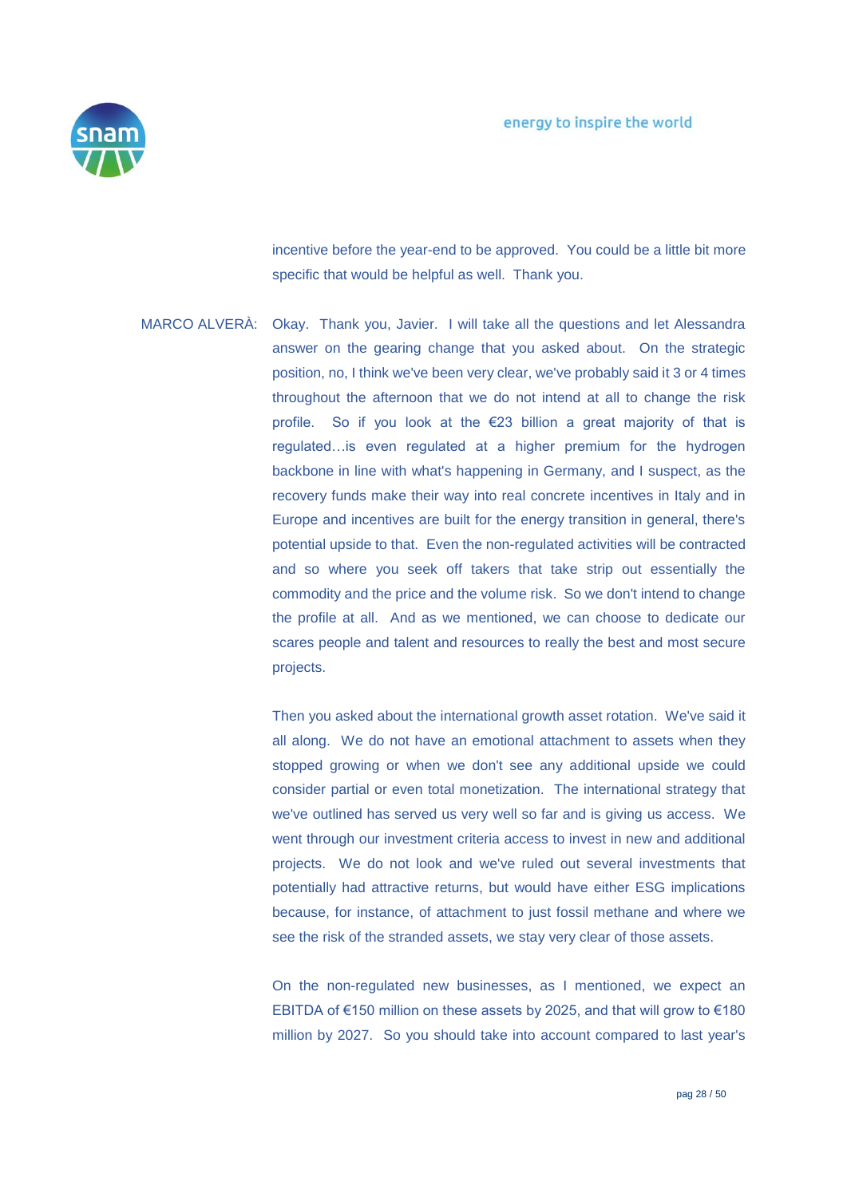incentive before the year-end to be approved. You could be a little bit more specific that would be helpful as well. Thank you.

MARCO ALVERÀ: Okay. Thank you, Javier. I will take all the questions and let Alessandra answer on the gearing change that you asked about. On the strategic position, no, I think we've been very clear, we've probably said it 3 or 4 times throughout the afternoon that we do not intend at all to change the risk profile. So if you look at the €23 billion a great majority of that is regulated…is even regulated at a higher premium for the hydrogen backbone in line with what's happening in Germany, and I suspect, as the recovery funds make their way into real concrete incentives in Italy and in Europe and incentives are built for the energy transition in general, there's potential upside to that. Even the non-regulated activities will be contracted and so where you seek off takers that take strip out essentially the commodity and the price and the volume risk. So we don't intend to change the profile at all. And as we mentioned, we can choose to dedicate our scares people and talent and resources to really the best and most secure projects.

Then you asked about the international growth asset rotation. We've said it all along. We do not have an emotional attachment to assets when they stopped growing or when we don't see any additional upside we could consider partial or even total monetization. The international strategy that we've outlined has served us very well so far and is giving us access. We went through our investment criteria access to invest in new and additional projects. We do not look and we've ruled out several investments that potentially had attractive returns, but would have either ESG implications because, for instance, of attachment to just fossil methane and where we see the risk of the stranded assets, we stay very clear of those assets.

On the non-regulated new businesses, as I mentioned, we expect an EBITDA of €150 million on these assets by 2025, and that will grow to €180 million by 2027. So you should take into account compared to last year's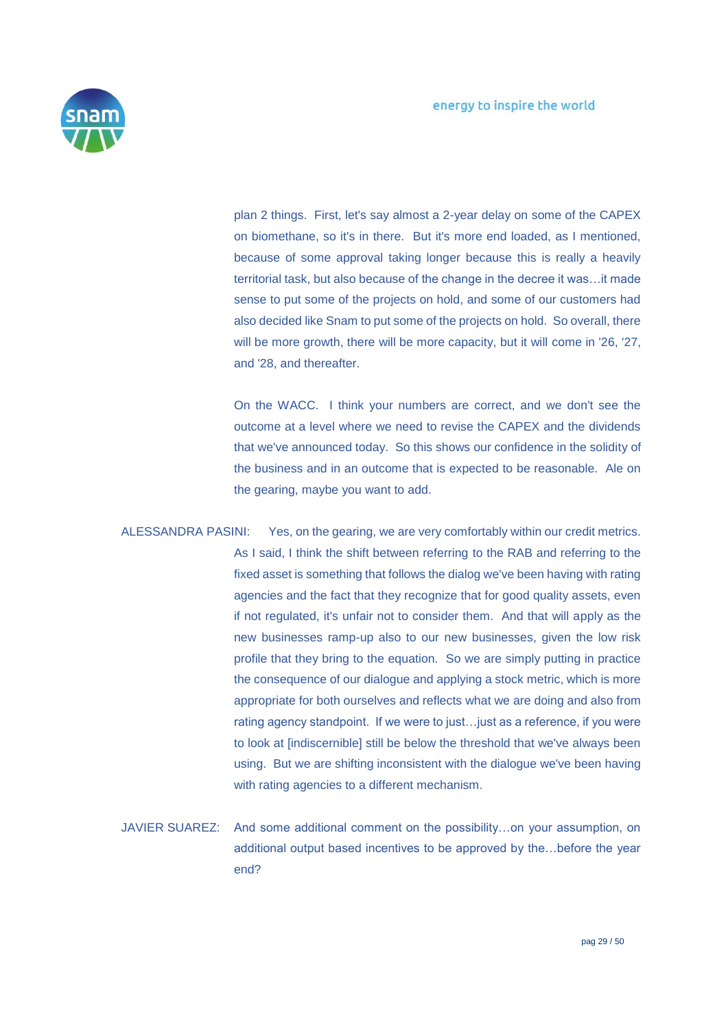plan 2 things. First, let's say almost a 2-year delay on some of the CAPEX on biomethane, so it's in there. But it's more end loaded, as I mentioned, because of some approval taking longer because this is really a heavily territorial task, but also because of the change in the decree it was…it made sense to put some of the projects on hold, and some of our customers had also decided like Snam to put some of the projects on hold. So overall, there will be more growth, there will be more capacity, but it will come in '26, '27, and '28, and thereafter.

On the WACC. I think your numbers are correct, and we don't see the outcome at a level where we need to revise the CAPEX and the dividends that we've announced today. So this shows our confidence in the solidity of the business and in an outcome that is expected to be reasonable. Ale on the gearing, maybe you want to add.

ALESSANDRA PASINI: Yes, on the gearing, we are very comfortably within our credit metrics. As I said, I think the shift between referring to the RAB and referring to the fixed asset is something that follows the dialog we've been having with rating agencies and the fact that they recognize that for good quality assets, even if not regulated, it's unfair not to consider them. And that will apply as the new businesses ramp-up also to our new businesses, given the low risk profile that they bring to the equation. So we are simply putting in practice the consequence of our dialogue and applying a stock metric, which is more appropriate for both ourselves and reflects what we are doing and also from rating agency standpoint. If we were to just…just as a reference, if you were to look at [indiscernible] still be below the threshold that we've always been using. But we are shifting inconsistent with the dialogue we've been having with rating agencies to a different mechanism.

JAVIER SUAREZ: And some additional comment on the possibility…on your assumption, on additional output based incentives to be approved by the…before the year end?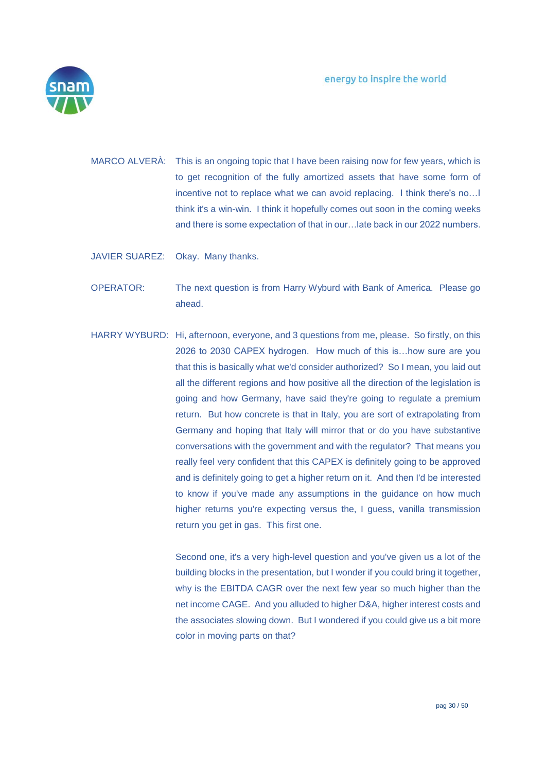MARCO ALVERÀ: This is an ongoing topic that I have been raising now for few years, which is to get recognition of the fully amortized assets that have some form of incentive not to replace what we can avoid replacing. I think there's no…I think it's a win-win. I think it hopefully comes out soon in the coming weeks and there is some expectation of that in our…late back in our 2022 numbers.

JAVIER SUAREZ: Okay. Many thanks.

OPERATOR: The next question is from Harry Wyburd with Bank of America. Please go ahead.

HARRY WYBURD: Hi, afternoon, everyone, and 3 questions from me, please. So firstly, on this 2026 to 2030 CAPEX hydrogen. How much of this is…how sure are you that this is basically what we'd consider authorized? So I mean, you laid out all the different regions and how positive all the direction of the legislation is going and how Germany, have said they're going to regulate a premium return. But how concrete is that in Italy, you are sort of extrapolating from Germany and hoping that Italy will mirror that or do you have substantive conversations with the government and with the regulator? That means you really feel very confident that this CAPEX is definitely going to be approved and is definitely going to get a higher return on it. And then I'd be interested to know if you've made any assumptions in the guidance on how much higher returns you're expecting versus the, I guess, vanilla transmission return you get in gas. This first one.

Second one, it's a very high-level question and you've given us a lot of the building blocks in the presentation, but I wonder if you could bring it together, why is the EBITDA CAGR over the next few year so much higher than the net income CAGE. And you alluded to higher D&A, higher interest costs and the associates slowing down. But I wondered if you could give us a bit more color in moving parts on that?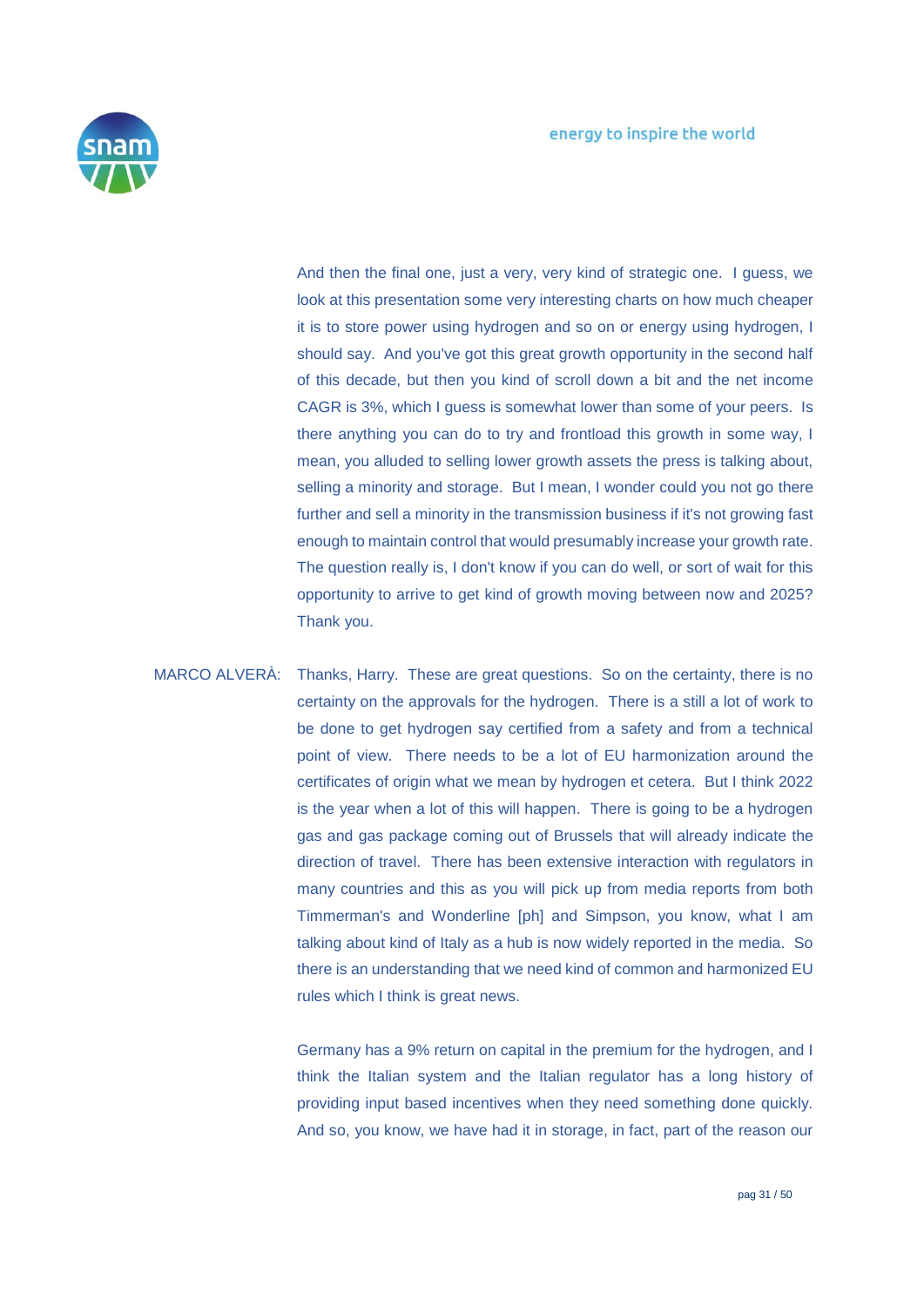And then the final one, just a very, very kind of strategic one. I guess, we look at this presentation some very interesting charts on how much cheaper it is to store power using hydrogen and so on or energy using hydrogen, I should say. And you've got this great growth opportunity in the second half of this decade, but then you kind of scroll down a bit and the net income CAGR is 3%, which I guess is somewhat lower than some of your peers. Is there anything you can do to try and frontload this growth in some way, I mean, you alluded to selling lower growth assets the press is talking about, selling a minority and storage. But I mean, I wonder could you not go there further and sell a minority in the transmission business if it's not growing fast enough to maintain control that would presumably increase your growth rate. The question really is, I don't know if you can do well, or sort of wait for this opportunity to arrive to get kind of growth moving between now and 2025? Thank you.

MARCO ALVERÀ: Thanks, Harry. These are great questions. So on the certainty, there is no certainty on the approvals for the hydrogen. There is a still a lot of work to be done to get hydrogen say certified from a safety and from a technical point of view. There needs to be a lot of EU harmonization around the certificates of origin what we mean by hydrogen et cetera. But I think 2022 is the year when a lot of this will happen. There is going to be a hydrogen gas and gas package coming out of Brussels that will already indicate the direction of travel. There has been extensive interaction with regulators in many countries and this as you will pick up from media reports from both Timmerman's and Wonderline [ph] and Simpson, you know, what I am talking about kind of Italy as a hub is now widely reported in the media. So there is an understanding that we need kind of common and harmonized EU rules which I think is great news.

Germany has a 9% return on capital in the premium for the hydrogen, and I think the Italian system and the Italian regulator has a long history of providing input based incentives when they need something done quickly. And so, you know, we have had it in storage, in fact, part of the reason our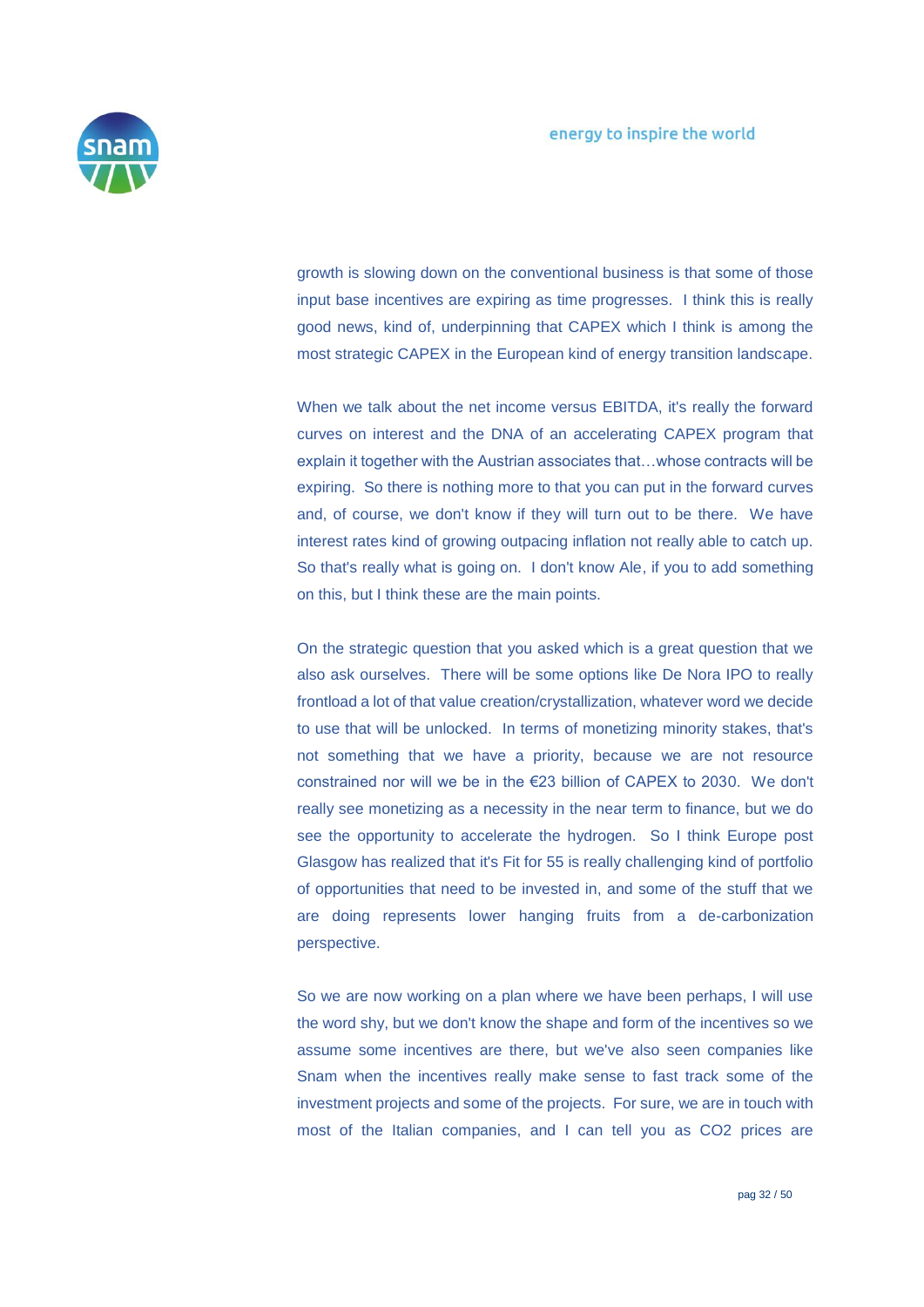growth is slowing down on the conventional business is that some of those input base incentives are expiring as time progresses. I think this is really good news, kind of, underpinning that CAPEX which I think is among the most strategic CAPEX in the European kind of energy transition landscape.

When we talk about the net income versus EBITDA, it's really the forward curves on interest and the DNA of an accelerating CAPEX program that explain it together with the Austrian associates that…whose contracts will be expiring. So there is nothing more to that you can put in the forward curves and, of course, we don't know if they will turn out to be there. We have interest rates kind of growing outpacing inflation not really able to catch up. So that's really what is going on. I don't know Ale, if you to add something on this, but I think these are the main points.

On the strategic question that you asked which is a great question that we also ask ourselves. There will be some options like De Nora IPO to really frontload a lot of that value creation/crystallization, whatever word we decide to use that will be unlocked. In terms of monetizing minority stakes, that's not something that we have a priority, because we are not resource constrained nor will we be in the €23 billion of CAPEX to 2030. We don't really see monetizing as a necessity in the near term to finance, but we do see the opportunity to accelerate the hydrogen. So I think Europe post Glasgow has realized that it's Fit for 55 is really challenging kind of portfolio of opportunities that need to be invested in, and some of the stuff that we are doing represents lower hanging fruits from a de-carbonization perspective.

So we are now working on a plan where we have been perhaps, I will use the word shy, but we don't know the shape and form of the incentives so we assume some incentives are there, but we've also seen companies like Snam when the incentives really make sense to fast track some of the investment projects and some of the projects. For sure, we are in touch with most of the Italian companies, and I can tell you as $CO_2$ prices are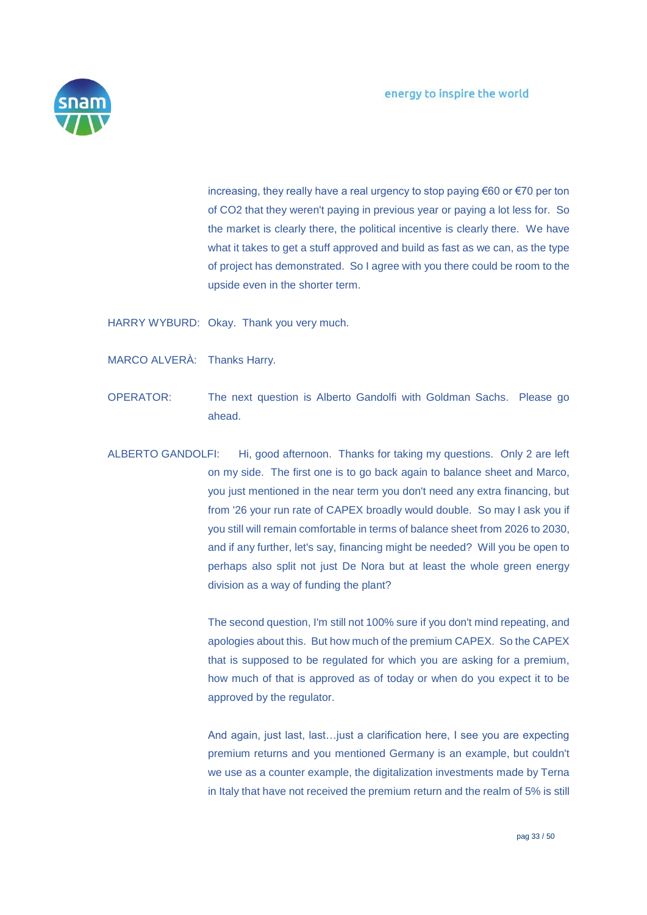increasing, they really have a real urgency to stop paying €60 or €70 per ton of $CO_2$ that they weren't paying in previous year or paying a lot less for. So the market is clearly there, the political incentive is clearly there. We have what it takes to get a stuff approved and build as fast as we can, as the type of project has demonstrated. So I agree with you there could be room to the upside even in the shorter term.

HARRY WYBURD: Okay. Thank you very much.

MARCO ALVERÀ: Thanks Harry.

OPERATOR: The next question is Alberto Gandolfi with Goldman Sachs. Please go ahead.

ALBERTO GANDOLFI: Hi, good afternoon. Thanks for taking my questions. Only 2 are left on my side. The first one is to go back again to balance sheet and Marco, you just mentioned in the near term you don't need any extra financing, but from '26 your run rate of CAPEX broadly would double. So may I ask you if you still will remain comfortable in terms of balance sheet from 2026 to 2030, and if any further, let's say, financing might be needed? Will you be open to perhaps also split not just De Nora but at least the whole green energy division as a way of funding the plant?

The second question, I'm still not 100% sure if you don't mind repeating, and apologies about this. But how much of the premium CAPEX. So the CAPEX that is supposed to be regulated for which you are asking for a premium, how much of that is approved as of today or when do you expect it to be approved by the regulator.

And again, just last, last…just a clarification here, I see you are expecting premium returns and you mentioned Germany is an example, but couldn't we use as a counter example, the digitalization investments made by Terna in Italy that have not received the premium return and the realm of 5% is still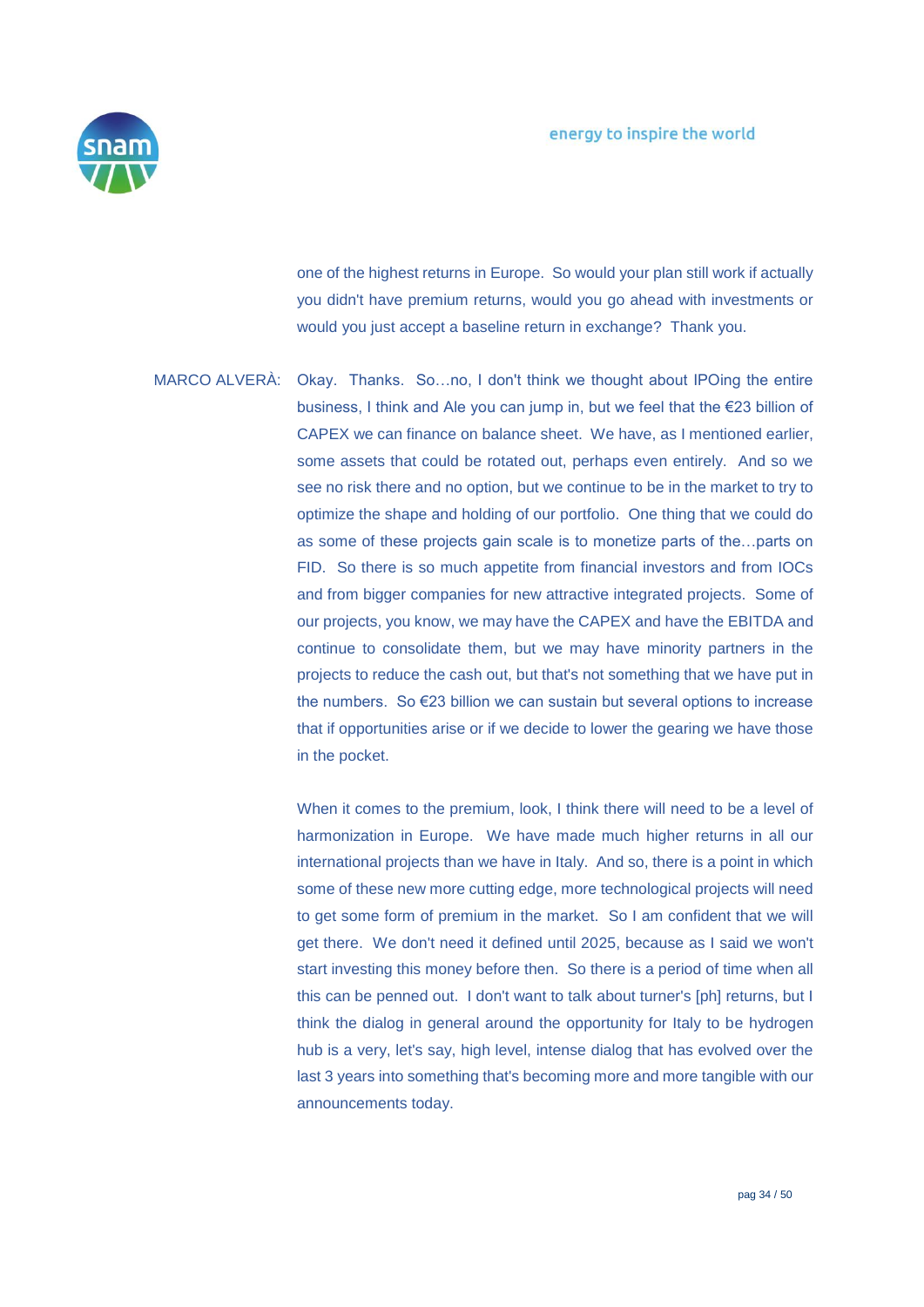one of the highest returns in Europe. So would your plan still work if actually you didn't have premium returns, would you go ahead with investments or would you just accept a baseline return in exchange? Thank you.

MARCO ALVERÀ: Okay. Thanks. So…no, I don't think we thought about IPOing the entire business, I think and Ale you can jump in, but we feel that the €23 billion of CAPEX we can finance on balance sheet. We have, as I mentioned earlier, some assets that could be rotated out, perhaps even entirely. And so we see no risk there and no option, but we continue to be in the market to try to optimize the shape and holding of our portfolio. One thing that we could do as some of these projects gain scale is to monetize parts of the…parts on FID. So there is so much appetite from financial investors and from IOCs and from bigger companies for new attractive integrated projects. Some of our projects, you know, we may have the CAPEX and have the EBITDA and continue to consolidate them, but we may have minority partners in the projects to reduce the cash out, but that's not something that we have put in the numbers. So €23 billion we can sustain but several options to increase that if opportunities arise or if we decide to lower the gearing we have those in the pocket.

When it comes to the premium, look, I think there will need to be a level of harmonization in Europe. We have made much higher returns in all our international projects than we have in Italy. And so, there is a point in which some of these new more cutting edge, more technological projects will need to get some form of premium in the market. So I am confident that we will get there. We don't need it defined until 2025, because as I said we won't start investing this money before then. So there is a period of time when all this can be penned out. I don't want to talk about turner's [ph] returns, but I think the dialog in general around the opportunity for Italy to be hydrogen hub is a very, let's say, high level, intense dialog that has evolved over the last 3 years into something that's becoming more and more tangible with our announcements today.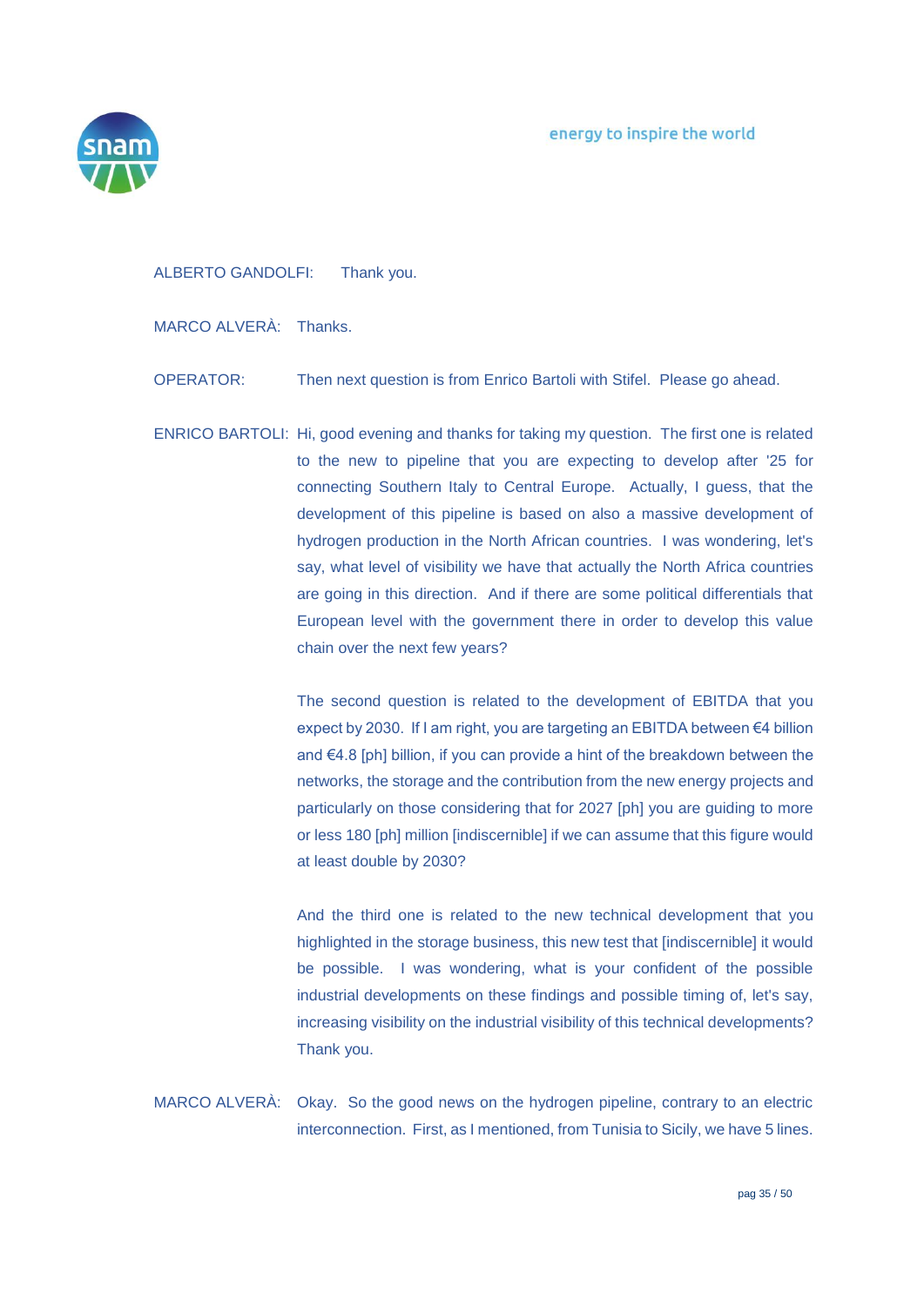ALBERTO GANDOLFI: Thank you.

MARCO ALVERÀ: Thanks.

OPERATOR: Then next question is from Enrico Bartoli with Stifel. Please go ahead.

ENRICO BARTOLI: Hi, good evening and thanks for taking my question. The first one is related to the new to pipeline that you are expecting to develop after '25 for connecting Southern Italy to Central Europe. Actually, I guess, that the development of this pipeline is based on also a massive development of hydrogen production in the North African countries. I was wondering, let's say, what level of visibility we have that actually the North Africa countries are going in this direction. And if there are some political differentials that European level with the government there in order to develop this value chain over the next few years?

The second question is related to the development of EBITDA that you expect by 2030. If I am right, you are targeting an EBITDA between €4 billion and €4.8 [ph] billion, if you can provide a hint of the breakdown between the networks, the storage and the contribution from the new energy projects and particularly on those considering that for 2027 [ph] you are guiding to more or less 180 [ph] million [indiscernible] if we can assume that this figure would at least double by 2030?

And the third one is related to the new technical development that you highlighted in the storage business, this new test that [indiscernible] it would be possible. I was wondering, what is your confident of the possible industrial developments on these findings and possible timing of, let's say, increasing visibility on the industrial visibility of this technical developments? Thank you.

MARCO ALVERÀ: Okay. So the good news on the hydrogen pipeline, contrary to an electric interconnection. First, as I mentioned, from Tunisia to Sicily, we have 5 lines.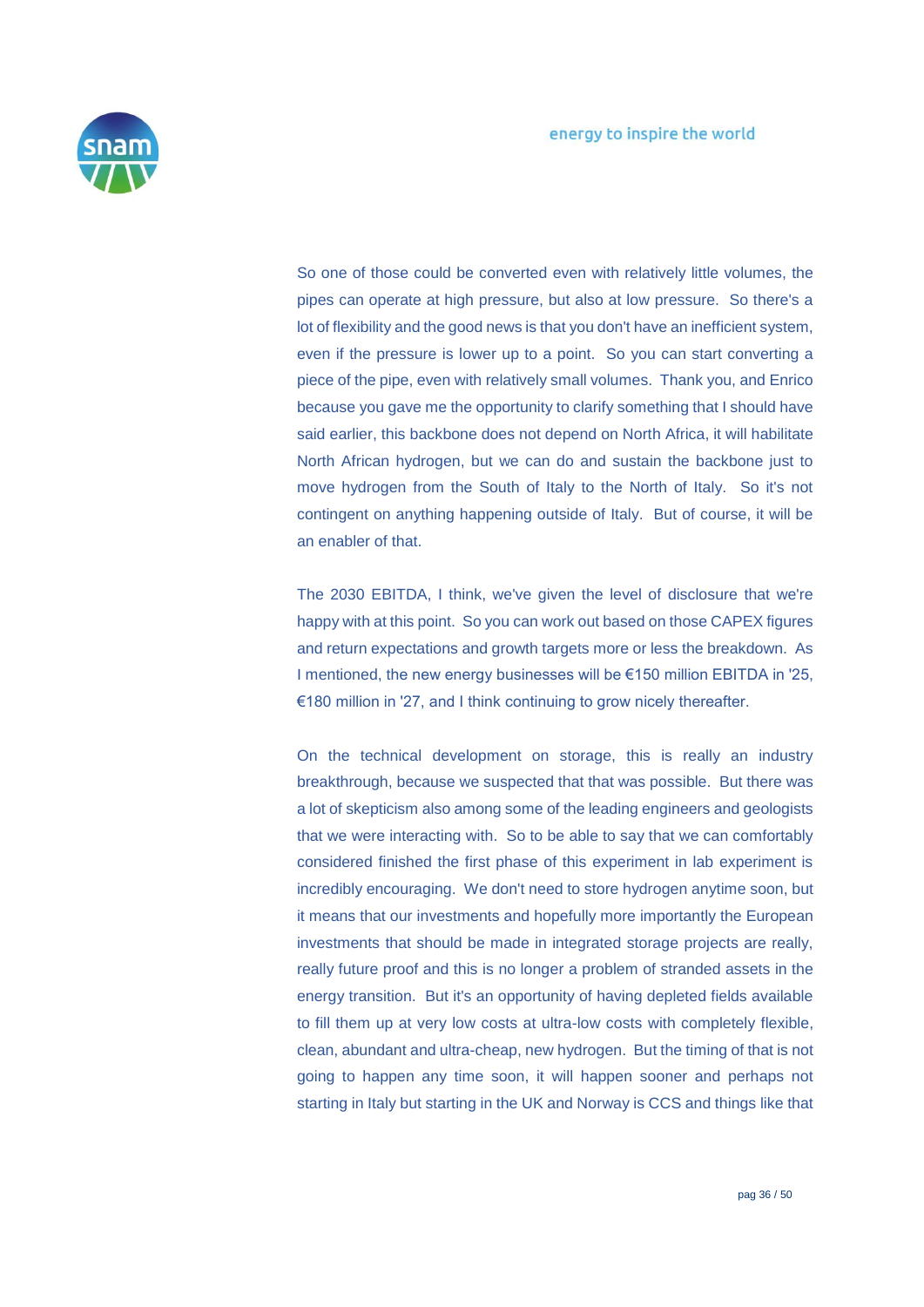So one of those could be converted even with relatively little volumes, the pipes can operate at high pressure, but also at low pressure. So there's a lot of flexibility and the good news is that you don't have an inefficient system, even if the pressure is lower up to a point. So you can start converting a piece of the pipe, even with relatively small volumes. Thank you, and Enrico because you gave me the opportunity to clarify something that I should have said earlier, this backbone does not depend on North Africa, it will habilitate North African hydrogen, but we can do and sustain the backbone just to move hydrogen from the South of Italy to the North of Italy. So it's not contingent on anything happening outside of Italy. But of course, it will be an enabler of that.

The 2030 EBITDA, I think, we've given the level of disclosure that we're happy with at this point. So you can work out based on those CAPEX figures and return expectations and growth targets more or less the breakdown. As I mentioned, the new energy businesses will be €150 million EBITDA in '25, €180 million in '27, and I think continuing to grow nicely thereafter.

On the technical development on storage, this is really an industry breakthrough, because we suspected that that was possible. But there was a lot of skepticism also among some of the leading engineers and geologists that we were interacting with. So to be able to say that we can comfortably considered finished the first phase of this experiment in lab experiment is incredibly encouraging. We don't need to store hydrogen anytime soon, but it means that our investments and hopefully more importantly the European investments that should be made in integrated storage projects are really, really future proof and this is no longer a problem of stranded assets in the energy transition. But it's an opportunity of having depleted fields available to fill them up at very low costs at ultra-low costs with completely flexible, clean, abundant and ultra-cheap, new hydrogen. But the timing of that is not going to happen any time soon, it will happen sooner and perhaps not starting in Italy but starting in the UK and Norway is CCS and things like that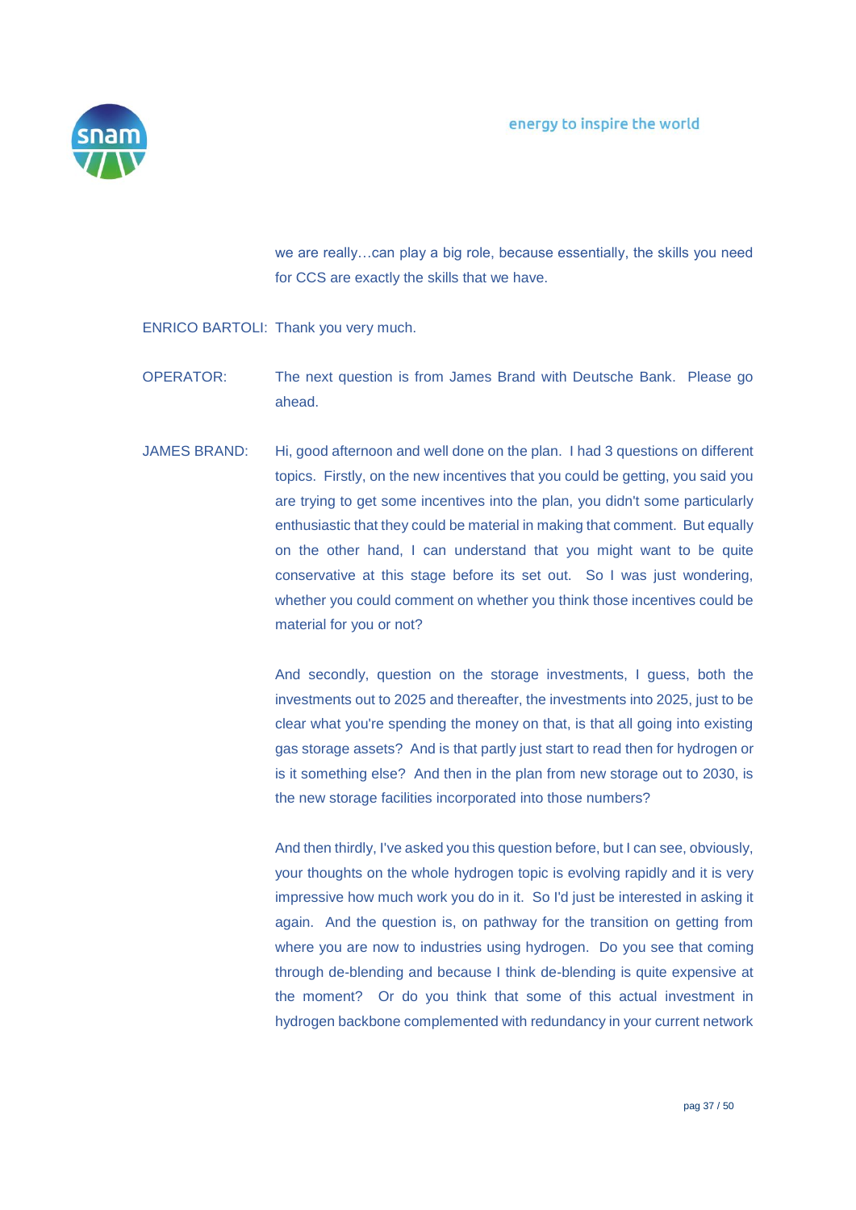we are really…can play a big role, because essentially, the skills you need for CCS are exactly the skills that we have.

ENRICO BARTOLI: Thank you very much.

OPERATOR: The next question is from James Brand with Deutsche Bank. Please go ahead.

JAMES BRAND: Hi, good afternoon and well done on the plan. I had 3 questions on different topics. Firstly, on the new incentives that you could be getting, you said you are trying to get some incentives into the plan, you didn't some particularly enthusiastic that they could be material in making that comment. But equally on the other hand, I can understand that you might want to be quite conservative at this stage before its set out. So I was just wondering, whether you could comment on whether you think those incentives could be material for you or not?

And secondly, question on the storage investments, I guess, both the investments out to 2025 and thereafter, the investments into 2025, just to be clear what you're spending the money on that, is that all going into existing gas storage assets? And is that partly just start to read then for hydrogen or is it something else? And then in the plan from new storage out to 2030, is the new storage facilities incorporated into those numbers?

And then thirdly, I've asked you this question before, but I can see, obviously, your thoughts on the whole hydrogen topic is evolving rapidly and it is very impressive how much work you do in it. So I'd just be interested in asking it again. And the question is, on pathway for the transition on getting from where you are now to industries using hydrogen. Do you see that coming through de-blending and because I think de-blending is quite expensive at the moment? Or do you think that some of this actual investment in hydrogen backbone complemented with redundancy in your current network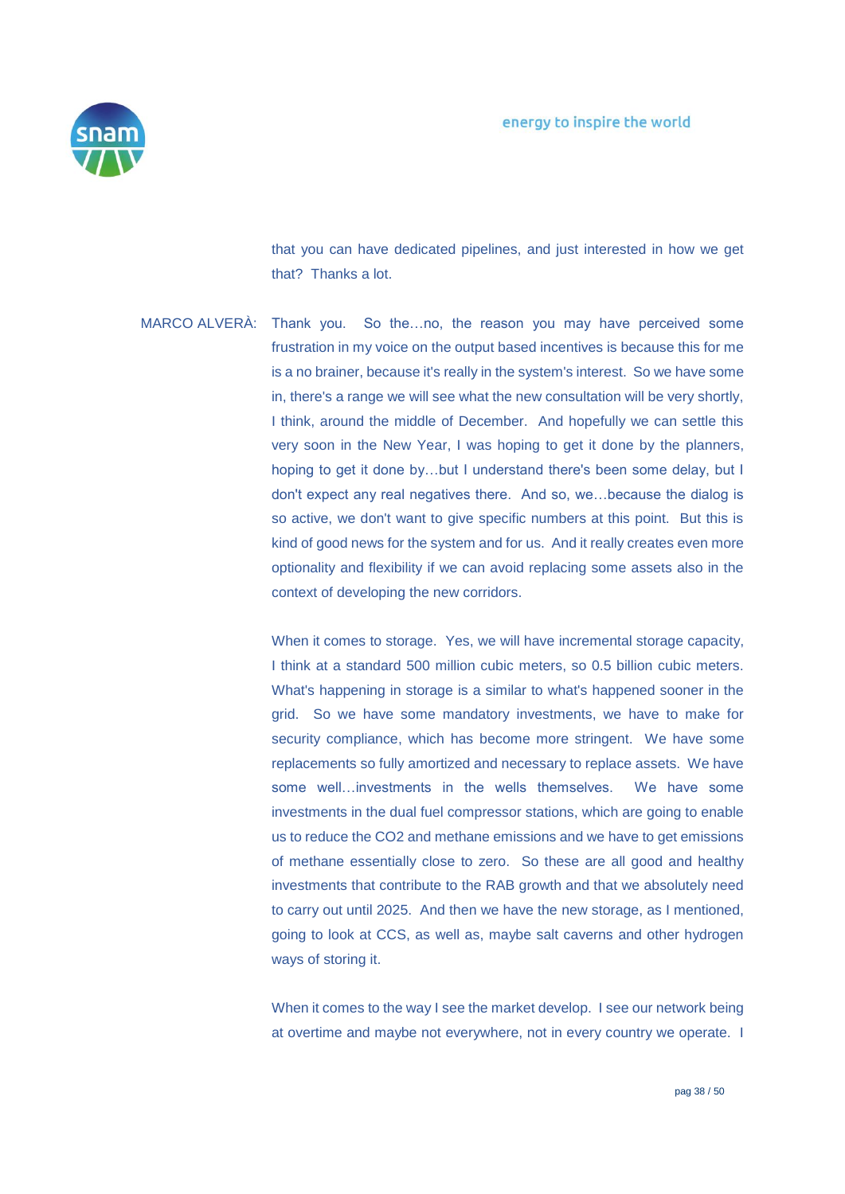that you can have dedicated pipelines, and just interested in how we get that? Thanks a lot.

MARCO ALVERÀ: Thank you. So the…no, the reason you may have perceived some frustration in my voice on the output based incentives is because this for me is a no brainer, because it's really in the system's interest. So we have some in, there's a range we will see what the new consultation will be very shortly, I think, around the middle of December. And hopefully we can settle this very soon in the New Year, I was hoping to get it done by the planners, hoping to get it done by…but I understand there's been some delay, but I don't expect any real negatives there. And so, we…because the dialog is so active, we don't want to give specific numbers at this point. But this is kind of good news for the system and for us. And it really creates even more optionality and flexibility if we can avoid replacing some assets also in the context of developing the new corridors.

When it comes to storage. Yes, we will have incremental storage capacity, I think at a standard 500 million cubic meters, so 0.5 billion cubic meters. What's happening in storage is a similar to what's happened sooner in the grid. So we have some mandatory investments, we have to make for security compliance, which has become more stringent. We have some replacements so fully amortized and necessary to replace assets. We have some well…investments in the wells themselves. We have some investments in the dual fuel compressor stations, which are going to enable us to reduce the $CO_2$ and methane emissions and we have to get emissions of methane essentially close to zero. So these are all good and healthy investments that contribute to the RAB growth and that we absolutely need to carry out until 2025. And then we have the new storage, as I mentioned, going to look at CCS, as well as, maybe salt caverns and other hydrogen ways of storing it.

When it comes to the way I see the market develop. I see our network being at overtime and maybe not everywhere, not in every country we operate. I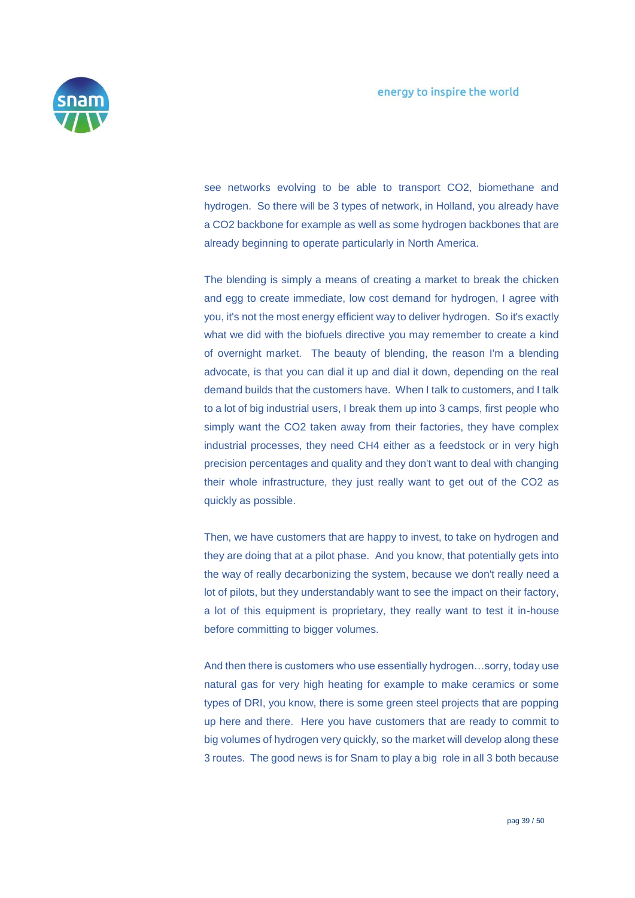see networks evolving to be able to transport $CO_2$, biomethane and hydrogen. So there will be 3 types of network, in Holland, you already have a $CO_2$ backbone for example as well as some hydrogen backbones that are already beginning to operate particularly in North America.

The blending is simply a means of creating a market to break the chicken and egg to create immediate, low cost demand for hydrogen, I agree with you, it's not the most energy efficient way to deliver hydrogen. So it's exactly what we did with the biofuels directive you may remember to create a kind of overnight market. The beauty of blending, the reason I'm a blending advocate, is that you can dial it up and dial it down, depending on the real demand builds that the customers have. When I talk to customers, and I talk to a lot of big industrial users, I break them up into 3 camps, first people who simply want the $CO_2$ taken away from their factories, they have complex industrial processes, they need $CH_4$ either as a feedstock or in very high precision percentages and quality and they don't want to deal with changing their whole infrastructure, they just really want to get out of the $CO_2$ as quickly as possible.

Then, we have customers that are happy to invest, to take on hydrogen and they are doing that at a pilot phase. And you know, that potentially gets into the way of really decarbonizing the system, because we don't really need a lot of pilots, but they understandably want to see the impact on their factory, a lot of this equipment is proprietary, they really want to test it in-house before committing to bigger volumes.

And then there is customers who use essentially hydrogen…sorry, today use natural gas for very high heating for example to make ceramics or some types of DRI, you know, there is some green steel projects that are popping up here and there. Here you have customers that are ready to commit to big volumes of hydrogen very quickly, so the market will develop along these 3 routes. The good news is for Snam to play a big role in all 3 both because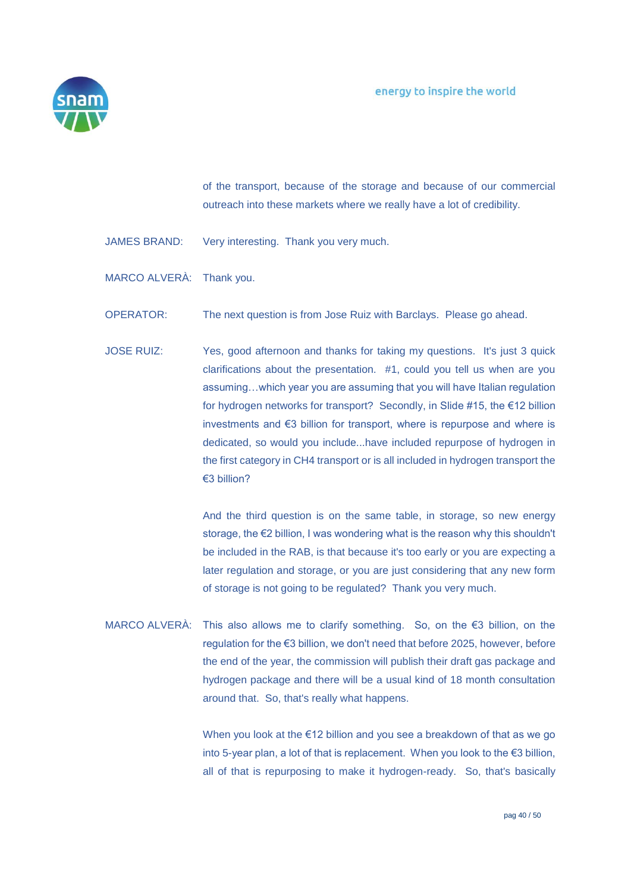of the transport, because of the storage and because of our commercial outreach into these markets where we really have a lot of credibility.

JAMES BRAND: Very interesting. Thank you very much.

MARCO ALVERÀ: Thank you.

OPERATOR: The next question is from Jose Ruiz with Barclays. Please go ahead.

JOSE RUIZ: Yes, good afternoon and thanks for taking my questions. It's just 3 quick clarifications about the presentation. #1, could you tell us when are you assuming…which year you are assuming that you will have Italian regulation for hydrogen networks for transport? Secondly, in Slide #15, the €12 billion investments and €3 billion for transport, where is repurpose and where is dedicated, so would you include...have included repurpose of hydrogen in the first category in CH4 transport or is all included in hydrogen transport the €3 billion?

And the third question is on the same table, in storage, so new energy storage, the €2 billion, I was wondering what is the reason why this shouldn't be included in the RAB, is that because it's too early or you are expecting a later regulation and storage, or you are just considering that any new form of storage is not going to be regulated? Thank you very much.

MARCO ALVERÀ: This also allows me to clarify something. So, on the €3 billion, on the regulation for the €3 billion, we don't need that before 2025, however, before the end of the year, the commission will publish their draft gas package and hydrogen package and there will be a usual kind of 18 month consultation around that. So, that's really what happens.

When you look at the €12 billion and you see a breakdown of that as we go into 5-year plan, a lot of that is replacement. When you look to the €3 billion, all of that is repurposing to make it hydrogen-ready. So, that's basically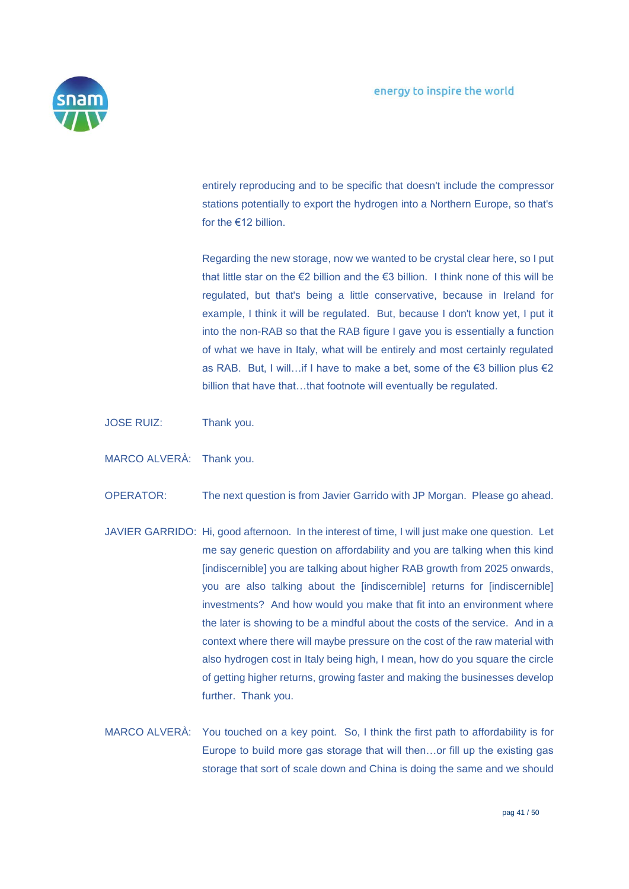entirely reproducing and to be specific that doesn't include the compressor stations potentially to export the hydrogen into a Northern Europe, so that's for the €12 billion.

Regarding the new storage, now we wanted to be crystal clear here, so I put that little star on the €2 billion and the €3 billion. I think none of this will be regulated, but that's being a little conservative, because in Ireland for example, I think it will be regulated. But, because I don't know yet, I put it into the non-RAB so that the RAB figure I gave you is essentially a function of what we have in Italy, what will be entirely and most certainly regulated as RAB. But, I will…if I have to make a bet, some of the €3 billion plus €2 billion that have that…that footnote will eventually be regulated.

JOSE RUIZ: Thank you.

MARCO ALVERÀ: Thank you.

OPERATOR: The next question is from Javier Garrido with JP Morgan. Please go ahead.

JAVIER GARRIDO: Hi, good afternoon. In the interest of time, I will just make one question. Let me say generic question on affordability and you are talking when this kind [indiscernible] you are talking about higher RAB growth from 2025 onwards, you are also talking about the [indiscernible] returns for [indiscernible] investments? And how would you make that fit into an environment where the later is showing to be a mindful about the costs of the service. And in a context where there will maybe pressure on the cost of the raw material with also hydrogen cost in Italy being high, I mean, how do you square the circle of getting higher returns, growing faster and making the businesses develop further. Thank you.

MARCO ALVERÀ: You touched on a key point. So, I think the first path to affordability is for Europe to build more gas storage that will then…or fill up the existing gas storage that sort of scale down and China is doing the same and we should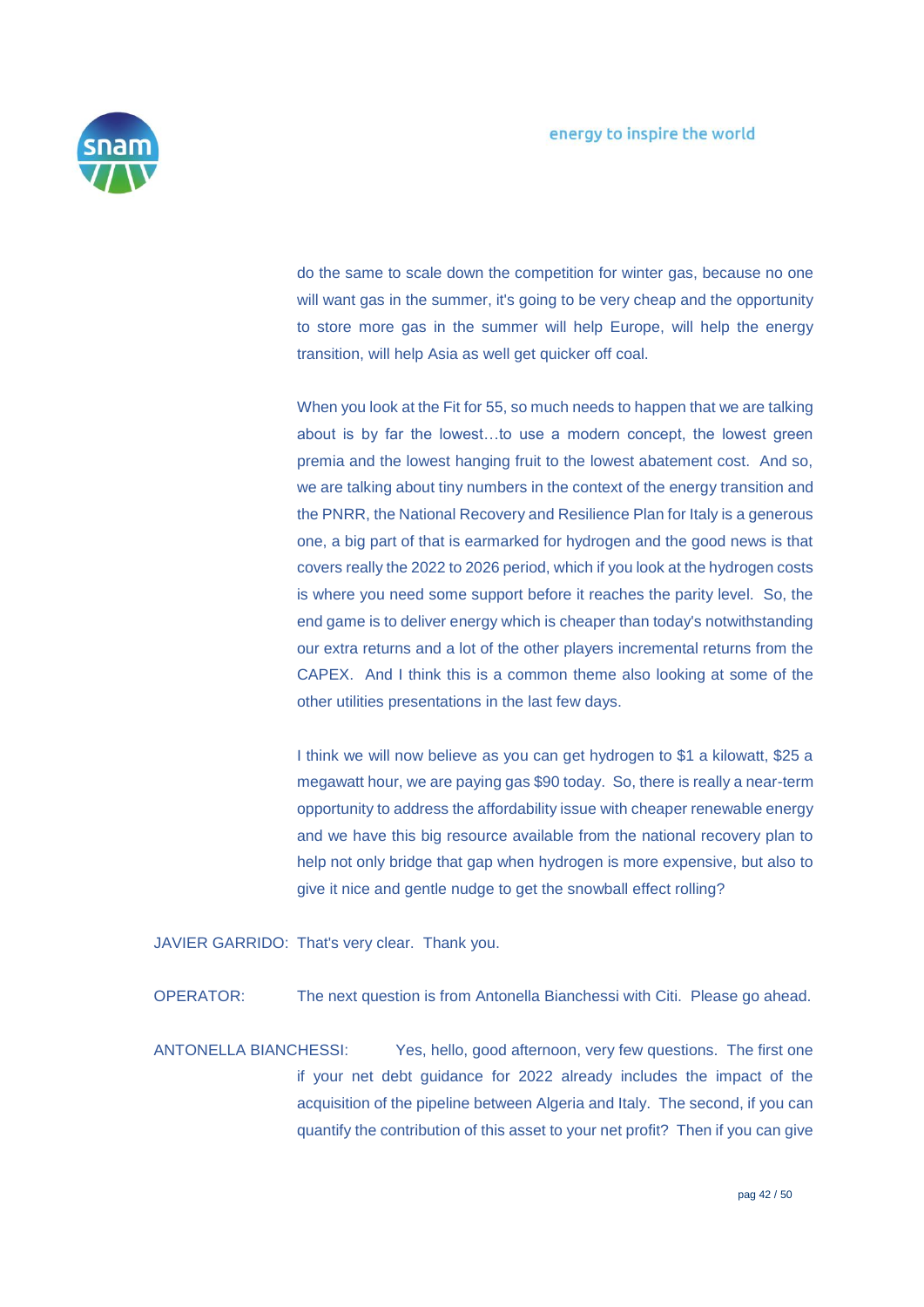do the same to scale down the competition for winter gas, because no one will want gas in the summer, it's going to be very cheap and the opportunity to store more gas in the summer will help Europe, will help the energy transition, will help Asia as well get quicker off coal.

When you look at the Fit for 55, so much needs to happen that we are talking about is by far the lowest…to use a modern concept, the lowest green premia and the lowest hanging fruit to the lowest abatement cost. And so, we are talking about tiny numbers in the context of the energy transition and the PNRR, the National Recovery and Resilience Plan for Italy is a generous one, a big part of that is earmarked for hydrogen and the good news is that covers really the 2022 to 2026 period, which if you look at the hydrogen costs is where you need some support before it reaches the parity level. So, the end game is to deliver energy which is cheaper than today's notwithstanding our extra returns and a lot of the other players incremental returns from the CAPEX. And I think this is a common theme also looking at some of the other utilities presentations in the last few days.

I think we will now believe as you can get hydrogen to $1 a kilowatt, $25 a megawatt hour, we are paying gas $90 today. So, there is really a near-term opportunity to address the affordability issue with cheaper renewable energy and we have this big resource available from the national recovery plan to help not only bridge that gap when hydrogen is more expensive, but also to give it nice and gentle nudge to get the snowball effect rolling?

JAVIER GARRIDO: That's very clear. Thank you.

OPERATOR: The next question is from Antonella Bianchessi with Citi. Please go ahead.

ANTONELLA BIANCHESSI: Yes, hello, good afternoon, very few questions. The first one if your net debt guidance for 2022 already includes the impact of the acquisition of the pipeline between Algeria and Italy. The second, if you can quantify the contribution of this asset to your net profit? Then if you can give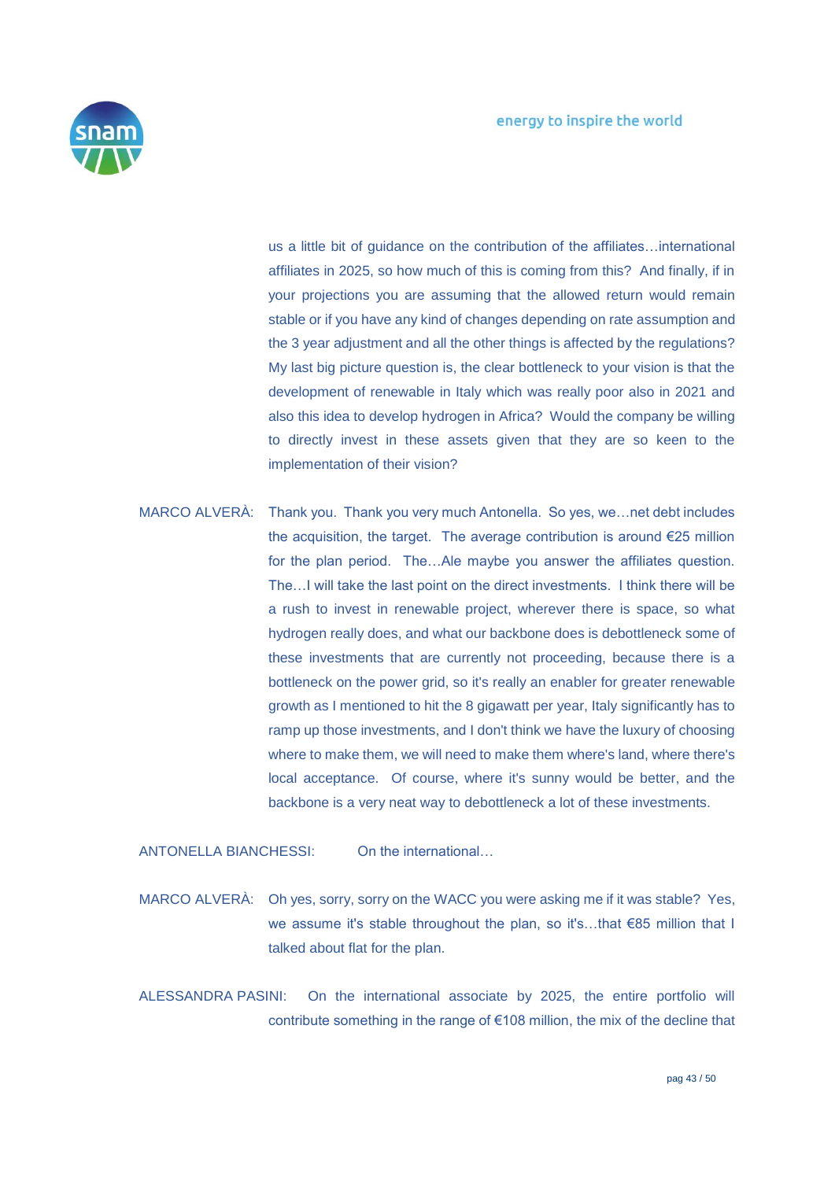us a little bit of guidance on the contribution of the affiliates…international affiliates in 2025, so how much of this is coming from this? And finally, if in your projections you are assuming that the allowed return would remain stable or if you have any kind of changes depending on rate assumption and the 3 year adjustment and all the other things is affected by the regulations? My last big picture question is, the clear bottleneck to your vision is that the development of renewable in Italy which was really poor also in 2021 and also this idea to develop hydrogen in Africa? Would the company be willing to directly invest in these assets given that they are so keen to the implementation of their vision?

MARCO ALVERÀ: Thank you. Thank you very much Antonella. So yes, we…net debt includes the acquisition, the target. The average contribution is around €25 million for the plan period. The…Ale maybe you answer the affiliates question. The…I will take the last point on the direct investments. I think there will be a rush to invest in renewable project, wherever there is space, so what hydrogen really does, and what our backbone does is debottleneck some of these investments that are currently not proceeding, because there is a bottleneck on the power grid, so it's really an enabler for greater renewable growth as I mentioned to hit the 8 gigawatt per year, Italy significantly has to ramp up those investments, and I don't think we have the luxury of choosing where to make them, we will need to make them where's land, where there's local acceptance. Of course, where it's sunny would be better, and the backbone is a very neat way to debottleneck a lot of these investments.

ANTONELLA BIANCHESSI: On the international…

MARCO ALVERÀ: Oh yes, sorry, sorry on the WACC you were asking me if it was stable? Yes, we assume it's stable throughout the plan, so it's…that €85 million that I talked about flat for the plan.

ALESSANDRA PASINI: On the international associate by 2025, the entire portfolio will contribute something in the range of €108 million, the mix of the decline that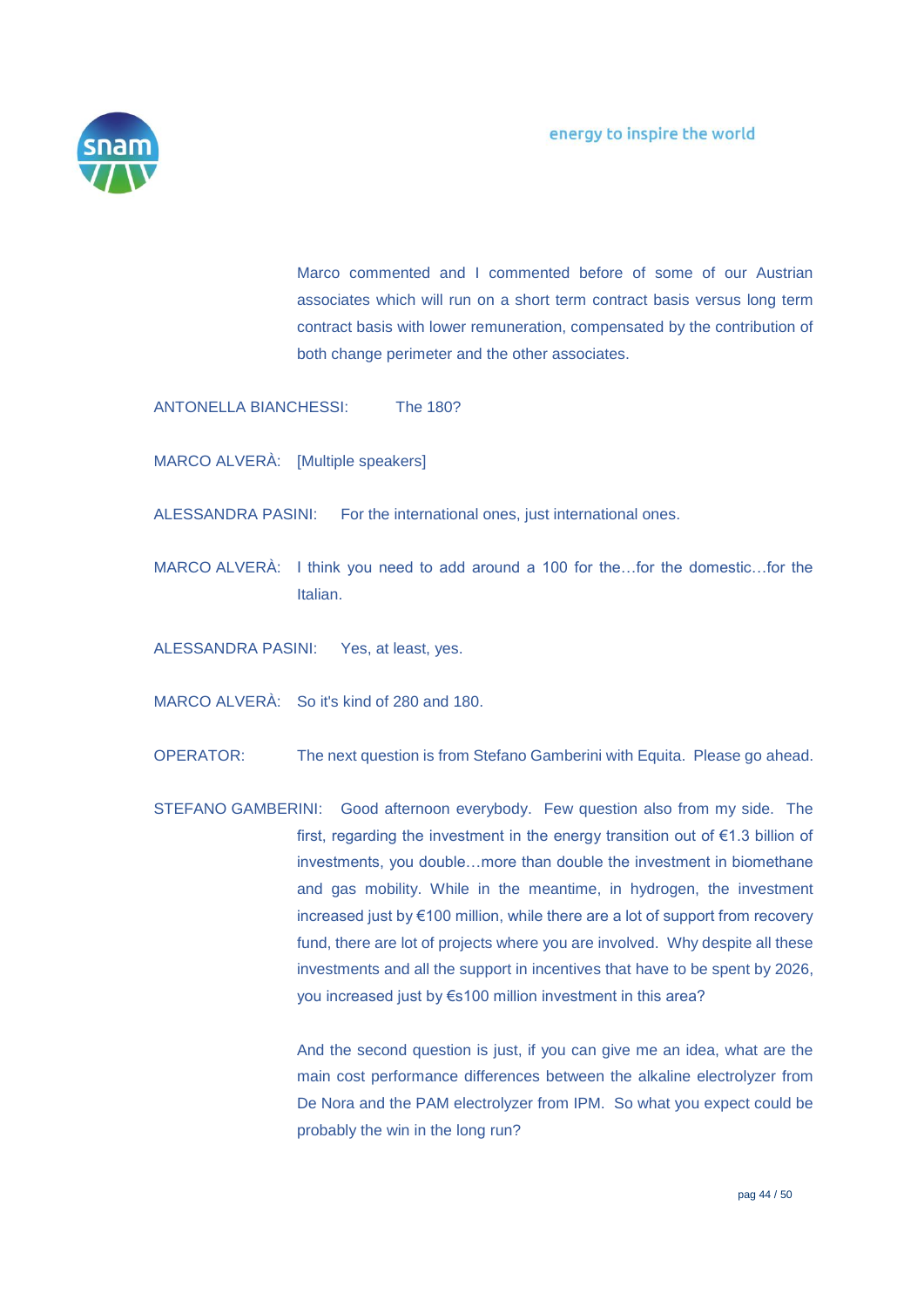Marco commented and I commented before of some of our Austrian associates which will run on a short term contract basis versus long term contract basis with lower remuneration, compensated by the contribution of both change perimeter and the other associates.

ANTONELLA BIANCHESSI: The 180?

MARCO ALVERÀ: [Multiple speakers]

ALESSANDRA PASINI: For the international ones, just international ones.

MARCO ALVERÀ: I think you need to add around a 100 for the…for the domestic…for the Italian.

ALESSANDRA PASINI: Yes, at least, yes.

MARCO ALVERÀ: So it's kind of 280 and 180.

OPERATOR: The next question is from Stefano Gamberini with Equita. Please go ahead.

STEFANO GAMBERINI: Good afternoon everybody. Few question also from my side. The first, regarding the investment in the energy transition out of €1.3 billion of investments, you double…more than double the investment in biomethane and gas mobility. While in the meantime, in hydrogen, the investment increased just by €100 million, while there are a lot of support from recovery fund, there are lot of projects where you are involved. Why despite all these investments and all the support in incentives that have to be spent by 2026, you increased just by €s100 million investment in this area?

And the second question is just, if you can give me an idea, what are the main cost performance differences between the alkaline electrolyzer from De Nora and the PAM electrolyzer from IPM. So what you expect could be probably the win in the long run?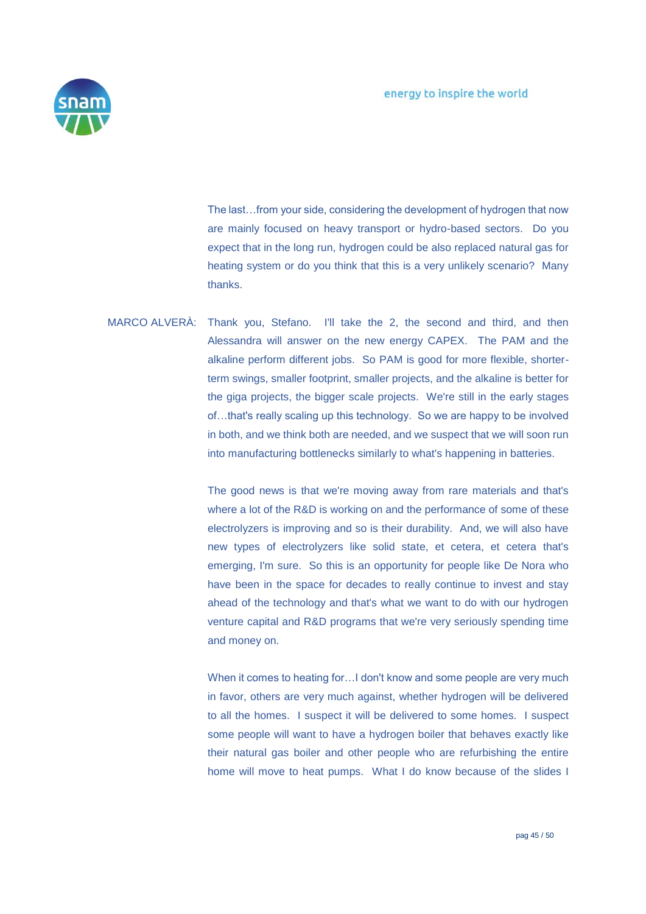The last…from your side, considering the development of hydrogen that now are mainly focused on heavy transport or hydro-based sectors. Do you expect that in the long run, hydrogen could be also replaced natural gas for heating system or do you think that this is a very unlikely scenario? Many thanks.

MARCO ALVERÀ: Thank you, Stefano. I'll take the 2, the second and third, and then Alessandra will answer on the new energy CAPEX. The PAM and the alkaline perform different jobs. So PAM is good for more flexible, shorter-term swings, smaller footprint, smaller projects, and the alkaline is better for the giga projects, the bigger scale projects. We're still in the early stages of…that's really scaling up this technology. So we are happy to be involved in both, and we think both are needed, and we suspect that we will soon run into manufacturing bottlenecks similarly to what's happening in batteries.

The good news is that we're moving away from rare materials and that's where a lot of the R&D is working on and the performance of some of these electrolyzers is improving and so is their durability. And, we will also have new types of electrolyzers like solid state, et cetera, et cetera that's emerging, I'm sure. So this is an opportunity for people like De Nora who have been in the space for decades to really continue to invest and stay ahead of the technology and that's what we want to do with our hydrogen venture capital and R&D programs that we're very seriously spending time and money on.

When it comes to heating for…I don't know and some people are very much in favor, others are very much against, whether hydrogen will be delivered to all the homes. I suspect it will be delivered to some homes. I suspect some people will want to have a hydrogen boiler that behaves exactly like their natural gas boiler and other people who are refurbishing the entire home will move to heat pumps. What I do know because of the slides I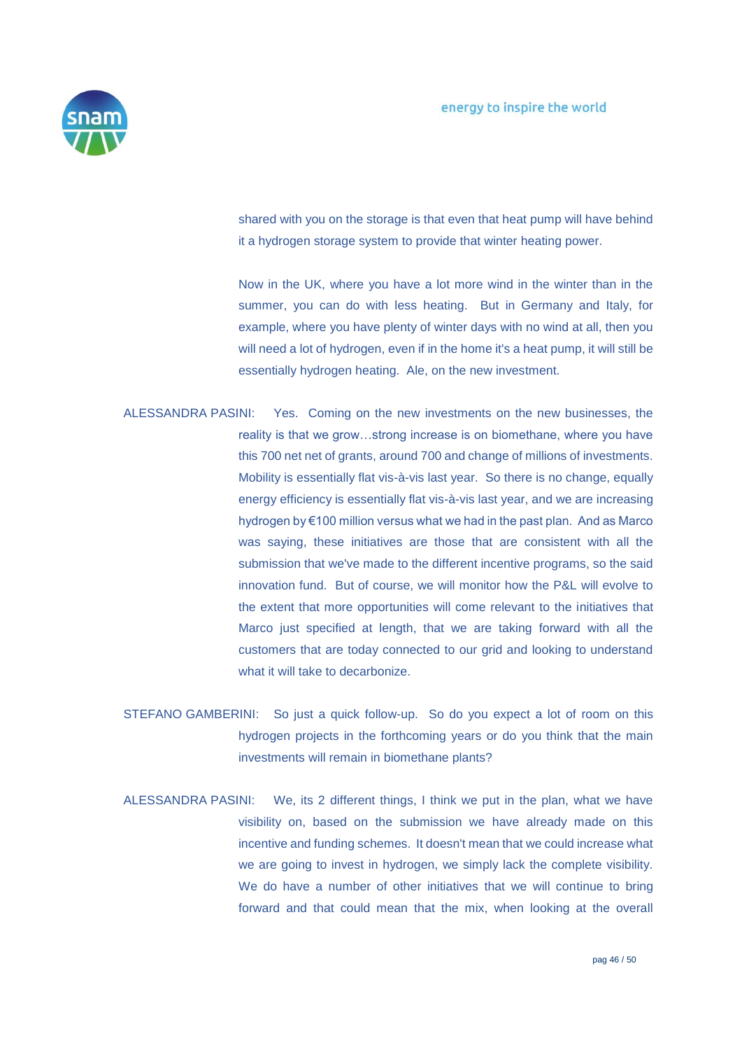shared with you on the storage is that even that heat pump will have behind it a hydrogen storage system to provide that winter heating power.

Now in the UK, where you have a lot more wind in the winter than in the summer, you can do with less heating. But in Germany and Italy, for example, where you have plenty of winter days with no wind at all, then you will need a lot of hydrogen, even if in the home it's a heat pump, it will still be essentially hydrogen heating. Ale, on the new investment.

ALESSANDRA PASINI: Yes. Coming on the new investments on the new businesses, the reality is that we grow…strong increase is on biomethane, where you have this 700 net net of grants, around 700 and change of millions of investments. Mobility is essentially flat vis-à-vis last year. So there is no change, equally energy efficiency is essentially flat vis-à-vis last year, and we are increasing hydrogen by €100 million versus what we had in the past plan. And as Marco was saying, these initiatives are those that are consistent with all the submission that we've made to the different incentive programs, so the said innovation fund. But of course, we will monitor how the P&L will evolve to the extent that more opportunities will come relevant to the initiatives that Marco just specified at length, that we are taking forward with all the customers that are today connected to our grid and looking to understand what it will take to decarbonize.

STEFANO GAMBERINI: So just a quick follow-up. So do you expect a lot of room on this hydrogen projects in the forthcoming years or do you think that the main investments will remain in biomethane plants?

ALESSANDRA PASINI: We, its 2 different things, I think we put in the plan, what we have visibility on, based on the submission we have already made on this incentive and funding schemes. It doesn't mean that we could increase what we are going to invest in hydrogen, we simply lack the complete visibility. We do have a number of other initiatives that we will continue to bring forward and that could mean that the mix, when looking at the overall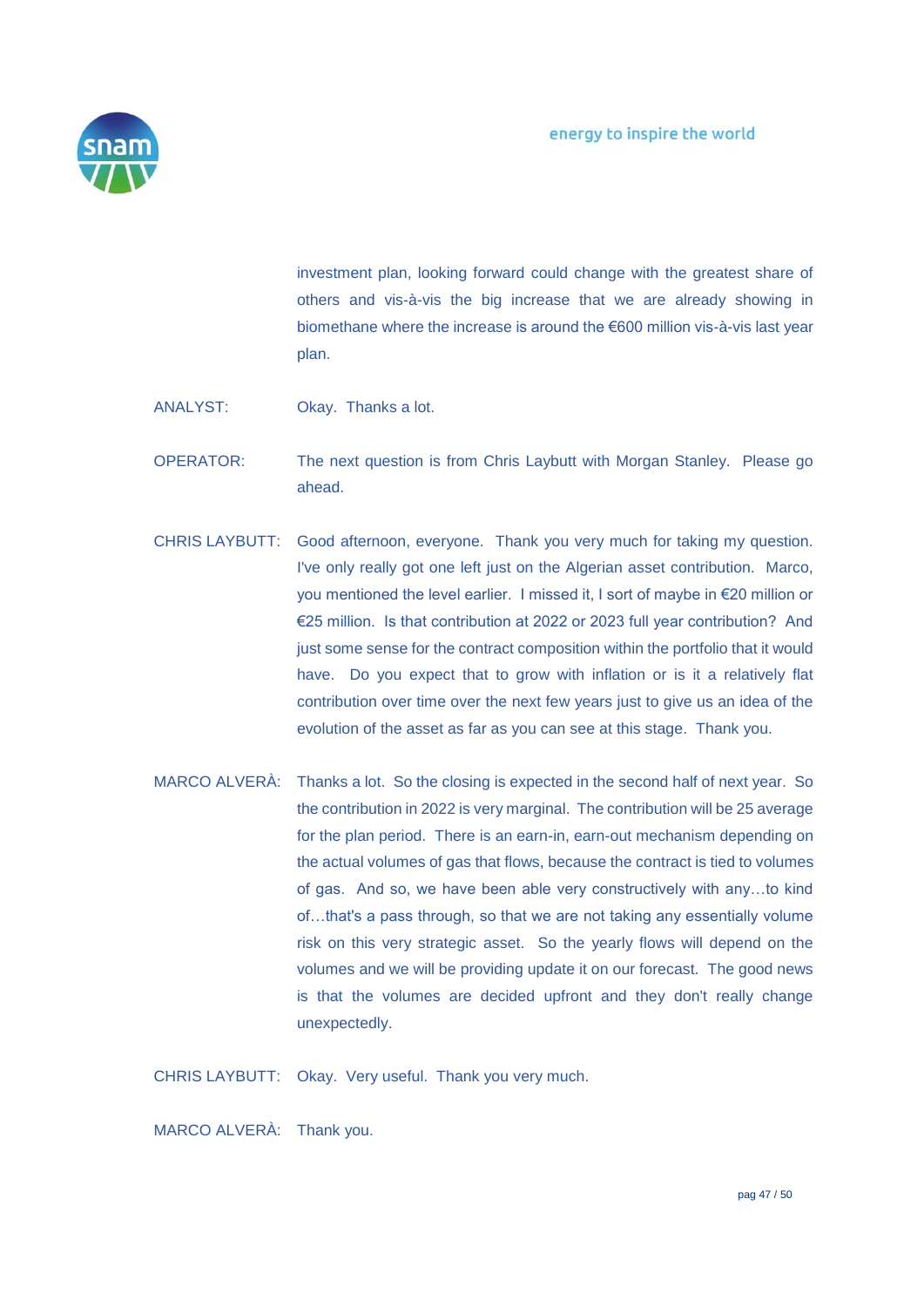investment plan, looking forward could change with the greatest share of others and vis-à-vis the big increase that we are already showing in biomethane where the increase is around the €600 million vis-à-vis last year plan.

ANALYST: Okay. Thanks a lot.

OPERATOR: The next question is from Chris Laybutt with Morgan Stanley. Please go ahead.

CHRIS LAYBUTT: Good afternoon, everyone. Thank you very much for taking my question. I've only really got one left just on the Algerian asset contribution. Marco, you mentioned the level earlier. I missed it, I sort of maybe in €20 million or €25 million. Is that contribution at 2022 or 2023 full year contribution? And just some sense for the contract composition within the portfolio that it would have. Do you expect that to grow with inflation or is it a relatively flat contribution over time over the next few years just to give us an idea of the evolution of the asset as far as you can see at this stage. Thank you.

MARCO ALVERÀ: Thanks a lot. So the closing is expected in the second half of next year. So the contribution in 2022 is very marginal. The contribution will be 25 average for the plan period. There is an earn-in, earn-out mechanism depending on the actual volumes of gas that flows, because the contract is tied to volumes of gas. And so, we have been able very constructively with any…to kind of…that's a pass through, so that we are not taking any essentially volume risk on this very strategic asset. So the yearly flows will depend on the volumes and we will be providing update it on our forecast. The good news is that the volumes are decided upfront and they don't really change unexpectedly.

CHRIS LAYBUTT: Okay. Very useful. Thank you very much.

MARCO ALVERÀ: Thank you.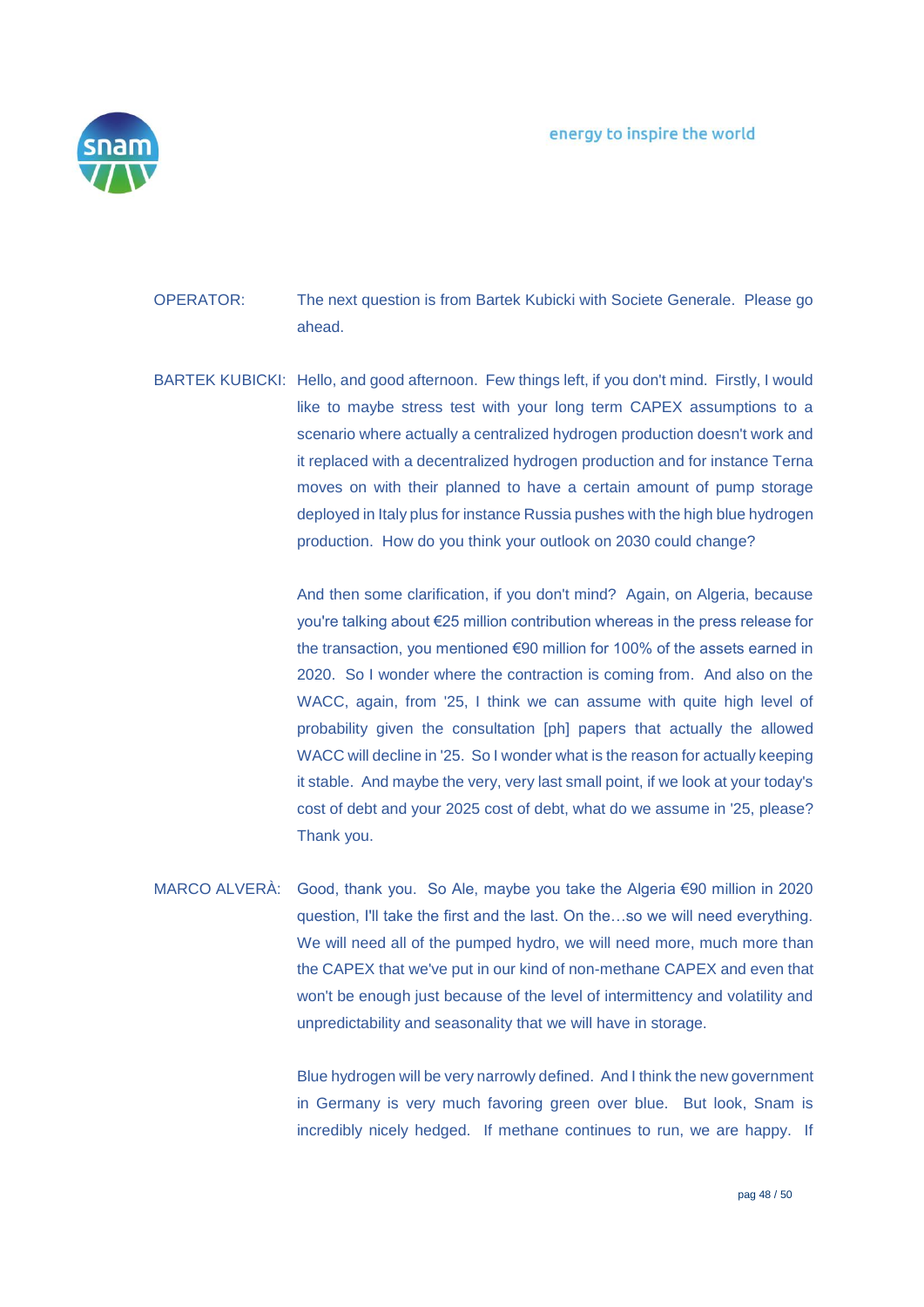OPERATOR: The next question is from Bartek Kubicki with Societe Generale. Please go ahead.

BARTEK KUBICKI: Hello, and good afternoon. Few things left, if you don't mind. Firstly, I would like to maybe stress test with your long term CAPEX assumptions to a scenario where actually a centralized hydrogen production doesn't work and it replaced with a decentralized hydrogen production and for instance Terna moves on with their planned to have a certain amount of pump storage deployed in Italy plus for instance Russia pushes with the high blue hydrogen production. How do you think your outlook on 2030 could change?

And then some clarification, if you don't mind? Again, on Algeria, because you're talking about €25 million contribution whereas in the press release for the transaction, you mentioned €90 million for 100% of the assets earned in 2020. So I wonder where the contraction is coming from. And also on the WACC, again, from '25, I think we can assume with quite high level of probability given the consultation [ph] papers that actually the allowed WACC will decline in '25. So I wonder what is the reason for actually keeping it stable. And maybe the very, very last small point, if we look at your today's cost of debt and your 2025 cost of debt, what do we assume in '25, please? Thank you.

MARCO ALVERÀ: Good, thank you. So Ale, maybe you take the Algeria €90 million in 2020 question, I'll take the first and the last. On the…so we will need everything. We will need all of the pumped hydro, we will need more, much more than the CAPEX that we've put in our kind of non-methane CAPEX and even that won't be enough just because of the level of intermittency and volatility and unpredictability and seasonality that we will have in storage.

Blue hydrogen will be very narrowly defined. And I think the new government in Germany is very much favoring green over blue. But look, Snam is incredibly nicely hedged. If methane continues to run, we are happy. If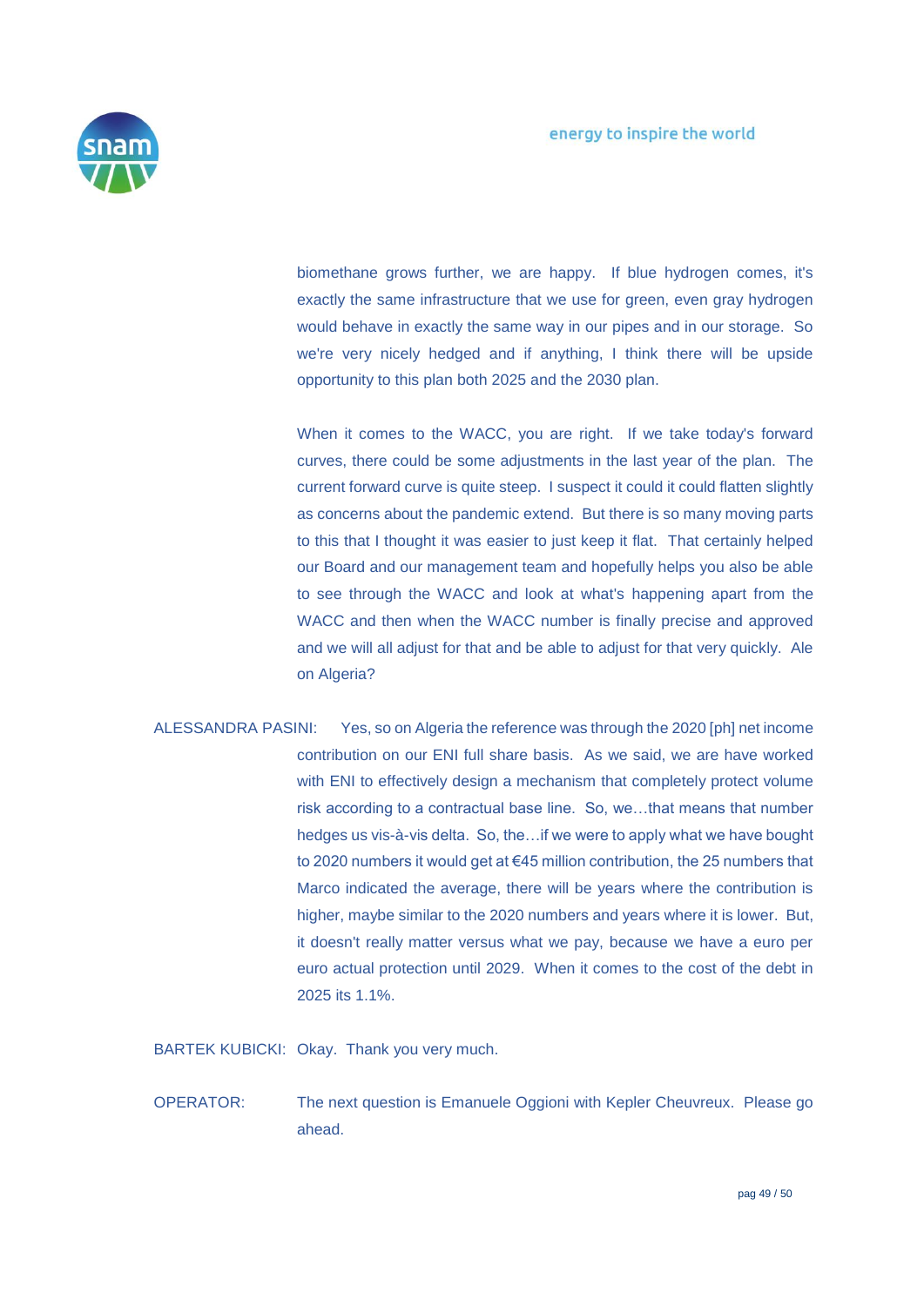biomethane grows further, we are happy. If blue hydrogen comes, it's exactly the same infrastructure that we use for green, even gray hydrogen would behave in exactly the same way in our pipes and in our storage. So we're very nicely hedged and if anything, I think there will be upside opportunity to this plan both 2025 and the 2030 plan.

When it comes to the WACC, you are right. If we take today's forward curves, there could be some adjustments in the last year of the plan. The current forward curve is quite steep. I suspect it could it could flatten slightly as concerns about the pandemic extend. But there is so many moving parts to this that I thought it was easier to just keep it flat. That certainly helped our Board and our management team and hopefully helps you also be able to see through the WACC and look at what's happening apart from the WACC and then when the WACC number is finally precise and approved and we will all adjust for that and be able to adjust for that very quickly. Ale on Algeria?

ALESSANDRA PASINI: Yes, so on Algeria the reference was through the 2020 [ph] net income contribution on our ENI full share basis. As we said, we are have worked with ENI to effectively design a mechanism that completely protect volume risk according to a contractual base line. So, we…that means that number hedges us vis-à-vis delta. So, the…if we were to apply what we have bought to 2020 numbers it would get at €45 million contribution, the 25 numbers that Marco indicated the average, there will be years where the contribution is higher, maybe similar to the 2020 numbers and years where it is lower. But, it doesn't really matter versus what we pay, because we have a euro per euro actual protection until 2029. When it comes to the cost of the debt in 2025 its 1.1%.

BARTEK KUBICKI: Okay. Thank you very much.

OPERATOR: The next question is Emanuele Oggioni with Kepler Cheuvreux. Please go ahead.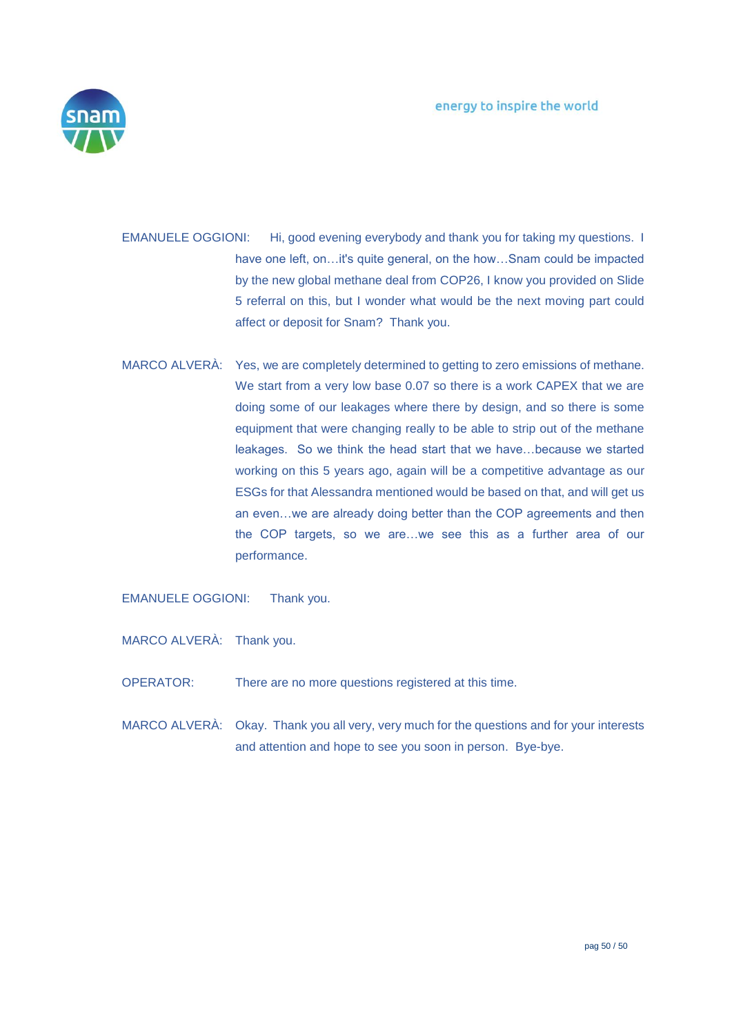EMANUELE OGGIONI: Hi, good evening everybody and thank you for taking my questions. I have one left, on…it's quite general, on the how…Snam could be impacted by the new global methane deal from COP26, I know you provided on Slide 5 referral on this, but I wonder what would be the next moving part could affect or deposit for Snam? Thank you.

MARCO ALVERÀ: Yes, we are completely determined to getting to zero emissions of methane. We start from a very low base 0.07 so there is a work CAPEX that we are doing some of our leakages where there by design, and so there is some equipment that were changing really to be able to strip out of the methane leakages. So we think the head start that we have…because we started working on this 5 years ago, again will be a competitive advantage as our ESGs for that Alessandra mentioned would be based on that, and will get us an even…we are already doing better than the COP agreements and then the COP targets, so we are…we see this as a further area of our performance.

EMANUELE OGGIONI: Thank you.

MARCO ALVERÀ: Thank you.

OPERATOR: There are no more questions registered at this time.

MARCO ALVERÀ: Okay. Thank you all very, very much for the questions and for your interests and attention and hope to see you soon in person. Bye-bye.